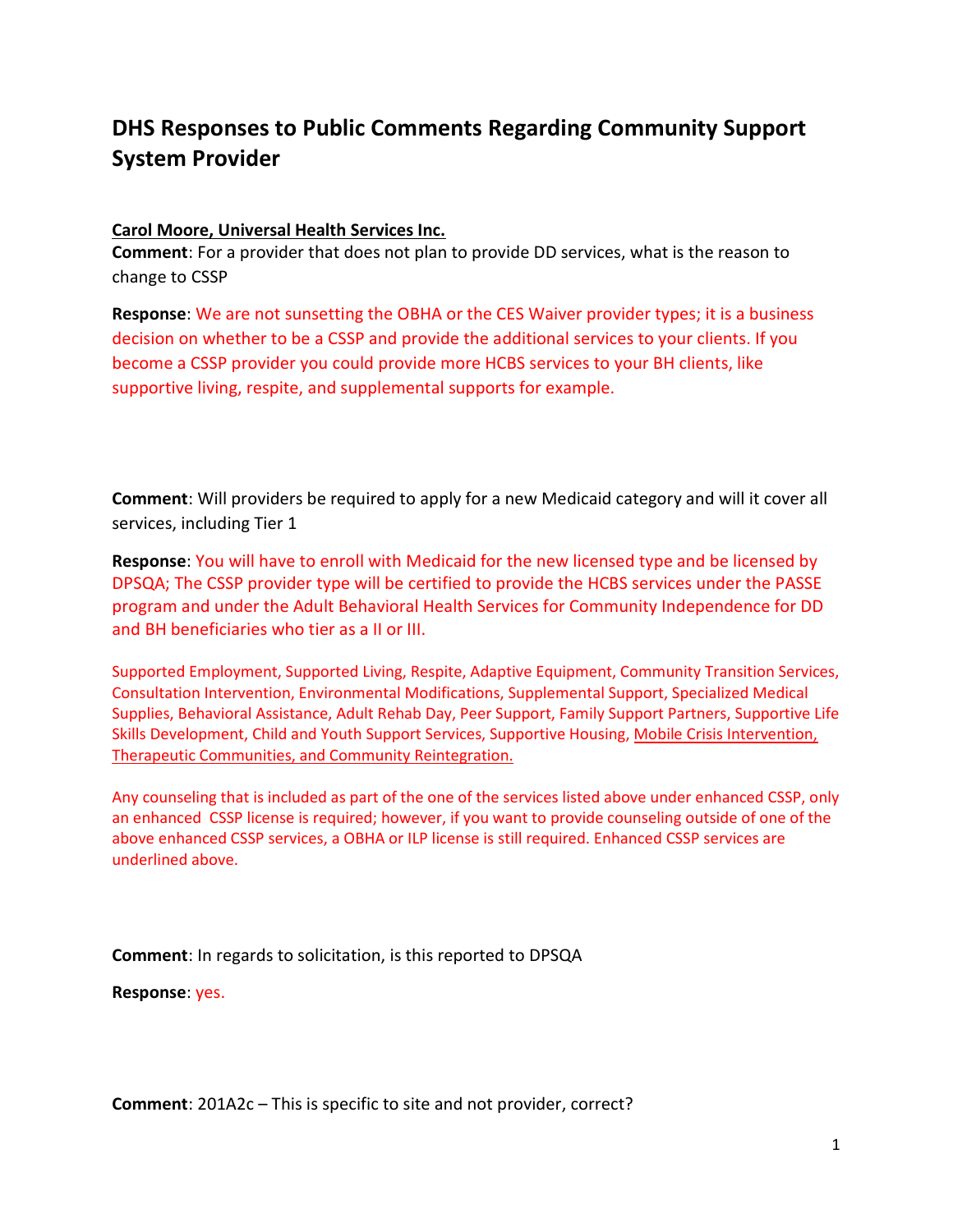# DHS Responses to Public Comments Regarding Community Support System Provider

**Carol Moore, Universal Health Services Inc.**

**Comment**: For a provider that does not plan to provide DD services, what is the reason to change to CSSP

**Response**: We are not sunsetting the OBHA or the CES Waiver provider types; it is a business decision on whether to be a CSSP and provide the additional services to your clients. If you become a CSSP provider you could provide more HCBS services to your BH clients, like supportive living, respite, and supplemental supports for example.

**Comment**: Will providers be required to apply for a new Medicaid category and will it cover all services, including Tier 1

**Response**: You will have to enroll with Medicaid for the new licensed type and be licensed by DPSQA; The CSSP provider type will be certified to provide the HCBS services under the PASSE program and under the Adult Behavioral Health Services for Community Independence for DD and BH beneficiaries who tier as a II or III.

Supported Employment, Supported Living, Respite, Adaptive Equipment, Community Transition Services, Consultation Intervention, Environmental Modifications, Supplemental Support, Specialized Medical Supplies, Behavioral Assistance, Adult Rehab Day, Peer Support, Family Support Partners, Supportive Life Skills Development, Child and Youth Support Services, Supportive Housing, <u>Mobile Crisis Intervention, Therapeutic Communities, and Community Reintegration.</u>

Any counseling that is included as part of the one of the services listed above under enhanced CSSP, only an enhanced CSSP license is required; however, if you want to provide counseling outside of one of the above enhanced CSSP services, a OBHA or ILP license is still required. Enhanced CSSP services are underlined above.

**Comment**: In regards to solicitation, is this reported to DPSQA

**Response**: yes.

**Comment**: 201A2c – This is specific to site and not provider, correct?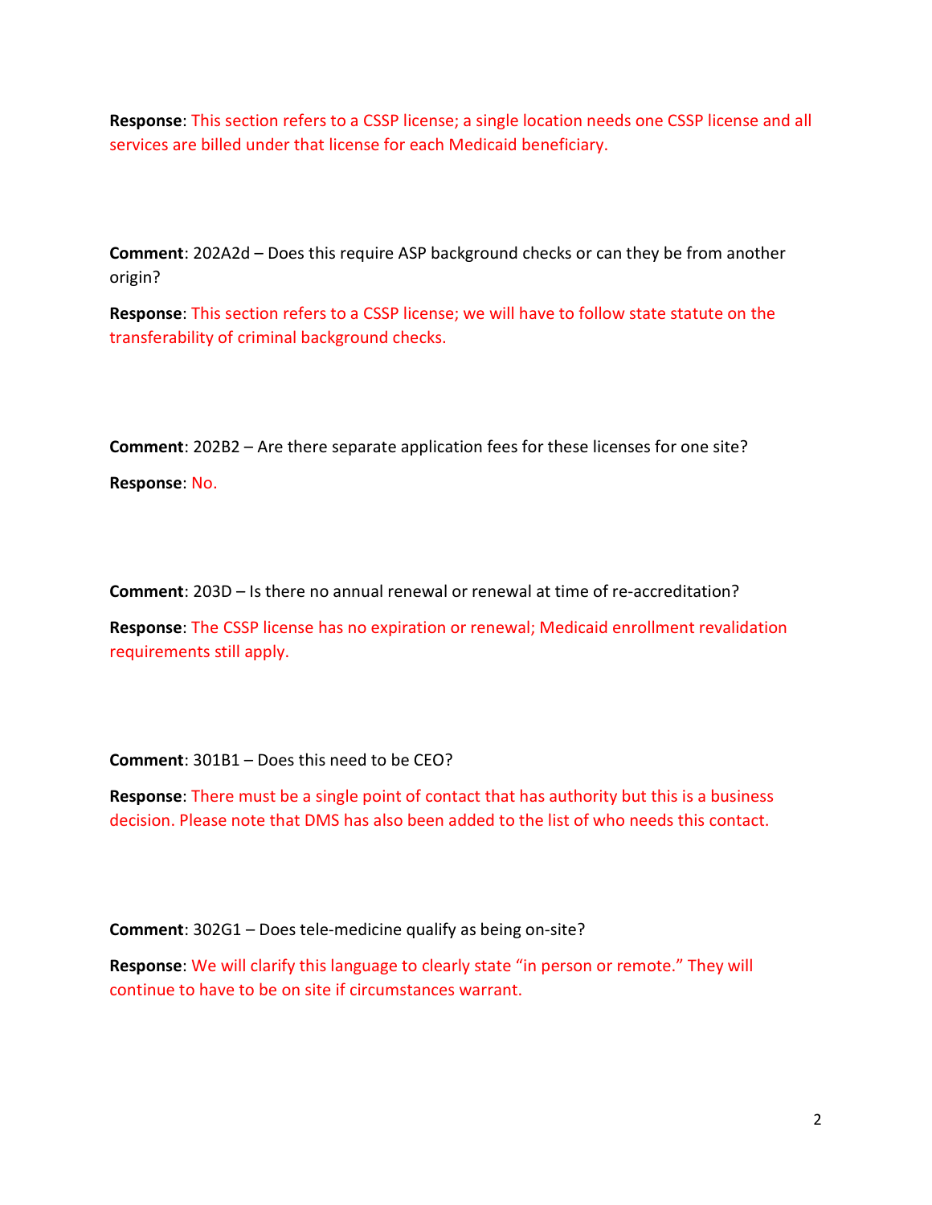**Response**: This section refers to a CSSP license; a single location needs one CSSP license and all services are billed under that license for each Medicaid beneficiary.

**Comment**: 202A2d – Does this require ASP background checks or can they be from another origin?

**Response**: This section refers to a CSSP license; we will have to follow state statute on the transferability of criminal background checks.

**Comment**: 202B2 – Are there separate application fees for these licenses for one site?

**Response**: No.

**Comment**: 203D – Is there no annual renewal or renewal at time of re-accreditation?

**Response**: The CSSP license has no expiration or renewal; Medicaid enrollment revalidation requirements still apply.

**Comment**: 301B1 – Does this need to be CEO?

**Response**: There must be a single point of contact that has authority but this is a business decision. Please note that DMS has also been added to the list of who needs this contact.

**Comment**: 302G1 – Does tele-medicine qualify as being on-site?

**Response**: We will clarify this language to clearly state "in person or remote." They will continue to have to be on site if circumstances warrant.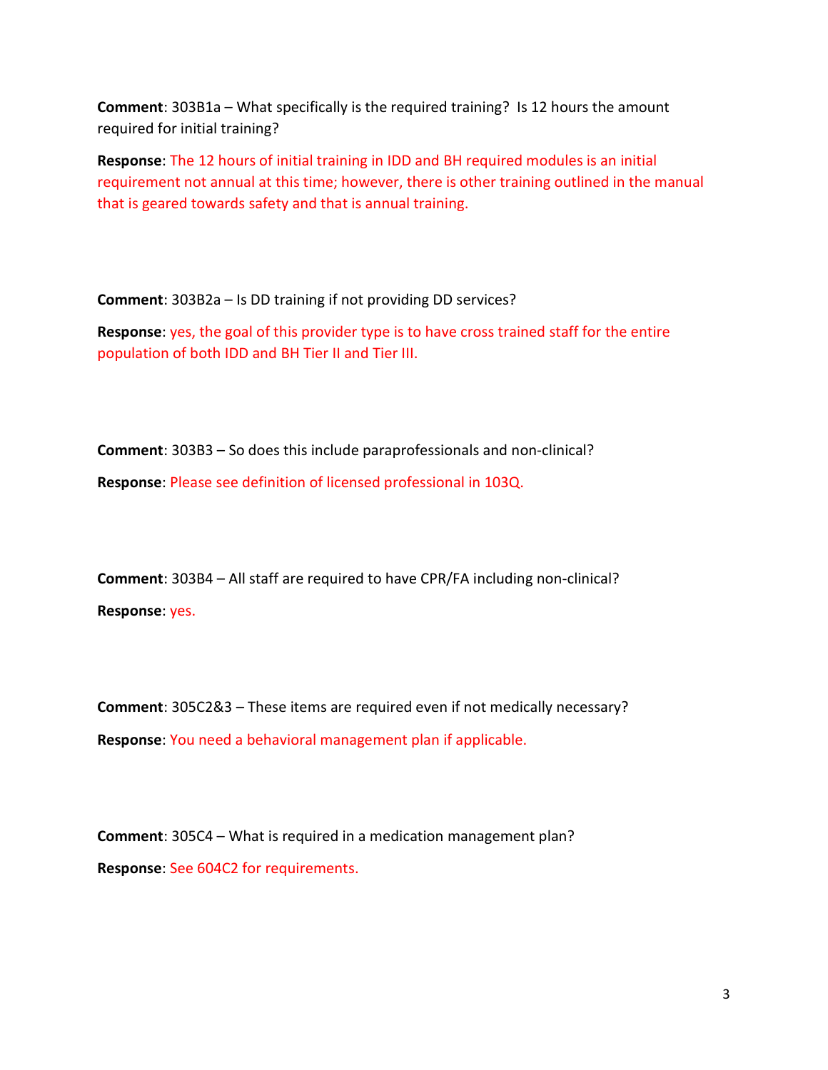**Comment**: 303B1a – What specifically is the required training? Is 12 hours the amount required for initial training?

**Response**: The 12 hours of initial training in IDD and BH required modules is an initial requirement not annual at this time; however, there is other training outlined in the manual that is geared towards safety and that is annual training.

**Comment**: 303B2a – Is DD training if not providing DD services?

**Response**: yes, the goal of this provider type is to have cross trained staff for the entire population of both IDD and BH Tier II and Tier III.

**Comment**: 303B3 – So does this include paraprofessionals and non-clinical?

**Response**: Please see definition of licensed professional in 103Q.

**Comment**: 303B4 – All staff are required to have CPR/FA including non-clinical?

**Response**: yes.

**Comment**: 305C2&3 – These items are required even if not medically necessary?

**Response**: You need a behavioral management plan if applicable.

**Comment**: 305C4 – What is required in a medication management plan?

**Response**: See 604C2 for requirements.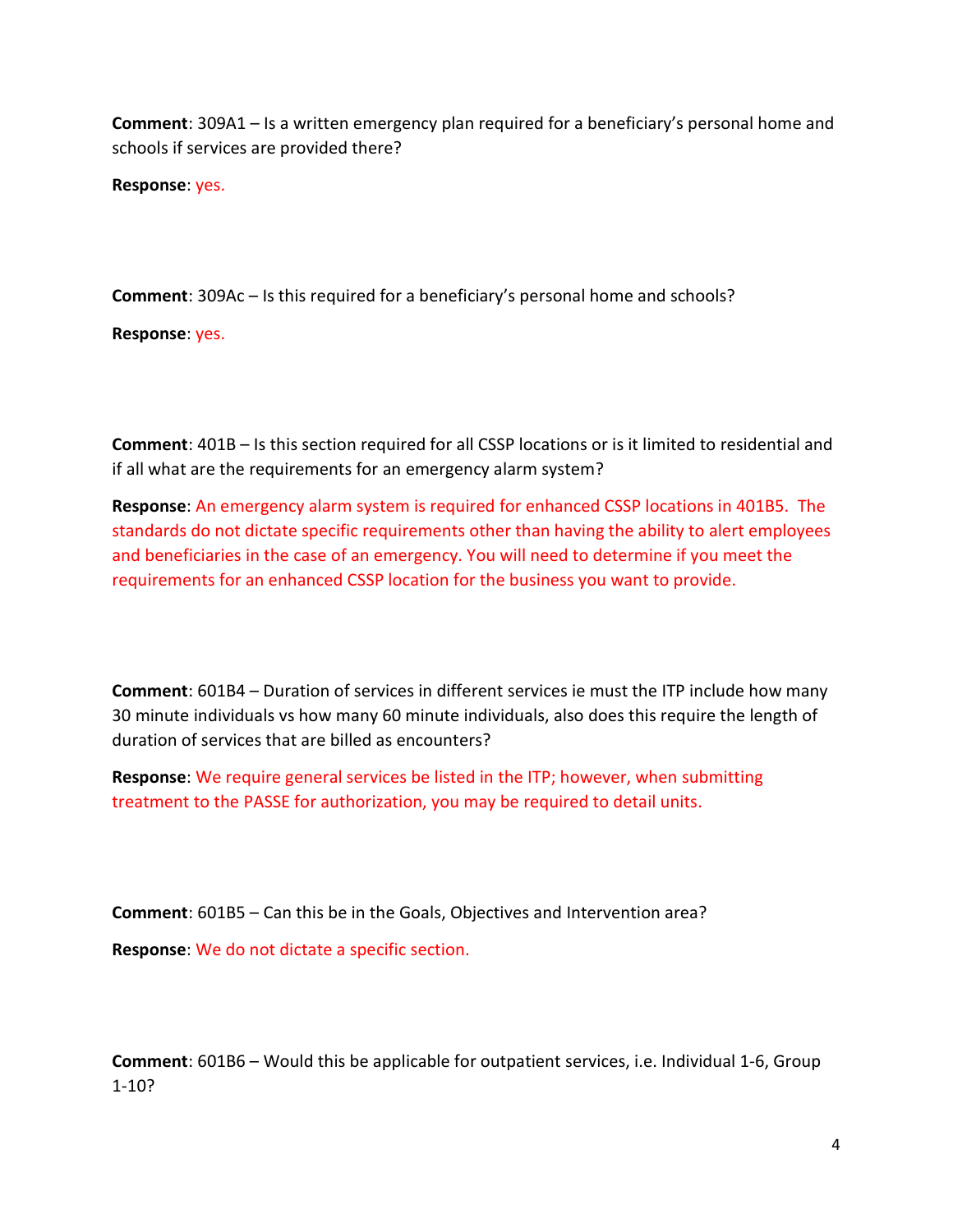**Comment**: 309A1 – Is a written emergency plan required for a beneficiary's personal home and schools if services are provided there?

**Response**: yes.

**Comment**: 309Ac – Is this required for a beneficiary's personal home and schools?

**Response**: yes.

**Comment**: 401B – Is this section required for all CSSP locations or is it limited to residential and if all what are the requirements for an emergency alarm system?

**Response**: An emergency alarm system is required for enhanced CSSP locations in 401B5. The standards do not dictate specific requirements other than having the ability to alert employees and beneficiaries in the case of an emergency. You will need to determine if you meet the requirements for an enhanced CSSP location for the business you want to provide.

**Comment**: 601B4 – Duration of services in different services ie must the ITP include how many 30 minute individuals vs how many 60 minute individuals, also does this require the length of duration of services that are billed as encounters?

**Response**: We require general services be listed in the ITP; however, when submitting treatment to the PASSE for authorization, you may be required to detail units.

**Comment**: 601B5 – Can this be in the Goals, Objectives and Intervention area?

**Response**: We do not dictate a specific section.

**Comment**: 601B6 – Would this be applicable for outpatient services, i.e. Individual 1-6, Group 1-10?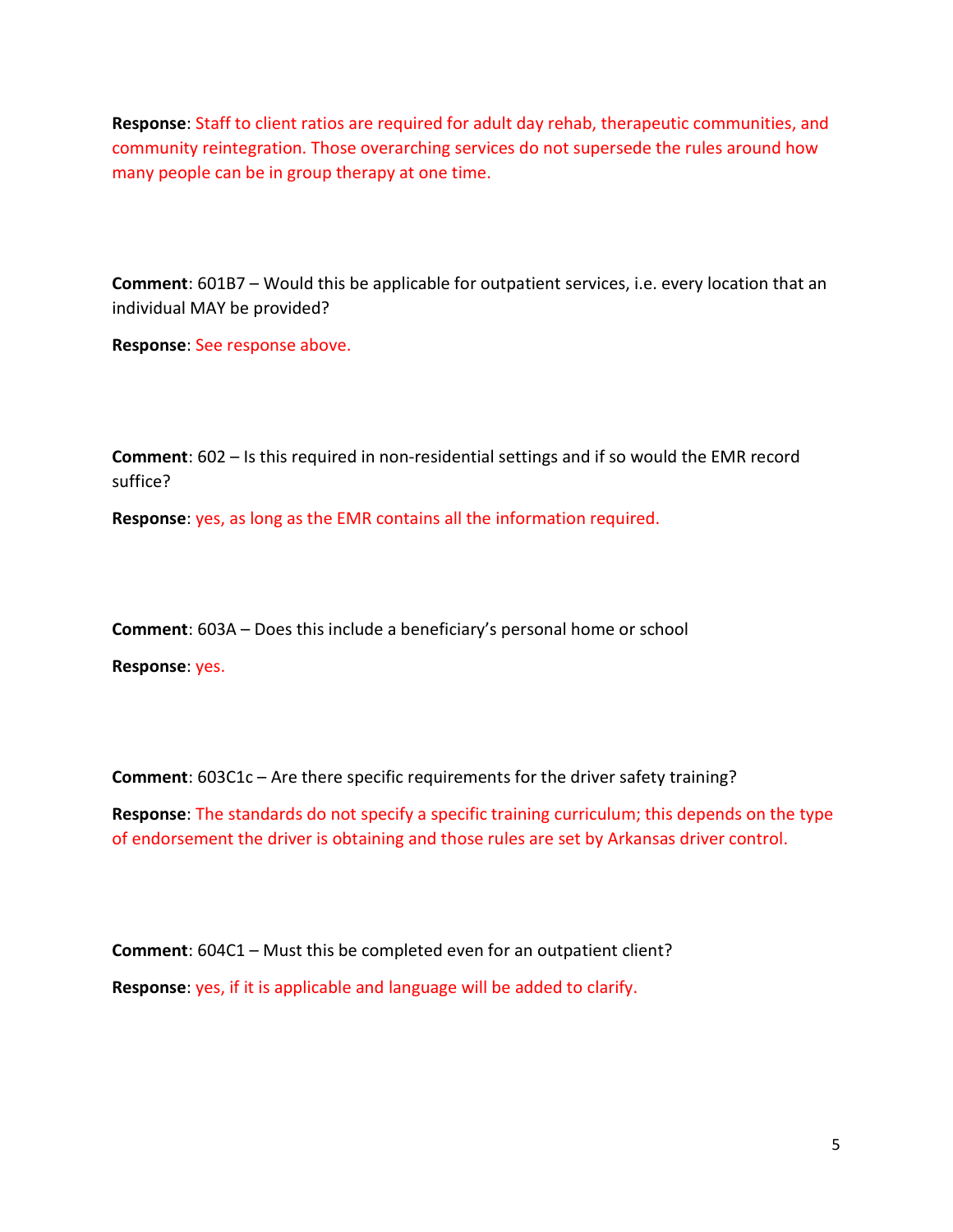**Response**: Staff to client ratios are required for adult day rehab, therapeutic communities, and community reintegration. Those overarching services do not supersede the rules around how many people can be in group therapy at one time.

**Comment**: 601B7 – Would this be applicable for outpatient services, i.e. every location that an individual MAY be provided?

**Response**: See response above.

**Comment**: 602 – Is this required in non-residential settings and if so would the EMR record suffice?

**Response**: yes, as long as the EMR contains all the information required.

**Comment**: 603A – Does this include a beneficiary's personal home or school

**Response**: yes.

**Comment**: 603C1c – Are there specific requirements for the driver safety training?

**Response**: The standards do not specify a specific training curriculum; this depends on the type of endorsement the driver is obtaining and those rules are set by Arkansas driver control.

**Comment**: 604C1 – Must this be completed even for an outpatient client?

**Response**: yes, if it is applicable and language will be added to clarify.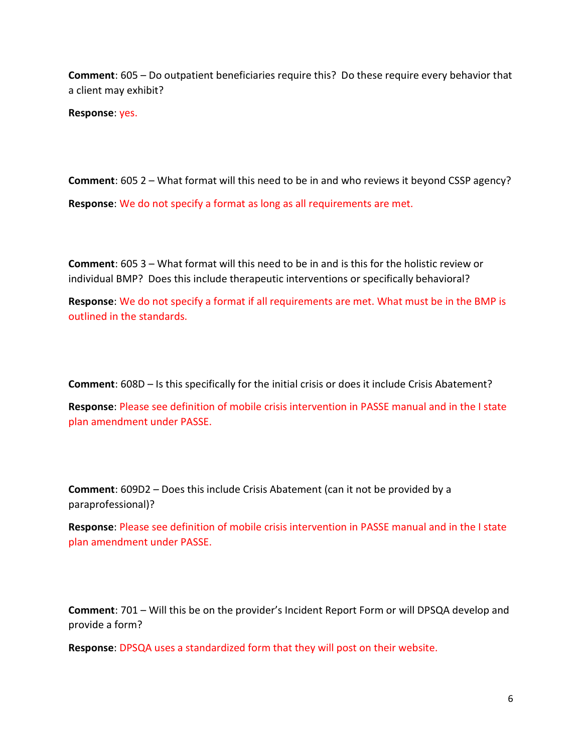**Comment**: 605 – Do outpatient beneficiaries require this? Do these require every behavior that a client may exhibit?

**Response**: yes.

**Comment**: 605 2 – What format will this need to be in and who reviews it beyond CSSP agency?

**Response**: We do not specify a format as long as all requirements are met.

**Comment**: 605 3 – What format will this need to be in and is this for the holistic review or individual BMP? Does this include therapeutic interventions or specifically behavioral?

**Response**: We do not specify a format if all requirements are met. What must be in the BMP is outlined in the standards.

**Comment**: 608D – Is this specifically for the initial crisis or does it include Crisis Abatement?

**Response**: Please see definition of mobile crisis intervention in PASSE manual and in the I state plan amendment under PASSE.

**Comment**: 609D2 – Does this include Crisis Abatement (can it not be provided by a paraprofessional)?

**Response**: Please see definition of mobile crisis intervention in PASSE manual and in the I state plan amendment under PASSE.

**Comment**: 701 – Will this be on the provider's Incident Report Form or will DPSQA develop and provide a form?

**Response**: DPSQA uses a standardized form that they will post on their website.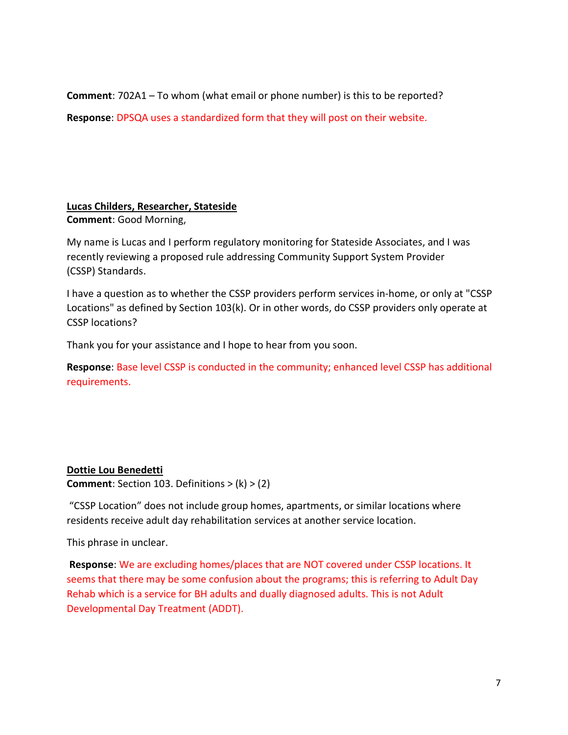**Comment**: 702A1 – To whom (what email or phone number) is this to be reported?

**Response**: DPSQA uses a standardized form that they will post on their website.

**Lucas Childers, Researcher, Stateside**

**Comment**: Good Morning,

My name is Lucas and I perform regulatory monitoring for Stateside Associates, and I was recently reviewing a proposed rule addressing Community Support System Provider (CSSP) Standards.

I have a question as to whether the CSSP providers perform services in-home, or only at "CSSP Locations" as defined by Section 103(k). Or in other words, do CSSP providers only operate at CSSP locations?

Thank you for your assistance and I hope to hear from you soon.

**Response**: Base level CSSP is conducted in the community; enhanced level CSSP has additional requirements.

**Dottie Lou Benedetti**

**Comment**: Section 103. Definitions > (k) > (2)

"CSSP Location" does not include group homes, apartments, or similar locations where residents receive adult day rehabilitation services at another service location.

This phrase in unclear.

**Response**: We are excluding homes/places that are NOT covered under CSSP locations. It seems that there may be some confusion about the programs; this is referring to Adult Day Rehab which is a service for BH adults and dually diagnosed adults. This is not Adult Developmental Day Treatment (ADDT).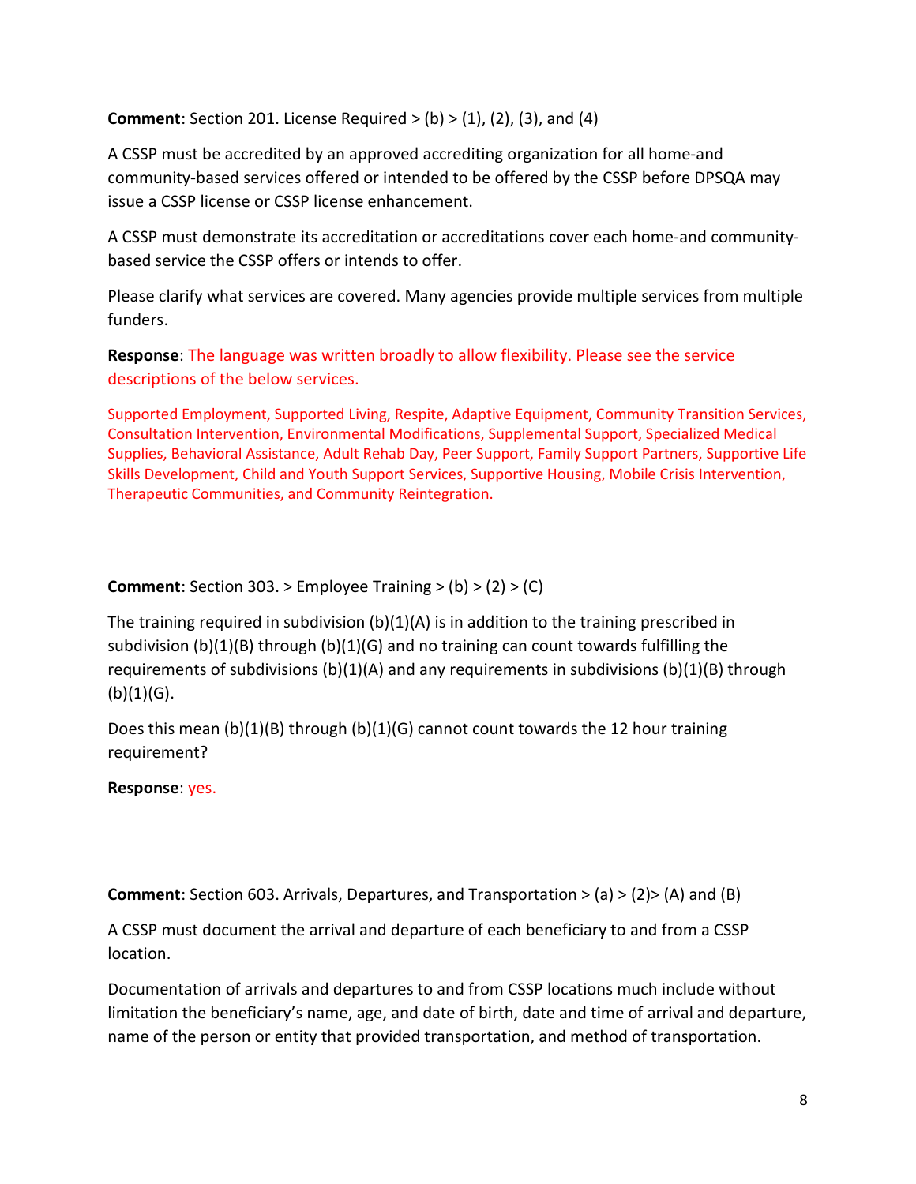**Comment**: Section 201. License Required > (b) > (1), (2), (3), and (4)

A CSSP must be accredited by an approved accrediting organization for all home-and community-based services offered or intended to be offered by the CSSP before DPSQA may issue a CSSP license or CSSP license enhancement.

A CSSP must demonstrate its accreditation or accreditations cover each home-and community-based service the CSSP offers or intends to offer.

Please clarify what services are covered. Many agencies provide multiple services from multiple funders.

**Response**: The language was written broadly to allow flexibility. Please see the service descriptions of the below services.

Supported Employment, Supported Living, Respite, Adaptive Equipment, Community Transition Services, Consultation Intervention, Environmental Modifications, Supplemental Support, Specialized Medical Supplies, Behavioral Assistance, Adult Rehab Day, Peer Support, Family Support Partners, Supportive Life Skills Development, Child and Youth Support Services, Supportive Housing, Mobile Crisis Intervention, Therapeutic Communities, and Community Reintegration.

**Comment**: Section 303. > Employee Training > (b) > (2) > (C)

The training required in subdivision (b)(1)(A) is in addition to the training prescribed in subdivision (b)(1)(B) through (b)(1)(G) and no training can count towards fulfilling the requirements of subdivisions (b)(1)(A) and any requirements in subdivisions (b)(1)(B) through (b)(1)(G).

Does this mean (b)(1)(B) through (b)(1)(G) cannot count towards the 12 hour training requirement?

**Response**: yes.

**Comment**: Section 603. Arrivals, Departures, and Transportation > (a) > (2)> (A) and (B)

A CSSP must document the arrival and departure of each beneficiary to and from a CSSP location.

Documentation of arrivals and departures to and from CSSP locations much include without limitation the beneficiary's name, age, and date of birth, date and time of arrival and departure, name of the person or entity that provided transportation, and method of transportation.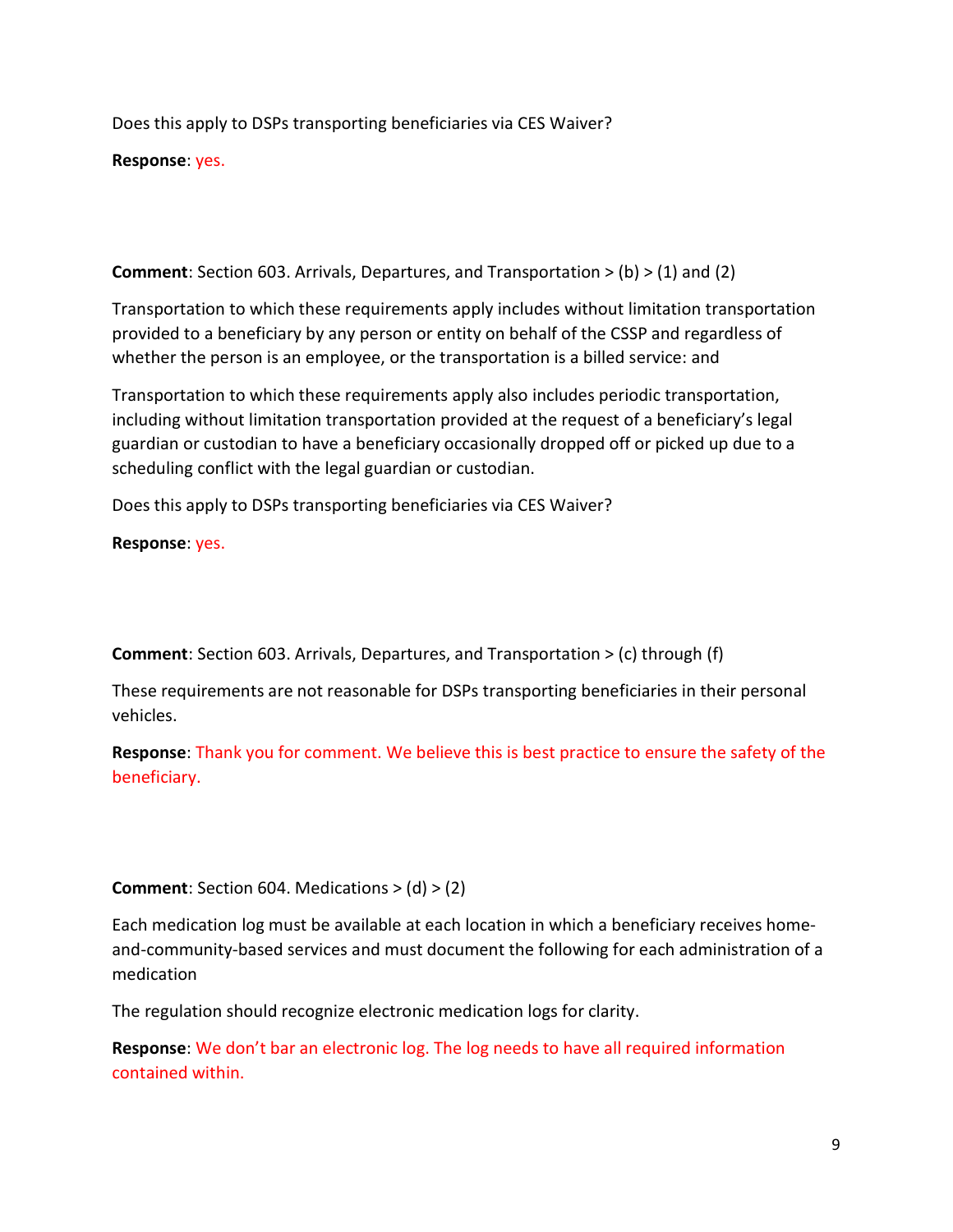Does this apply to DSPs transporting beneficiaries via CES Waiver?

**Response**: yes.

**Comment**: Section 603. Arrivals, Departures, and Transportation > (b) > (1) and (2)

Transportation to which these requirements apply includes without limitation transportation provided to a beneficiary by any person or entity on behalf of the CSSP and regardless of whether the person is an employee, or the transportation is a billed service: and

Transportation to which these requirements apply also includes periodic transportation, including without limitation transportation provided at the request of a beneficiary's legal guardian or custodian to have a beneficiary occasionally dropped off or picked up due to a scheduling conflict with the legal guardian or custodian.

Does this apply to DSPs transporting beneficiaries via CES Waiver?

**Response**: yes.

**Comment**: Section 603. Arrivals, Departures, and Transportation > (c) through (f)

These requirements are not reasonable for DSPs transporting beneficiaries in their personal vehicles.

**Response**: Thank you for comment. We believe this is best practice to ensure the safety of the beneficiary.

**Comment**: Section 604. Medications > (d) > (2)

Each medication log must be available at each location in which a beneficiary receives home-and-community-based services and must document the following for each administration of a medication

The regulation should recognize electronic medication logs for clarity.

**Response**: We don't bar an electronic log. The log needs to have all required information contained within.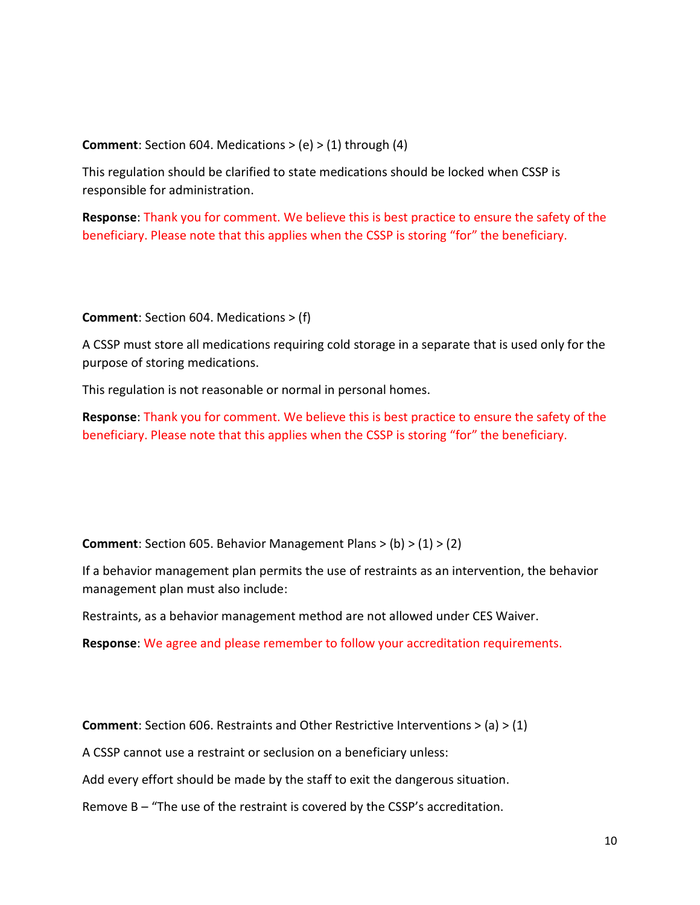**Comment**: Section 604. Medications > (e) > (1) through (4)

This regulation should be clarified to state medications should be locked when CSSP is responsible for administration.

**Response**: Thank you for comment. We believe this is best practice to ensure the safety of the beneficiary. Please note that this applies when the CSSP is storing "for" the beneficiary.

**Comment**: Section 604. Medications > (f)

A CSSP must store all medications requiring cold storage in a separate that is used only for the purpose of storing medications.

This regulation is not reasonable or normal in personal homes.

**Response**: Thank you for comment. We believe this is best practice to ensure the safety of the beneficiary. Please note that this applies when the CSSP is storing "for" the beneficiary.

**Comment**: Section 605. Behavior Management Plans > (b) > (1) > (2)

If a behavior management plan permits the use of restraints as an intervention, the behavior management plan must also include:

Restraints, as a behavior management method are not allowed under CES Waiver.

**Response**: We agree and please remember to follow your accreditation requirements.

**Comment**: Section 606. Restraints and Other Restrictive Interventions > (a) > (1)

A CSSP cannot use a restraint or seclusion on a beneficiary unless:

Add every effort should be made by the staff to exit the dangerous situation.

Remove B – "The use of the restraint is covered by the CSSP's accreditation.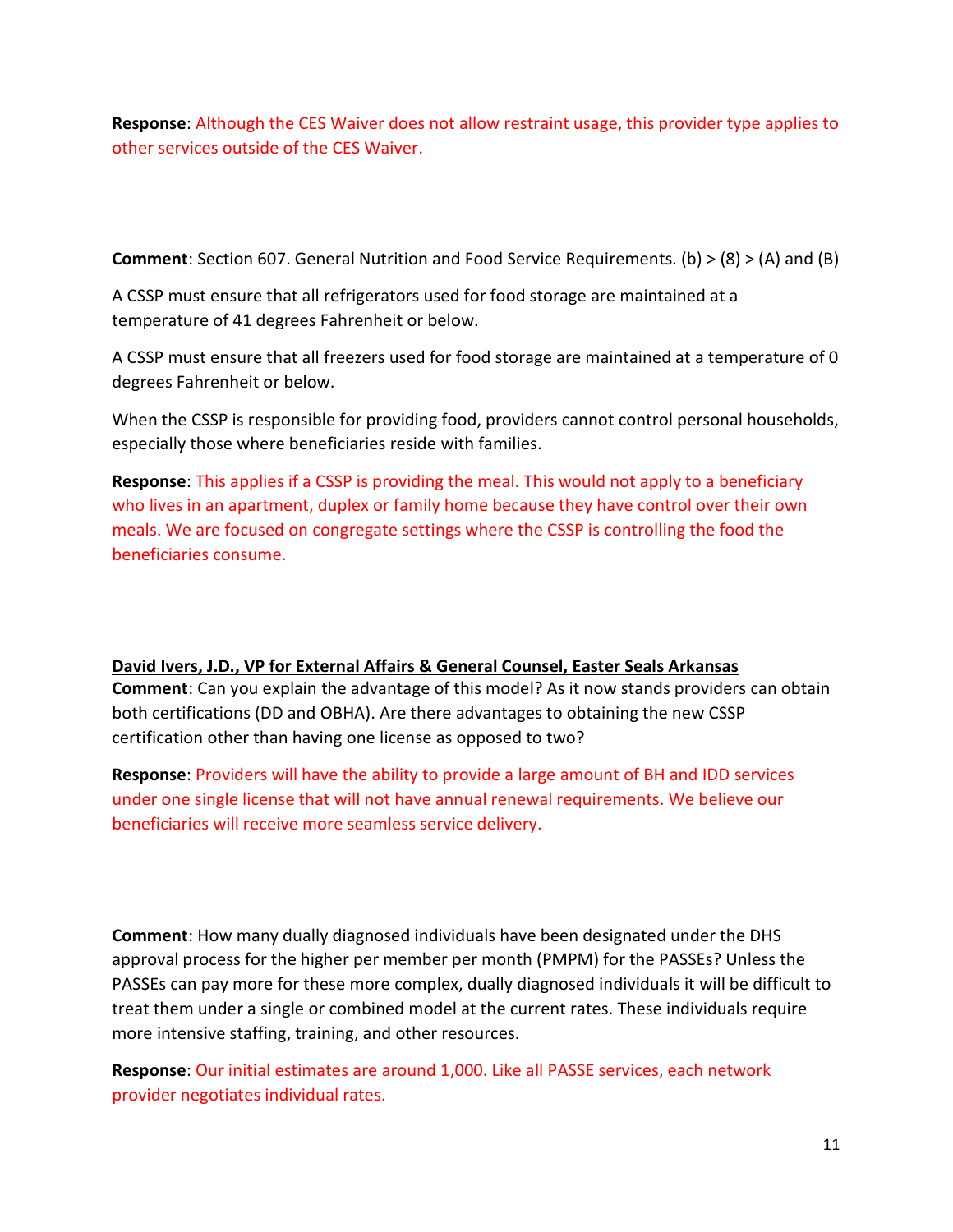**Response**: Although the CES Waiver does not allow restraint usage, this provider type applies to other services outside of the CES Waiver.

**Comment**: Section 607. General Nutrition and Food Service Requirements. (b) > (8) > (A) and (B)

A CSSP must ensure that all refrigerators used for food storage are maintained at a temperature of 41 degrees Fahrenheit or below.

A CSSP must ensure that all freezers used for food storage are maintained at a temperature of 0 degrees Fahrenheit or below.

When the CSSP is responsible for providing food, providers cannot control personal households, especially those where beneficiaries reside with families.

**Response**: This applies if a CSSP is providing the meal. This would not apply to a beneficiary who lives in an apartment, duplex or family home because they have control over their own meals. We are focused on congregate settings where the CSSP is controlling the food the beneficiaries consume.

**David Ivers, J.D., VP for External Affairs & General Counsel, Easter Seals Arkansas**

**Comment**: Can you explain the advantage of this model? As it now stands providers can obtain both certifications (DD and OBHA). Are there advantages to obtaining the new CSSP certification other than having one license as opposed to two?

**Response**: Providers will have the ability to provide a large amount of BH and IDD services under one single license that will not have annual renewal requirements. We believe our beneficiaries will receive more seamless service delivery.

**Comment**: How many dually diagnosed individuals have been designated under the DHS approval process for the higher per member per month (PMPM) for the PASSEs? Unless the PASSEs can pay more for these more complex, dually diagnosed individuals it will be difficult to treat them under a single or combined model at the current rates. These individuals require more intensive staffing, training, and other resources.

**Response**: Our initial estimates are around 1,000. Like all PASSE services, each network provider negotiates individual rates.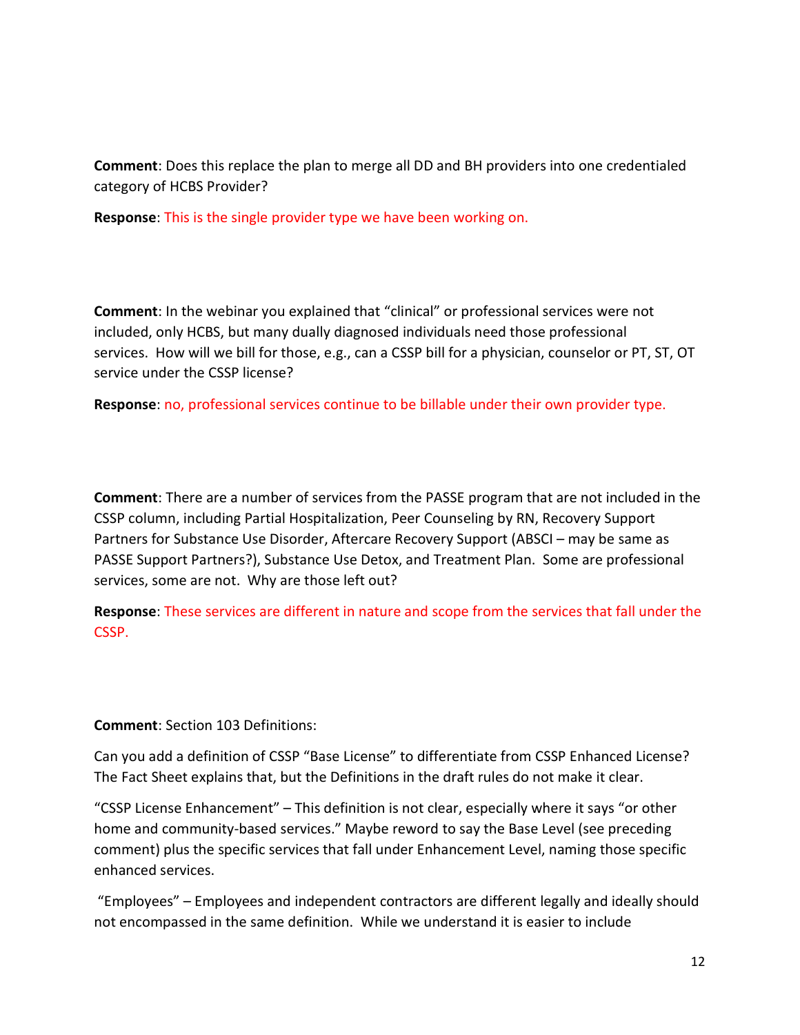**Comment**: Does this replace the plan to merge all DD and BH providers into one credentialed category of HCBS Provider?

**Response**: This is the single provider type we have been working on.

**Comment**: In the webinar you explained that "clinical" or professional services were not included, only HCBS, but many dually diagnosed individuals need those professional services. How will we bill for those, e.g., can a CSSP bill for a physician, counselor or PT, ST, OT service under the CSSP license?

**Response**: no, professional services continue to be billable under their own provider type.

**Comment**: There are a number of services from the PASSE program that are not included in the CSSP column, including Partial Hospitalization, Peer Counseling by RN, Recovery Support Partners for Substance Use Disorder, Aftercare Recovery Support (ABSCI – may be same as PASSE Support Partners?), Substance Use Detox, and Treatment Plan. Some are professional services, some are not. Why are those left out?

**Response**: These services are different in nature and scope from the services that fall under the CSSP.

**Comment**: Section 103 Definitions:

Can you add a definition of CSSP "Base License" to differentiate from CSSP Enhanced License? The Fact Sheet explains that, but the Definitions in the draft rules do not make it clear.

"CSSP License Enhancement" – This definition is not clear, especially where it says "or other home and community-based services." Maybe reword to say the Base Level (see preceding comment) plus the specific services that fall under Enhancement Level, naming those specific enhanced services.

"Employees" – Employees and independent contractors are different legally and ideally should not encompassed in the same definition. While we understand it is easier to include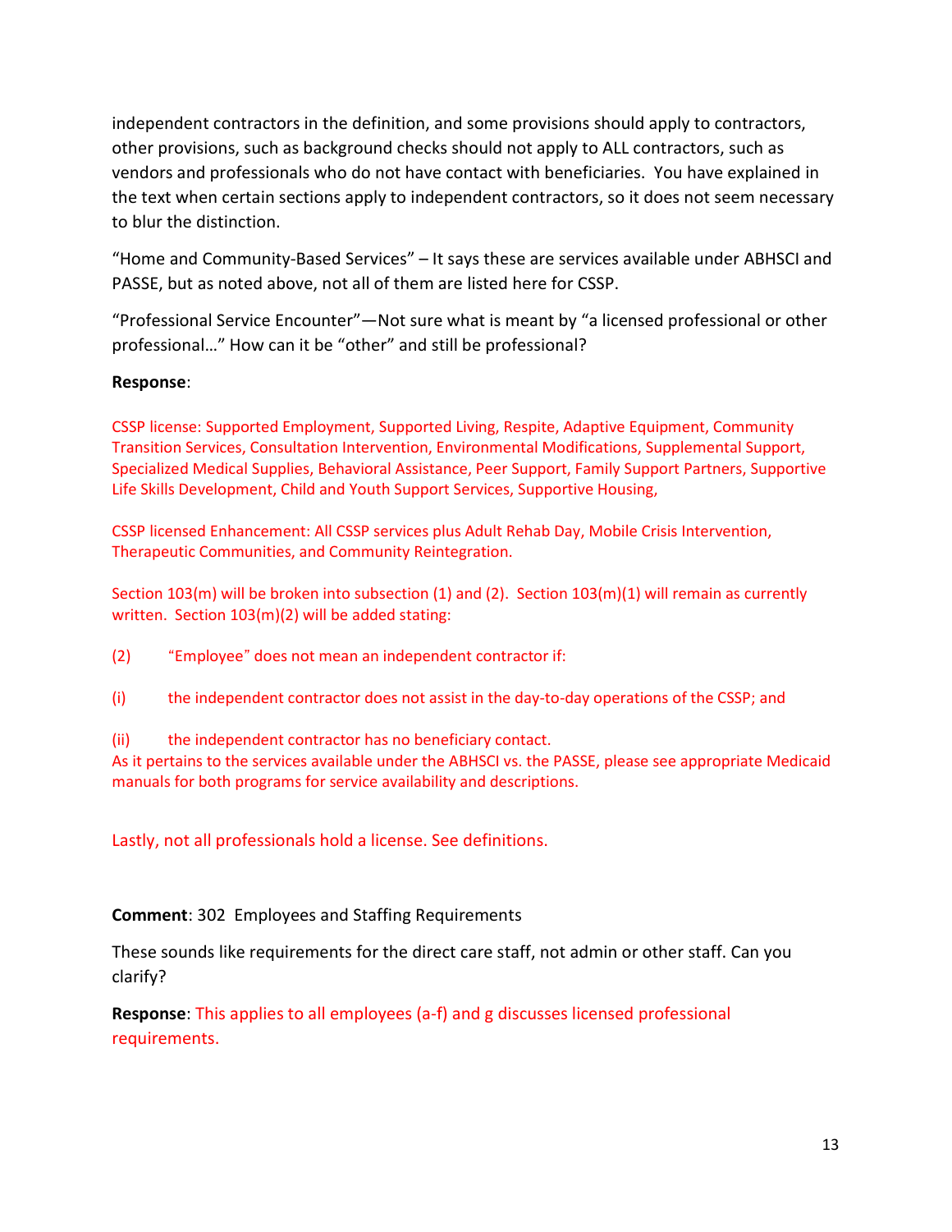independent contractors in the definition, and some provisions should apply to contractors, other provisions, such as background checks should not apply to ALL contractors, such as vendors and professionals who do not have contact with beneficiaries. You have explained in the text when certain sections apply to independent contractors, so it does not seem necessary to blur the distinction.

"Home and Community-Based Services" – It says these are services available under ABHSCI and PASSE, but as noted above, not all of them are listed here for CSSP.

"Professional Service Encounter"—Not sure what is meant by "a licensed professional or other professional…" How can it be "other" and still be professional?

**Response**:

CSSP license: Supported Employment, Supported Living, Respite, Adaptive Equipment, Community Transition Services, Consultation Intervention, Environmental Modifications, Supplemental Support, Specialized Medical Supplies, Behavioral Assistance, Peer Support, Family Support Partners, Supportive Life Skills Development, Child and Youth Support Services, Supportive Housing,

CSSP licensed Enhancement: All CSSP services plus Adult Rehab Day, Mobile Crisis Intervention, Therapeutic Communities, and Community Reintegration.

Section 103(m) will be broken into subsection (1) and (2). Section 103(m)(1) will remain as currently written. Section 103(m)(2) will be added stating:

(2) "Employee" does not mean an independent contractor if:

(i) the independent contractor does not assist in the day-to-day operations of the CSSP; and

(ii) the independent contractor has no beneficiary contact.

As it pertains to the services available under the ABHSCI vs. the PASSE, please see appropriate Medicaid manuals for both programs for service availability and descriptions.

Lastly, not all professionals hold a license. See definitions.

**Comment**: 302 Employees and Staffing Requirements

These sounds like requirements for the direct care staff, not admin or other staff. Can you clarify?

**Response**: This applies to all employees (a-f) and g discusses licensed professional requirements.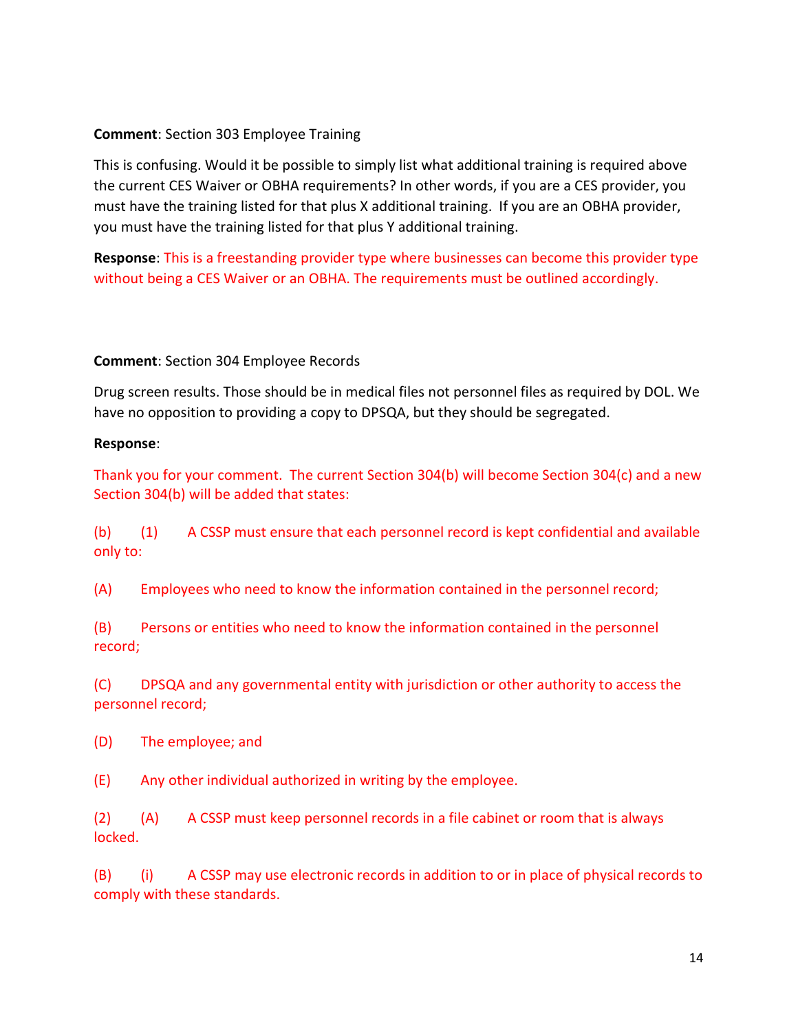**Comment**: Section 303 Employee Training

This is confusing. Would it be possible to simply list what additional training is required above the current CES Waiver or OBHA requirements? In other words, if you are a CES provider, you must have the training listed for that plus X additional training. If you are an OBHA provider, you must have the training listed for that plus Y additional training.

**Response**: This is a freestanding provider type where businesses can become this provider type without being a CES Waiver or an OBHA. The requirements must be outlined accordingly.

**Comment**: Section 304 Employee Records

Drug screen results. Those should be in medical files not personnel files as required by DOL. We have no opposition to providing a copy to DPSQA, but they should be segregated.

**Response**:

Thank you for your comment. The current Section 304(b) will become Section 304(c) and a new Section 304(b) will be added that states:

(b) (1) A CSSP must ensure that each personnel record is kept confidential and available only to:

(A) Employees who need to know the information contained in the personnel record;

(B) Persons or entities who need to know the information contained in the personnel record;

(C) DPSQA and any governmental entity with jurisdiction or other authority to access the personnel record;

(D) The employee; and

(E) Any other individual authorized in writing by the employee.

(2) (A) A CSSP must keep personnel records in a file cabinet or room that is always locked.

(B) (i) A CSSP may use electronic records in addition to or in place of physical records to comply with these standards.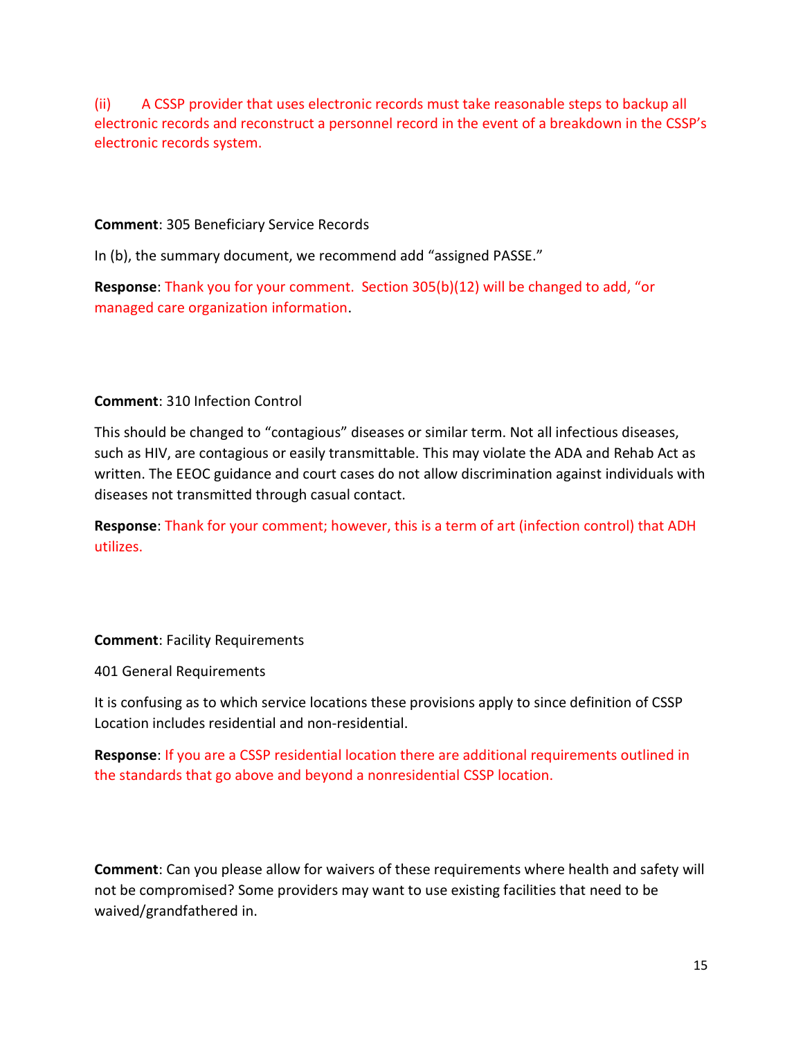(ii) A CSSP provider that uses electronic records must take reasonable steps to backup all electronic records and reconstruct a personnel record in the event of a breakdown in the CSSP's electronic records system.

**Comment**: 305 Beneficiary Service Records

In (b), the summary document, we recommend add "assigned PASSE."

**Response**: Thank you for your comment. Section 305(b)(12) will be changed to add, "or managed care organization information.

**Comment**: 310 Infection Control

This should be changed to "contagious" diseases or similar term. Not all infectious diseases, such as HIV, are contagious or easily transmittable. This may violate the ADA and Rehab Act as written. The EEOC guidance and court cases do not allow discrimination against individuals with diseases not transmitted through casual contact.

**Response**: Thank for your comment; however, this is a term of art (infection control) that ADH utilizes.

**Comment**: Facility Requirements

401 General Requirements

It is confusing as to which service locations these provisions apply to since definition of CSSP Location includes residential and non-residential.

**Response**: If you are a CSSP residential location there are additional requirements outlined in the standards that go above and beyond a nonresidential CSSP location.

**Comment**: Can you please allow for waivers of these requirements where health and safety will not be compromised? Some providers may want to use existing facilities that need to be waived/grandfathered in.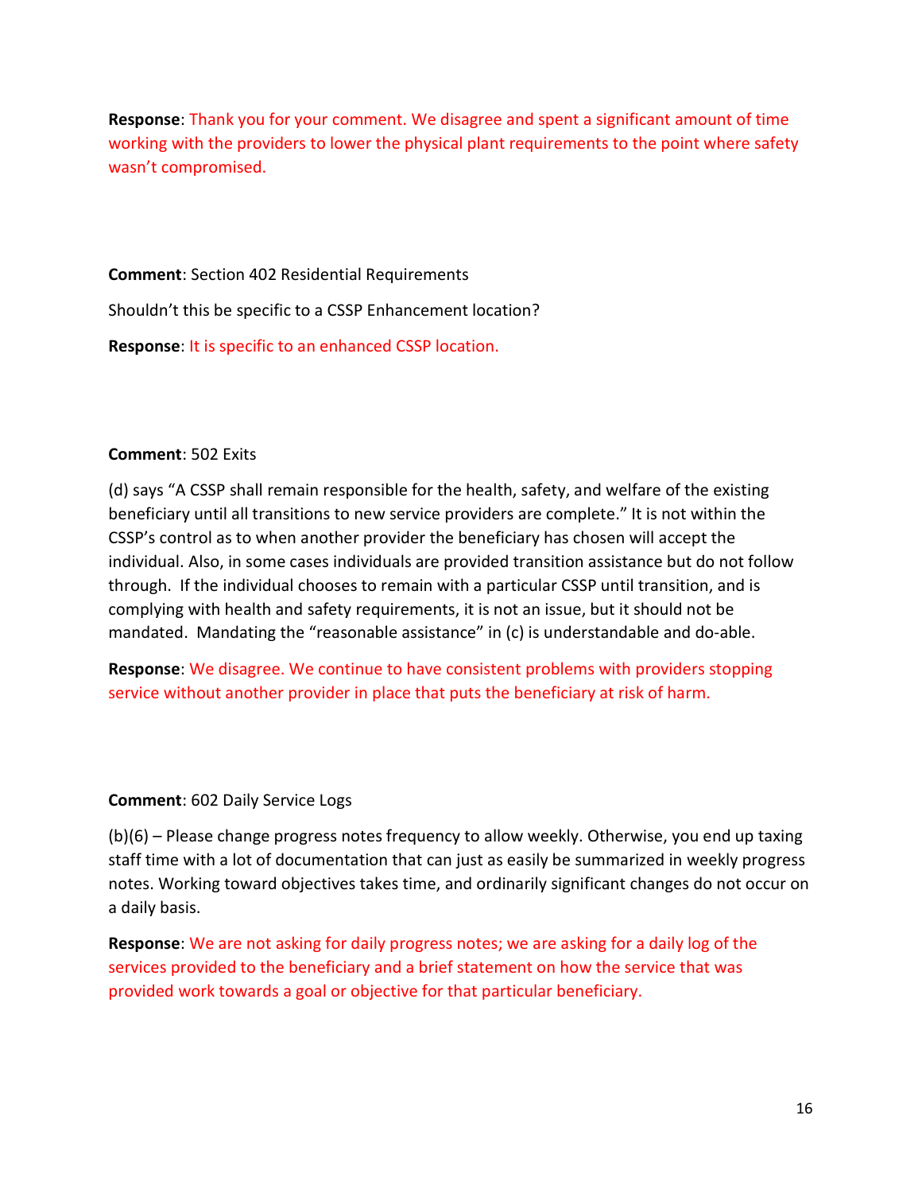**Response**: Thank you for your comment. We disagree and spent a significant amount of time working with the providers to lower the physical plant requirements to the point where safety wasn't compromised.

**Comment**: Section 402 Residential Requirements

Shouldn't this be specific to a CSSP Enhancement location?

**Response**: It is specific to an enhanced CSSP location.

**Comment**: 502 Exits

(d) says "A CSSP shall remain responsible for the health, safety, and welfare of the existing beneficiary until all transitions to new service providers are complete." It is not within the CSSP's control as to when another provider the beneficiary has chosen will accept the individual. Also, in some cases individuals are provided transition assistance but do not follow through. If the individual chooses to remain with a particular CSSP until transition, and is complying with health and safety requirements, it is not an issue, but it should not be mandated. Mandating the "reasonable assistance" in (c) is understandable and do-able.

**Response**: We disagree. We continue to have consistent problems with providers stopping service without another provider in place that puts the beneficiary at risk of harm.

**Comment**: 602 Daily Service Logs

(b)(6) – Please change progress notes frequency to allow weekly. Otherwise, you end up taxing staff time with a lot of documentation that can just as easily be summarized in weekly progress notes. Working toward objectives takes time, and ordinarily significant changes do not occur on a daily basis.

**Response**: We are not asking for daily progress notes; we are asking for a daily log of the services provided to the beneficiary and a brief statement on how the service that was provided work towards a goal or objective for that particular beneficiary.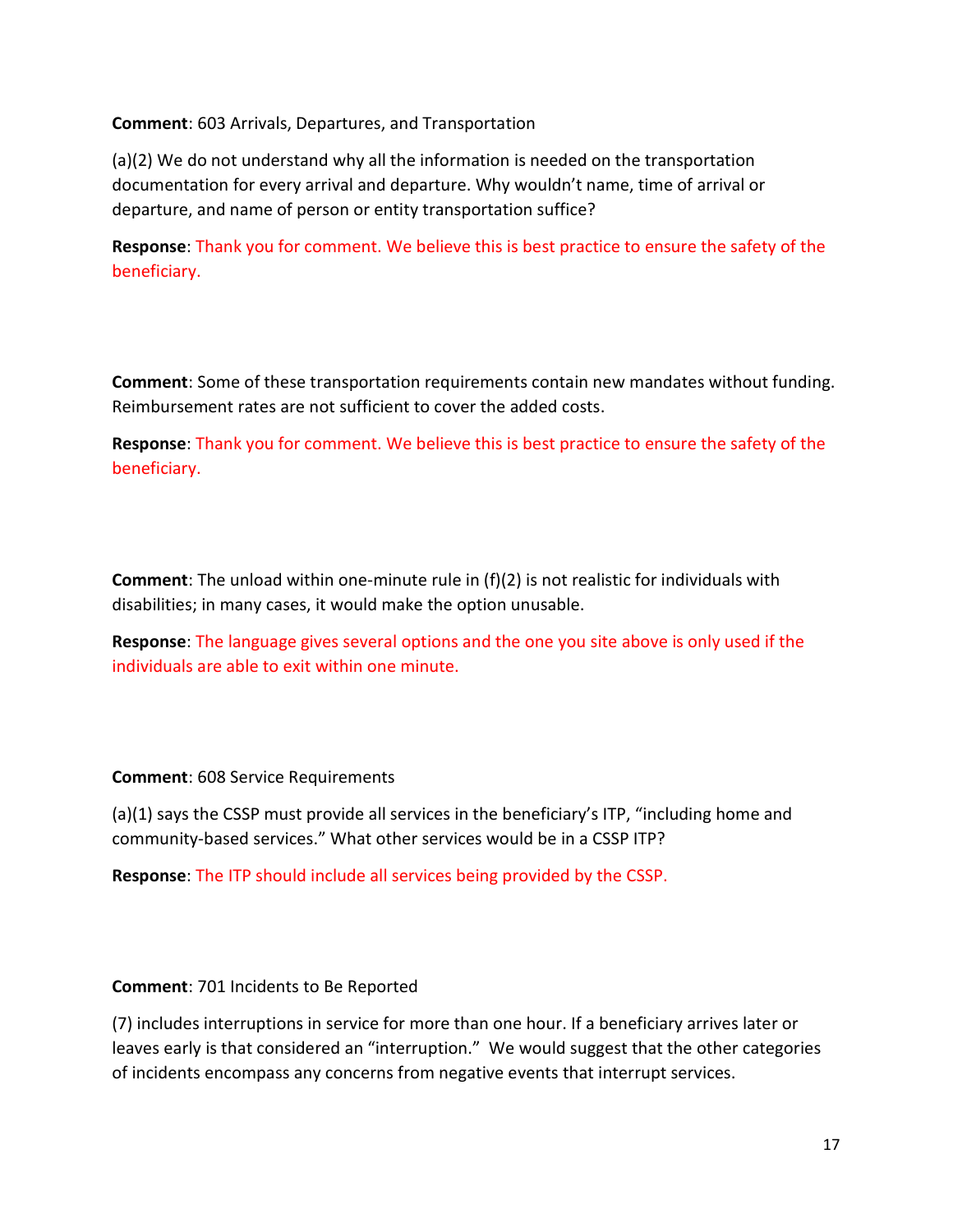**Comment**: 603 Arrivals, Departures, and Transportation

(a)(2) We do not understand why all the information is needed on the transportation documentation for every arrival and departure. Why wouldn't name, time of arrival or departure, and name of person or entity transportation suffice?

**Response**: Thank you for comment. We believe this is best practice to ensure the safety of the beneficiary.

**Comment**: Some of these transportation requirements contain new mandates without funding. Reimbursement rates are not sufficient to cover the added costs.

**Response**: Thank you for comment. We believe this is best practice to ensure the safety of the beneficiary.

**Comment**: The unload within one-minute rule in (f)(2) is not realistic for individuals with disabilities; in many cases, it would make the option unusable.

**Response**: The language gives several options and the one you site above is only used if the individuals are able to exit within one minute.

**Comment**: 608 Service Requirements

(a)(1) says the CSSP must provide all services in the beneficiary's ITP, "including home and community-based services." What other services would be in a CSSP ITP?

**Response**: The ITP should include all services being provided by the CSSP.

**Comment**: 701 Incidents to Be Reported

(7) includes interruptions in service for more than one hour. If a beneficiary arrives later or leaves early is that considered an "interruption." We would suggest that the other categories of incidents encompass any concerns from negative events that interrupt services.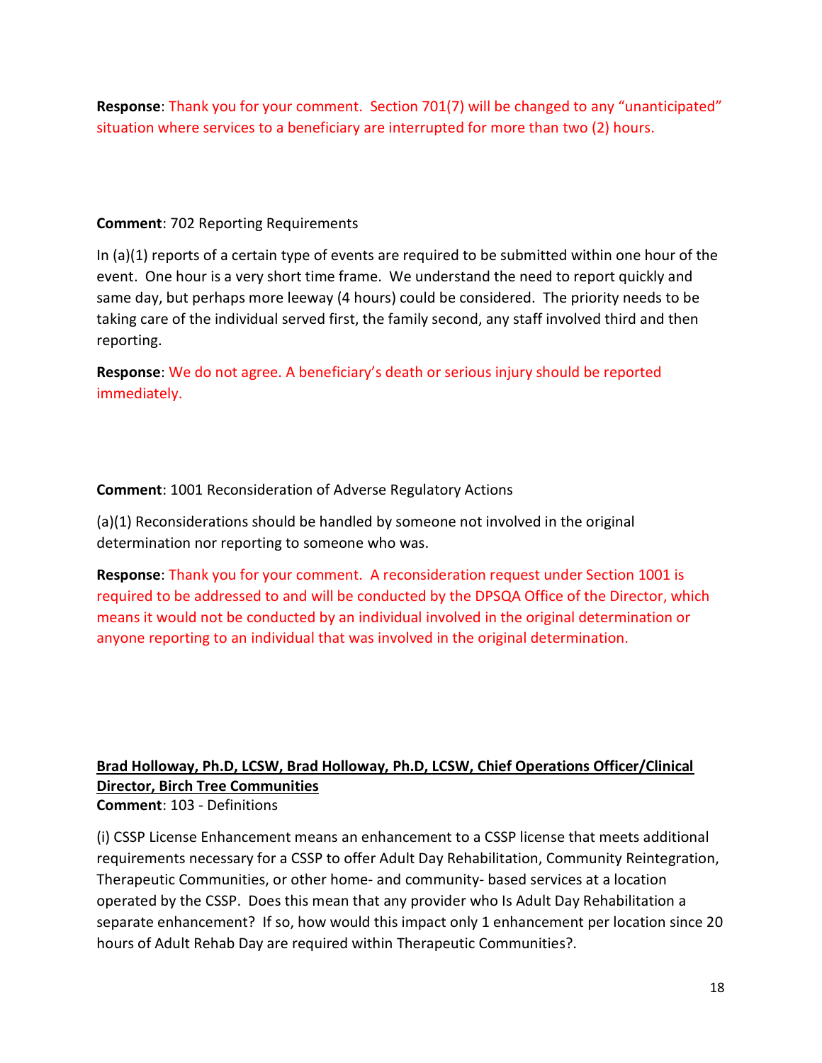**Response**: Thank you for your comment. Section 701(7) will be changed to any "unanticipated" situation where services to a beneficiary are interrupted for more than two (2) hours.

**Comment**: 702 Reporting Requirements

In (a)(1) reports of a certain type of events are required to be submitted within one hour of the event. One hour is a very short time frame. We understand the need to report quickly and same day, but perhaps more leeway (4 hours) could be considered. The priority needs to be taking care of the individual served first, the family second, any staff involved third and then reporting.

**Response**: We do not agree. A beneficiary's death or serious injury should be reported immediately.

**Comment**: 1001 Reconsideration of Adverse Regulatory Actions

(a)(1) Reconsiderations should be handled by someone not involved in the original determination nor reporting to someone who was.

**Response**: Thank you for your comment. A reconsideration request under Section 1001 is required to be addressed to and will be conducted by the DPSQA Office of the Director, which means it would not be conducted by an individual involved in the original determination or anyone reporting to an individual that was involved in the original determination.

**Brad Holloway, Ph.D, LCSW, Brad Holloway, Ph.D, LCSW, Chief Operations Officer/Clinical Director, Birch Tree Communities**

**Comment**: 103 - Definitions

(i) CSSP License Enhancement means an enhancement to a CSSP license that meets additional requirements necessary for a CSSP to offer Adult Day Rehabilitation, Community Reintegration, Therapeutic Communities, or other home- and community- based services at a location operated by the CSSP. Does this mean that any provider who Is Adult Day Rehabilitation a separate enhancement? If so, how would this impact only 1 enhancement per location since 20 hours of Adult Rehab Day are required within Therapeutic Communities?.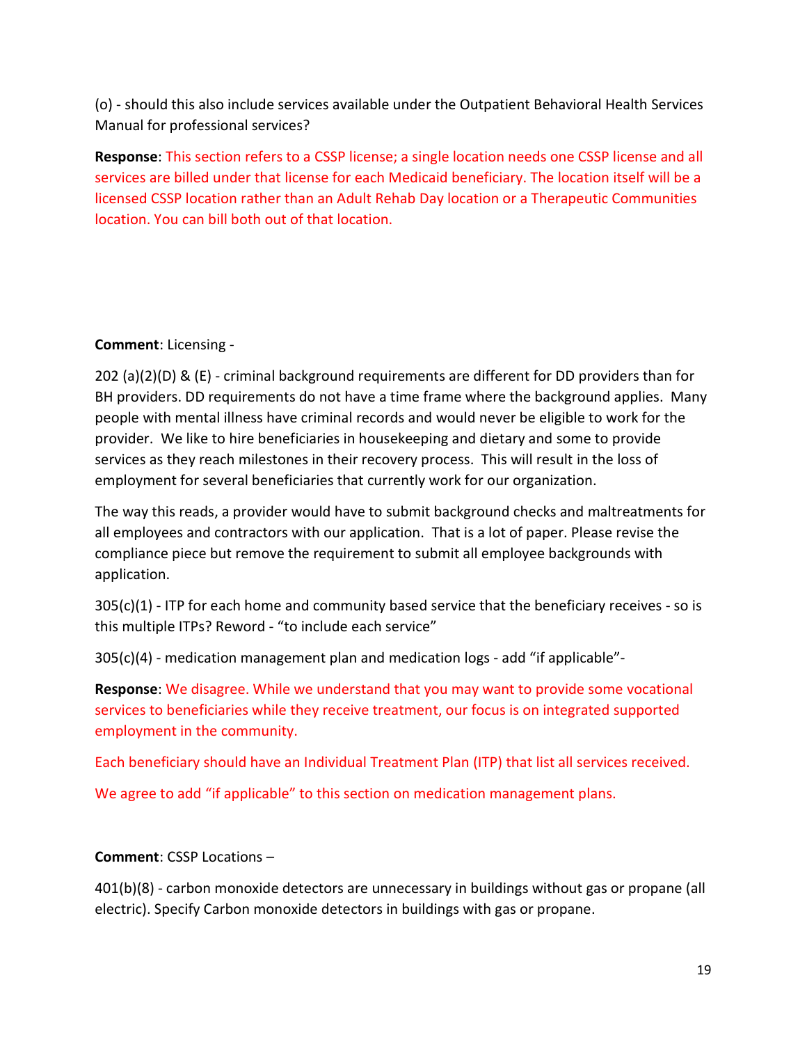(o) - should this also include services available under the Outpatient Behavioral Health Services Manual for professional services?

**Response**: This section refers to a CSSP license; a single location needs one CSSP license and all services are billed under that license for each Medicaid beneficiary. The location itself will be a licensed CSSP location rather than an Adult Rehab Day location or a Therapeutic Communities location. You can bill both out of that location.

**Comment**: Licensing -

202 (a)(2)(D) & (E) - criminal background requirements are different for DD providers than for BH providers. DD requirements do not have a time frame where the background applies. Many people with mental illness have criminal records and would never be eligible to work for the provider. We like to hire beneficiaries in housekeeping and dietary and some to provide services as they reach milestones in their recovery process. This will result in the loss of employment for several beneficiaries that currently work for our organization.

The way this reads, a provider would have to submit background checks and maltreatments for all employees and contractors with our application. That is a lot of paper. Please revise the compliance piece but remove the requirement to submit all employee backgrounds with application.

305(c)(1) - ITP for each home and community based service that the beneficiary receives - so is this multiple ITPs? Reword - "to include each service"

305(c)(4) - medication management plan and medication logs - add "if applicable"-

**Response**: We disagree. While we understand that you may want to provide some vocational services to beneficiaries while they receive treatment, our focus is on integrated supported employment in the community.

Each beneficiary should have an Individual Treatment Plan (ITP) that list all services received.

We agree to add "if applicable" to this section on medication management plans.

**Comment**: CSSP Locations –

401(b)(8) - carbon monoxide detectors are unnecessary in buildings without gas or propane (all electric). Specify Carbon monoxide detectors in buildings with gas or propane.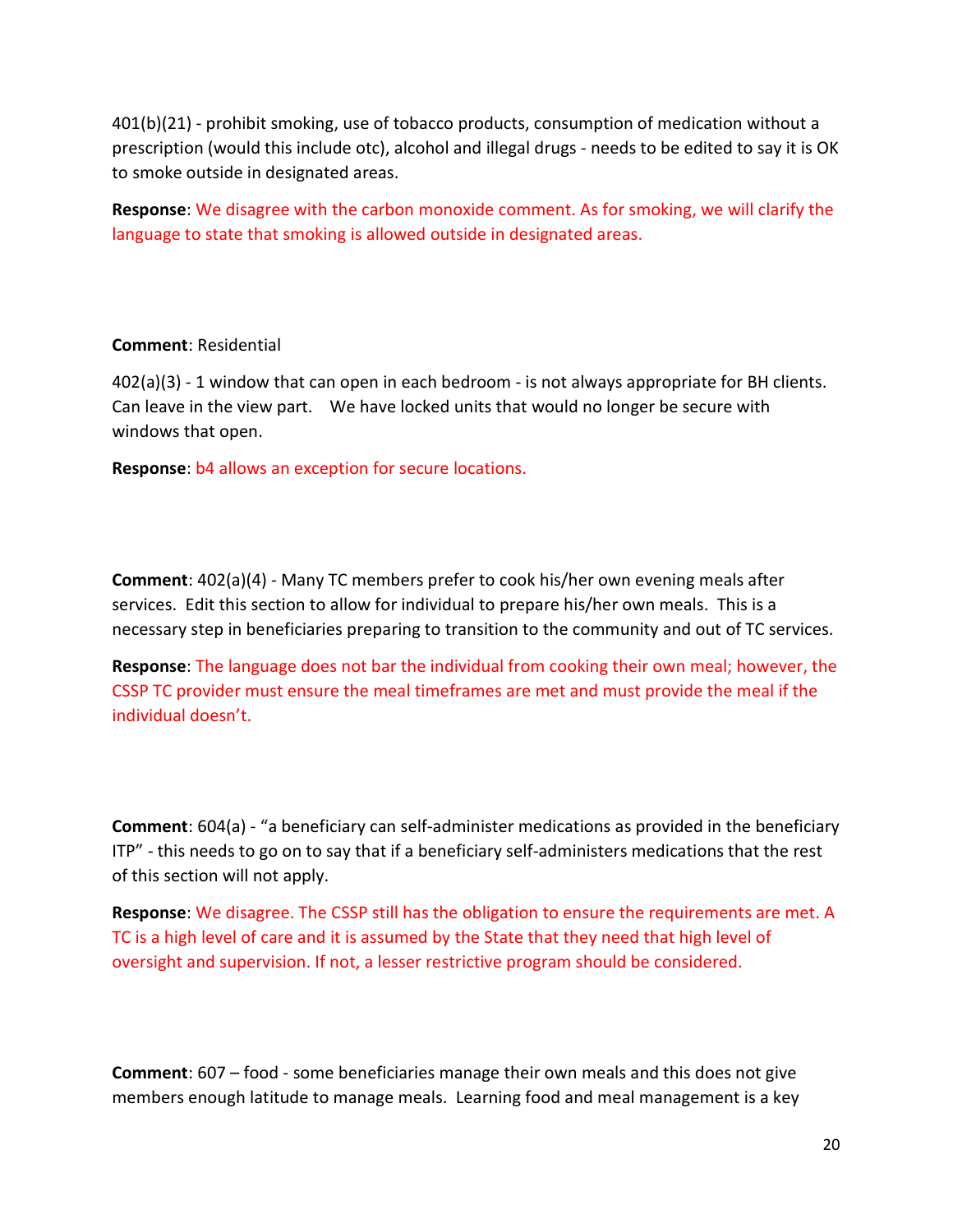401(b)(21) - prohibit smoking, use of tobacco products, consumption of medication without a prescription (would this include otc), alcohol and illegal drugs - needs to be edited to say it is OK to smoke outside in designated areas.

**Response**: We disagree with the carbon monoxide comment. As for smoking, we will clarify the language to state that smoking is allowed outside in designated areas.

**Comment**: Residential

402(a)(3) - 1 window that can open in each bedroom - is not always appropriate for BH clients. Can leave in the view part. We have locked units that would no longer be secure with windows that open.

**Response**: b4 allows an exception for secure locations.

**Comment**: 402(a)(4) - Many TC members prefer to cook his/her own evening meals after services. Edit this section to allow for individual to prepare his/her own meals. This is a necessary step in beneficiaries preparing to transition to the community and out of TC services.

**Response**: The language does not bar the individual from cooking their own meal; however, the CSSP TC provider must ensure the meal timeframes are met and must provide the meal if the individual doesn't.

**Comment**: 604(a) - "a beneficiary can self-administer medications as provided in the beneficiary ITP" - this needs to go on to say that if a beneficiary self-administers medications that the rest of this section will not apply.

**Response**: We disagree. The CSSP still has the obligation to ensure the requirements are met. A TC is a high level of care and it is assumed by the State that they need that high level of oversight and supervision. If not, a lesser restrictive program should be considered.

**Comment**: 607 – food - some beneficiaries manage their own meals and this does not give members enough latitude to manage meals. Learning food and meal management is a key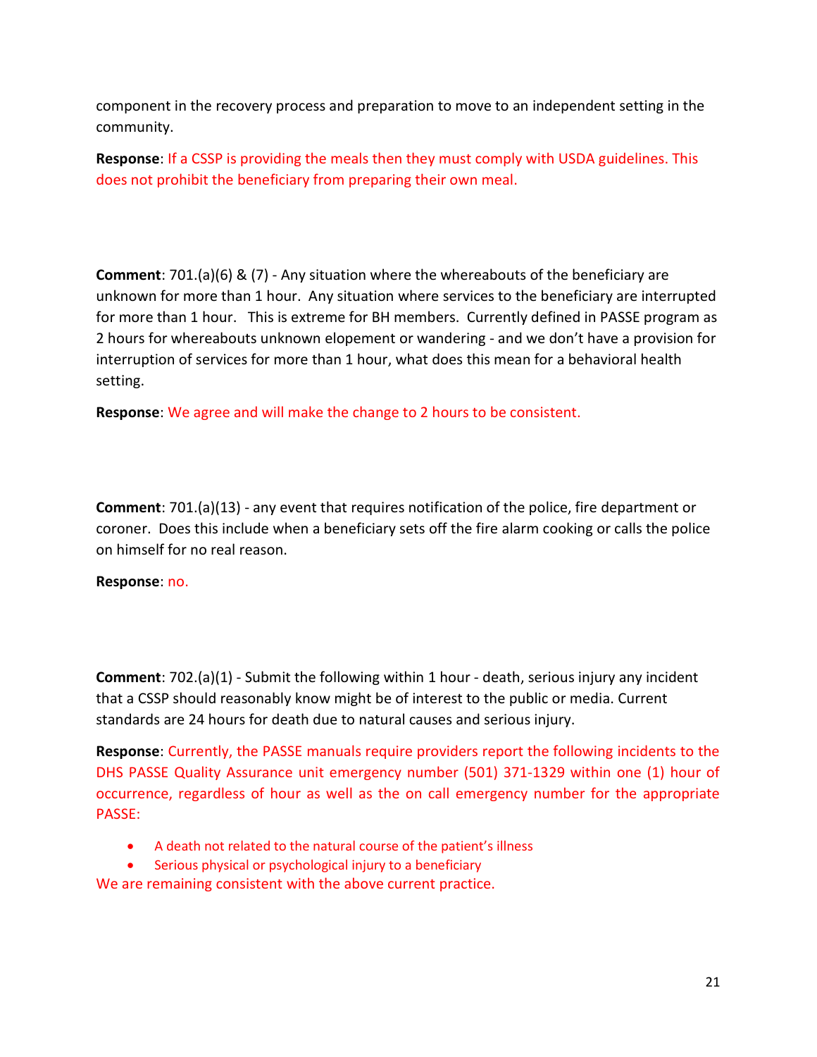component in the recovery process and preparation to move to an independent setting in the community.

**Response**: If a CSSP is providing the meals then they must comply with USDA guidelines. This does not prohibit the beneficiary from preparing their own meal.

**Comment**: 701.(a)(6) & (7) - Any situation where the whereabouts of the beneficiary are unknown for more than 1 hour. Any situation where services to the beneficiary are interrupted for more than 1 hour. This is extreme for BH members. Currently defined in PASSE program as 2 hours for whereabouts unknown elopement or wandering - and we don't have a provision for interruption of services for more than 1 hour, what does this mean for a behavioral health setting.

**Response**: We agree and will make the change to 2 hours to be consistent.

**Comment**: 701.(a)(13) - any event that requires notification of the police, fire department or coroner. Does this include when a beneficiary sets off the fire alarm cooking or calls the police on himself for no real reason.

**Response**: no.

**Comment**: 702.(a)(1) - Submit the following within 1 hour - death, serious injury any incident that a CSSP should reasonably know might be of interest to the public or media. Current standards are 24 hours for death due to natural causes and serious injury.

**Response**: Currently, the PASSE manuals require providers report the following incidents to the DHS PASSE Quality Assurance unit emergency number (501) 371-1329 within one (1) hour of occurrence, regardless of hour as well as the on call emergency number for the appropriate PASSE:

- A death not related to the natural course of the patient's illness
- Serious physical or psychological injury to a beneficiary

We are remaining consistent with the above current practice.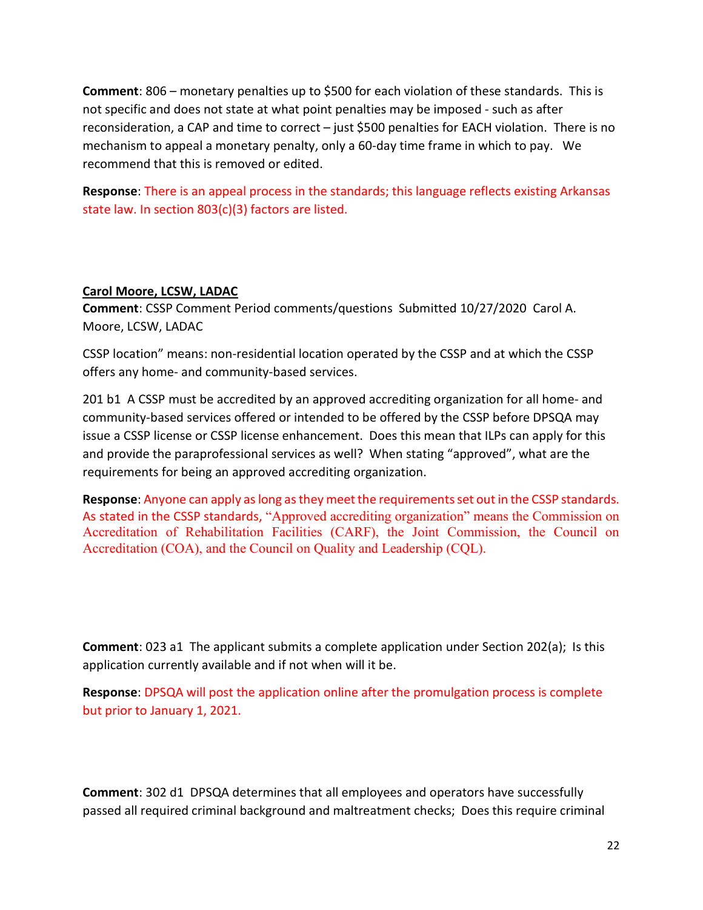**Comment**: 806 – monetary penalties up to $500 for each violation of these standards. This is not specific and does not state at what point penalties may be imposed - such as after reconsideration, a CAP and time to correct – just $500 penalties for EACH violation. There is no mechanism to appeal a monetary penalty, only a 60-day time frame in which to pay. We recommend that this is removed or edited.

**Response**: There is an appeal process in the standards; this language reflects existing Arkansas state law. In section 803(c)(3) factors are listed.

**<u>Carol Moore, LCSW, LADAC</u>**

**Comment**: CSSP Comment Period comments/questions Submitted 10/27/2020 Carol A. Moore, LCSW, LADAC

CSSP location" means: non-residential location operated by the CSSP and at which the CSSP offers any home- and community-based services.

201 b1 A CSSP must be accredited by an approved accrediting organization for all home- and community-based services offered or intended to be offered by the CSSP before DPSQA may issue a CSSP license or CSSP license enhancement. Does this mean that ILPs can apply for this and provide the paraprofessional services as well? When stating "approved", what are the requirements for being an approved accrediting organization.

**Response**: Anyone can apply as long as they meet the requirements set out in the CSSP standards. As stated in the CSSP standards, "Approved accrediting organization" means the Commission on Accreditation of Rehabilitation Facilities (CARF), the Joint Commission, the Council on Accreditation (COA), and the Council on Quality and Leadership (CQL).

**Comment**: 023 a1 The applicant submits a complete application under Section 202(a); Is this application currently available and if not when will it be.

**Response**: DPSQA will post the application online after the promulgation process is complete but prior to January 1, 2021.

**Comment**: 302 d1 DPSQA determines that all employees and operators have successfully passed all required criminal background and maltreatment checks; Does this require criminal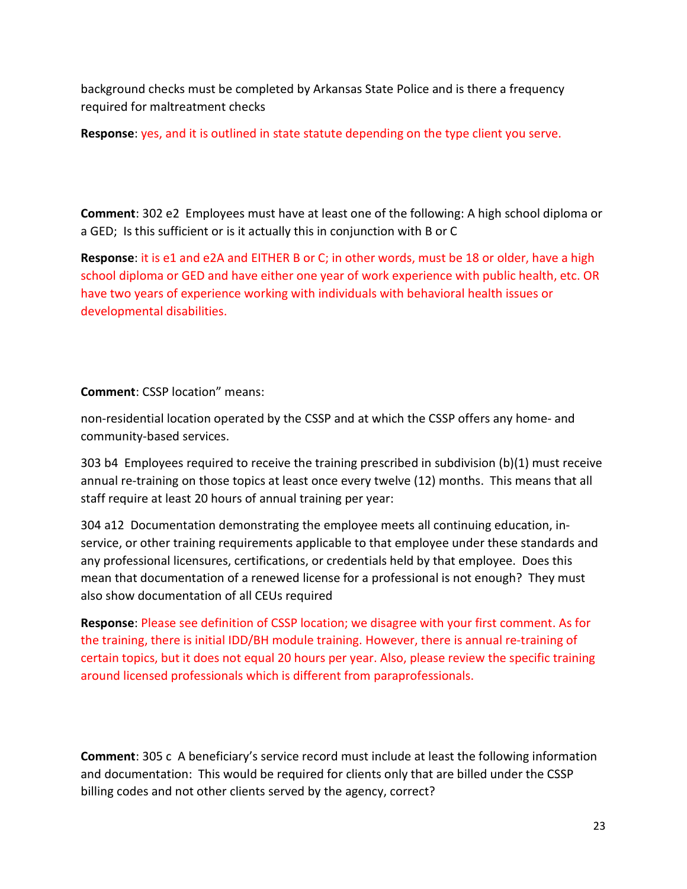background checks must be completed by Arkansas State Police and is there a frequency required for maltreatment checks

**Response**: yes, and it is outlined in state statute depending on the type client you serve.

**Comment**: 302 e2 Employees must have at least one of the following: A high school diploma or a GED; Is this sufficient or is it actually this in conjunction with B or C

**Response**: it is e1 and e2A and EITHER B or C; in other words, must be 18 or older, have a high school diploma or GED and have either one year of work experience with public health, etc. OR have two years of experience working with individuals with behavioral health issues or developmental disabilities.

**Comment**: CSSP location" means:

non-residential location operated by the CSSP and at which the CSSP offers any home- and community-based services.

303 b4 Employees required to receive the training prescribed in subdivision (b)(1) must receive annual re-training on those topics at least once every twelve (12) months. This means that all staff require at least 20 hours of annual training per year:

304 a12 Documentation demonstrating the employee meets all continuing education, in-service, or other training requirements applicable to that employee under these standards and any professional licensures, certifications, or credentials held by that employee. Does this mean that documentation of a renewed license for a professional is not enough? They must also show documentation of all CEUs required

**Response**: Please see definition of CSSP location; we disagree with your first comment. As for the training, there is initial IDD/BH module training. However, there is annual re-training of certain topics, but it does not equal 20 hours per year. Also, please review the specific training around licensed professionals which is different from paraprofessionals.

**Comment**: 305 c A beneficiary's service record must include at least the following information and documentation: This would be required for clients only that are billed under the CSSP billing codes and not other clients served by the agency, correct?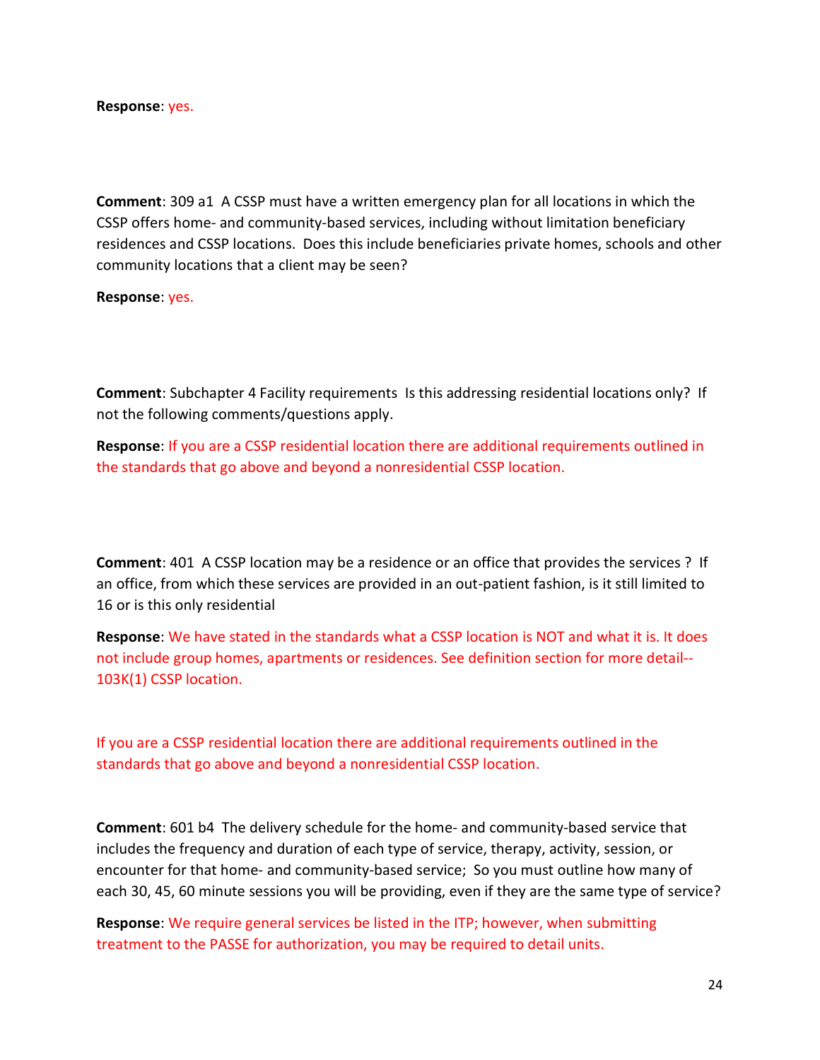**Response**: yes.

**Comment**: 309 a1 A CSSP must have a written emergency plan for all locations in which the CSSP offers home- and community-based services, including without limitation beneficiary residences and CSSP locations. Does this include beneficiaries private homes, schools and other community locations that a client may be seen?

**Response**: yes.

**Comment**: Subchapter 4 Facility requirements Is this addressing residential locations only? If not the following comments/questions apply.

**Response**: If you are a CSSP residential location there are additional requirements outlined in the standards that go above and beyond a nonresidential CSSP location.

**Comment**: 401 A CSSP location may be a residence or an office that provides the services ? If an office, from which these services are provided in an out-patient fashion, is it still limited to 16 or is this only residential

**Response**: We have stated in the standards what a CSSP location is NOT and what it is. It does not include group homes, apartments or residences. See definition section for more detail--103K(1) CSSP location.

If you are a CSSP residential location there are additional requirements outlined in the standards that go above and beyond a nonresidential CSSP location.

**Comment**: 601 b4 The delivery schedule for the home- and community-based service that includes the frequency and duration of each type of service, therapy, activity, session, or encounter for that home- and community-based service; So you must outline how many of each 30, 45, 60 minute sessions you will be providing, even if they are the same type of service?

**Response**: We require general services be listed in the ITP; however, when submitting treatment to the PASSE for authorization, you may be required to detail units.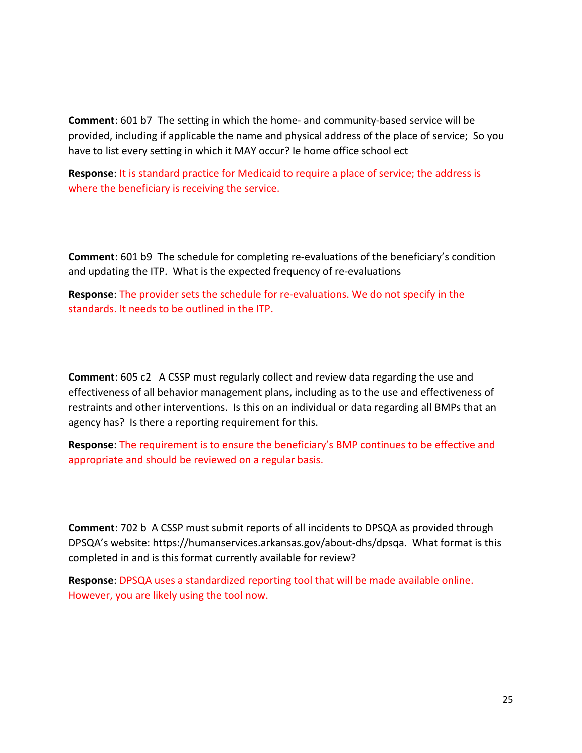**Comment**: 601 b7  The setting in which the home- and community-based service will be provided, including if applicable the name and physical address of the place of service;  So you have to list every setting in which it MAY occur? Ie home office school ect

**Response**: It is standard practice for Medicaid to require a place of service; the address is where the beneficiary is receiving the service.

**Comment**: 601 b9  The schedule for completing re-evaluations of the beneficiary's condition and updating the ITP.  What is the expected frequency of re-evaluations

**Response**: The provider sets the schedule for re-evaluations. We do not specify in the standards. It needs to be outlined in the ITP.

**Comment**: 605 c2   A CSSP must regularly collect and review data regarding the use and effectiveness of all behavior management plans, including as to the use and effectiveness of restraints and other interventions.  Is this on an individual or data regarding all BMPs that an agency has?  Is there a reporting requirement for this.

**Response**: The requirement is to ensure the beneficiary's BMP continues to be effective and appropriate and should be reviewed on a regular basis.

**Comment**: 702 b  A CSSP must submit reports of all incidents to DPSQA as provided through DPSQA's website: https://humanservices.arkansas.gov/about-dhs/dpsqa.  What format is this completed in and is this format currently available for review?

**Response**: DPSQA uses a standardized reporting tool that will be made available online. However, you are likely using the tool now.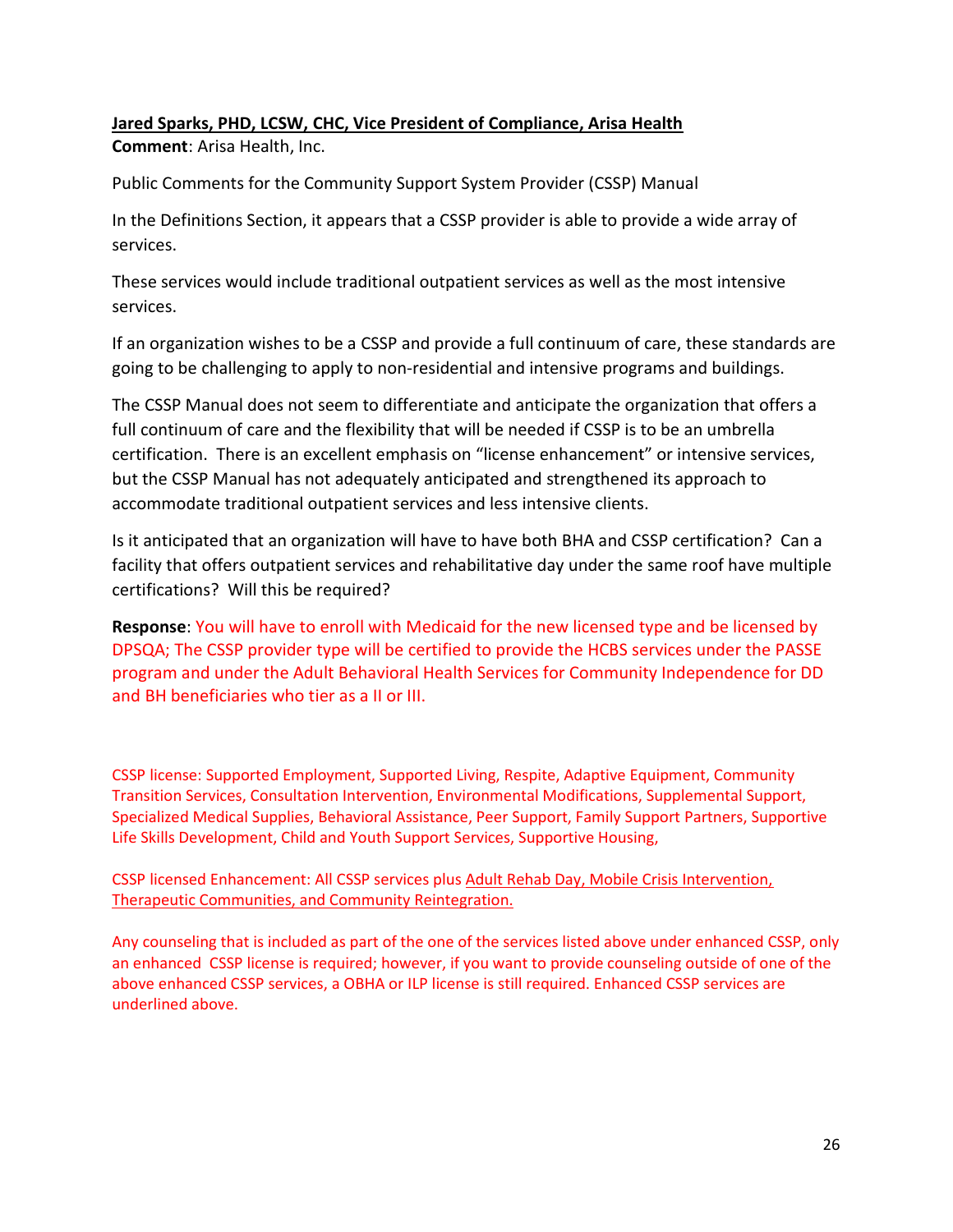**Jared Sparks, PHD, LCSW, CHC, Vice President of Compliance, Arisa Health**

**Comment**: Arisa Health, Inc.

Public Comments for the Community Support System Provider (CSSP) Manual

In the Definitions Section, it appears that a CSSP provider is able to provide a wide array of services.

These services would include traditional outpatient services as well as the most intensive services.

If an organization wishes to be a CSSP and provide a full continuum of care, these standards are going to be challenging to apply to non-residential and intensive programs and buildings.

The CSSP Manual does not seem to differentiate and anticipate the organization that offers a full continuum of care and the flexibility that will be needed if CSSP is to be an umbrella certification. There is an excellent emphasis on "license enhancement" or intensive services, but the CSSP Manual has not adequately anticipated and strengthened its approach to accommodate traditional outpatient services and less intensive clients.

Is it anticipated that an organization will have to have both BHA and CSSP certification? Can a facility that offers outpatient services and rehabilitative day under the same roof have multiple certifications? Will this be required?

**Response**: You will have to enroll with Medicaid for the new licensed type and be licensed by DPSQA; The CSSP provider type will be certified to provide the HCBS services under the PASSE program and under the Adult Behavioral Health Services for Community Independence for DD and BH beneficiaries who tier as a II or III.

CSSP license: Supported Employment, Supported Living, Respite, Adaptive Equipment, Community Transition Services, Consultation Intervention, Environmental Modifications, Supplemental Support, Specialized Medical Supplies, Behavioral Assistance, Peer Support, Family Support Partners, Supportive Life Skills Development, Child and Youth Support Services, Supportive Housing,

CSSP licensed Enhancement: All CSSP services plus <u>Adult Rehab Day, Mobile Crisis Intervention, Therapeutic Communities, and Community Reintegration.</u>

Any counseling that is included as part of the one of the services listed above under enhanced CSSP, only an enhanced CSSP license is required; however, if you want to provide counseling outside of one of the above enhanced CSSP services, a OBHA or ILP license is still required. Enhanced CSSP services are underlined above.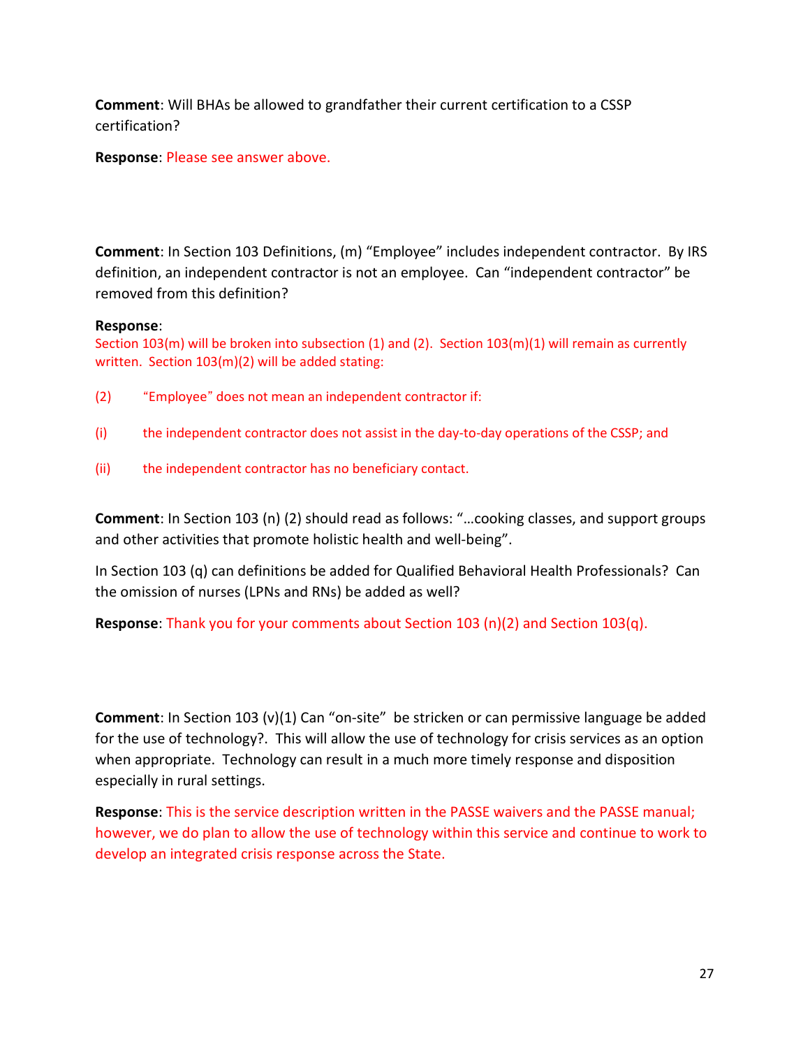**Comment**: Will BHAs be allowed to grandfather their current certification to a CSSP certification?

**Response**: Please see answer above.

**Comment**: In Section 103 Definitions, (m) “Employee” includes independent contractor. By IRS definition, an independent contractor is not an employee. Can “independent contractor” be removed from this definition?

**Response**:
Section 103(m) will be broken into subsection (1) and (2). Section 103(m)(1) will remain as currently written. Section 103(m)(2) will be added stating:

(2) “Employee” does not mean an independent contractor if:

(i) the independent contractor does not assist in the day-to-day operations of the CSSP; and

(ii) the independent contractor has no beneficiary contact.

**Comment**: In Section 103 (n) (2) should read as follows: “…cooking classes, and support groups and other activities that promote holistic health and well-being”.

In Section 103 (q) can definitions be added for Qualified Behavioral Health Professionals? Can the omission of nurses (LPNs and RNs) be added as well?

**Response**: Thank you for your comments about Section 103 (n)(2) and Section 103(q).

**Comment**: In Section 103 (v)(1) Can “on-site” be stricken or can permissive language be added for the use of technology?. This will allow the use of technology for crisis services as an option when appropriate. Technology can result in a much more timely response and disposition especially in rural settings.

**Response**: This is the service description written in the PASSE waivers and the PASSE manual; however, we do plan to allow the use of technology within this service and continue to work to develop an integrated crisis response across the State.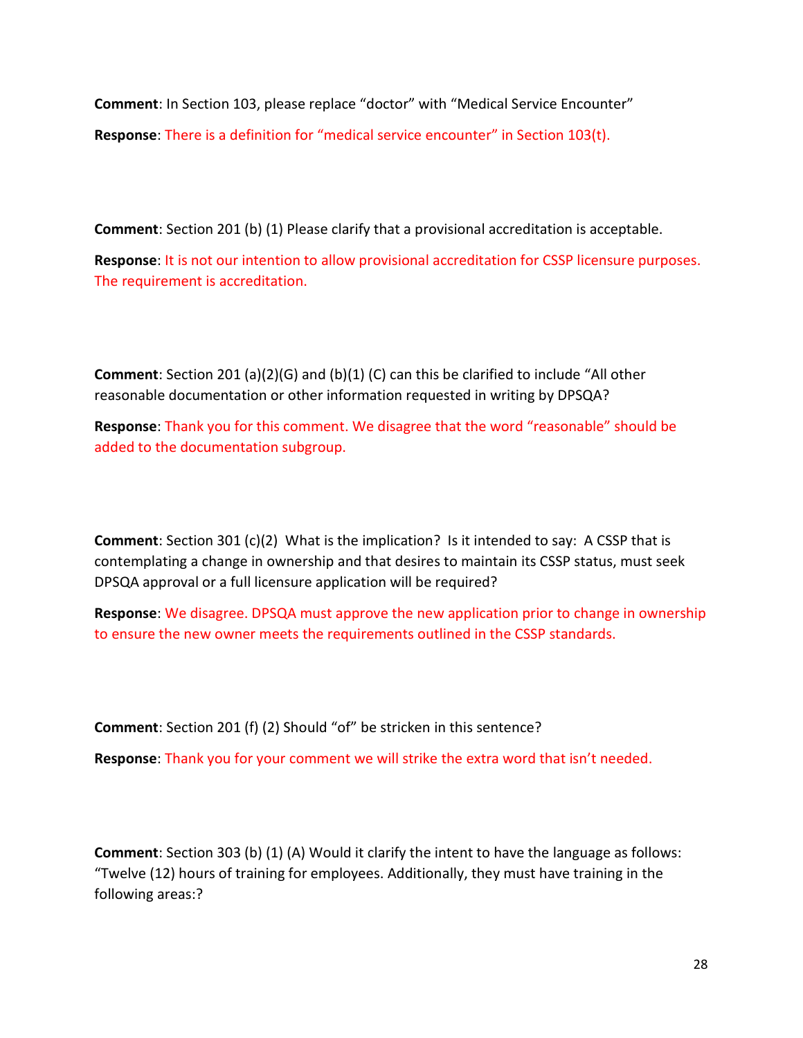**Comment**: In Section 103, please replace “doctor” with “Medical Service Encounter”

**Response**: There is a definition for “medical service encounter” in Section 103(t).

**Comment**: Section 201 (b) (1) Please clarify that a provisional accreditation is acceptable.

**Response**: It is not our intention to allow provisional accreditation for CSSP licensure purposes. The requirement is accreditation.

**Comment**: Section 201 (a)(2)(G) and (b)(1) (C) can this be clarified to include “All other reasonable documentation or other information requested in writing by DPSQA?

**Response**: Thank you for this comment. We disagree that the word “reasonable” should be added to the documentation subgroup.

**Comment**: Section 301 (c)(2) What is the implication? Is it intended to say: A CSSP that is contemplating a change in ownership and that desires to maintain its CSSP status, must seek DPSQA approval or a full licensure application will be required?

**Response**: We disagree. DPSQA must approve the new application prior to change in ownership to ensure the new owner meets the requirements outlined in the CSSP standards.

**Comment**: Section 201 (f) (2) Should “of” be stricken in this sentence?

**Response**: Thank you for your comment we will strike the extra word that isn’t needed.

**Comment**: Section 303 (b) (1) (A) Would it clarify the intent to have the language as follows: “Twelve (12) hours of training for employees. Additionally, they must have training in the following areas:?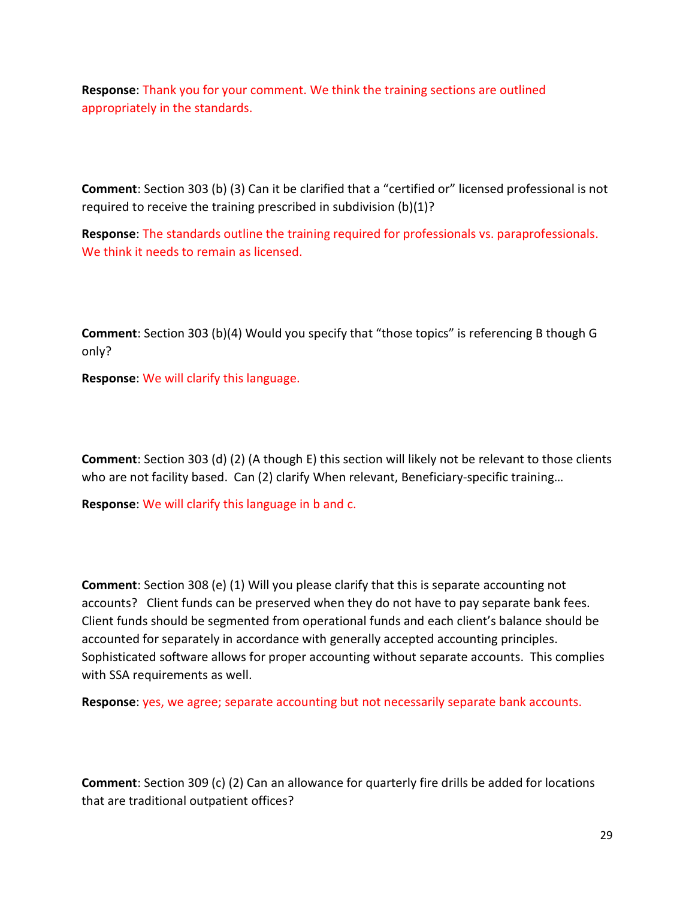**Response**: Thank you for your comment. We think the training sections are outlined appropriately in the standards.

**Comment**: Section 303 (b) (3) Can it be clarified that a "certified or" licensed professional is not required to receive the training prescribed in subdivision (b)(1)?

**Response**: The standards outline the training required for professionals vs. paraprofessionals. We think it needs to remain as licensed.

**Comment**: Section 303 (b)(4) Would you specify that "those topics" is referencing B though G only?

**Response**: We will clarify this language.

**Comment**: Section 303 (d) (2) (A though E) this section will likely not be relevant to those clients who are not facility based. Can (2) clarify When relevant, Beneficiary-specific training…

**Response**: We will clarify this language in b and c.

**Comment**: Section 308 (e) (1) Will you please clarify that this is separate accounting not accounts? Client funds can be preserved when they do not have to pay separate bank fees. Client funds should be segmented from operational funds and each client's balance should be accounted for separately in accordance with generally accepted accounting principles. Sophisticated software allows for proper accounting without separate accounts. This complies with SSA requirements as well.

**Response**: yes, we agree; separate accounting but not necessarily separate bank accounts.

**Comment**: Section 309 (c) (2) Can an allowance for quarterly fire drills be added for locations that are traditional outpatient offices?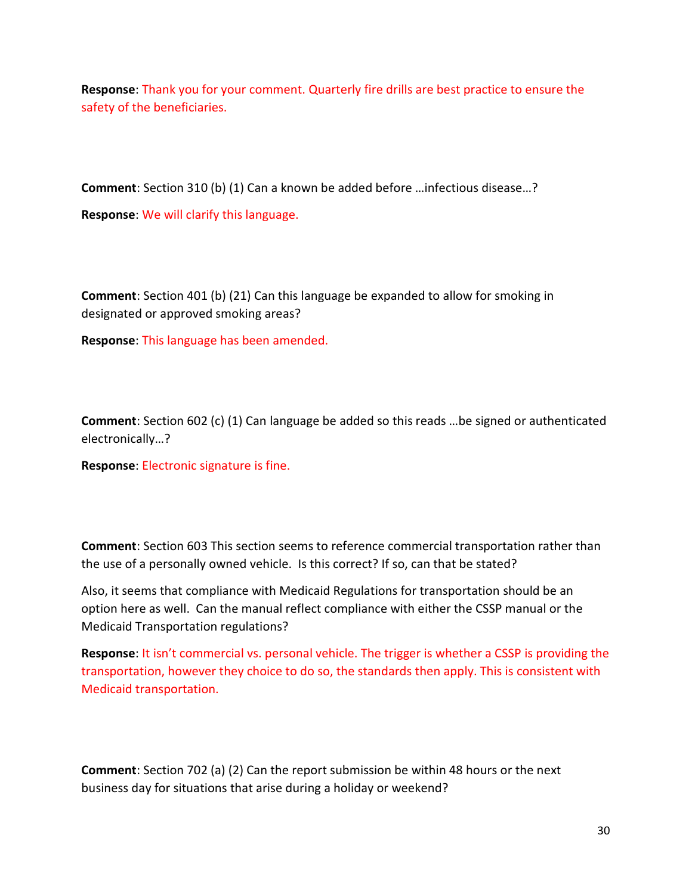**Response**: Thank you for your comment. Quarterly fire drills are best practice to ensure the safety of the beneficiaries.

**Comment**: Section 310 (b) (1) Can a known be added before …infectious disease…?

**Response**: We will clarify this language.

**Comment**: Section 401 (b) (21) Can this language be expanded to allow for smoking in designated or approved smoking areas?

**Response**: This language has been amended.

**Comment**: Section 602 (c) (1) Can language be added so this reads …be signed or authenticated electronically…?

**Response**: Electronic signature is fine.

**Comment**: Section 603 This section seems to reference commercial transportation rather than the use of a personally owned vehicle. Is this correct? If so, can that be stated?

Also, it seems that compliance with Medicaid Regulations for transportation should be an option here as well. Can the manual reflect compliance with either the CSSP manual or the Medicaid Transportation regulations?

**Response**: It isn't commercial vs. personal vehicle. The trigger is whether a CSSP is providing the transportation, however they choice to do so, the standards then apply. This is consistent with Medicaid transportation.

**Comment**: Section 702 (a) (2) Can the report submission be within 48 hours or the next business day for situations that arise during a holiday or weekend?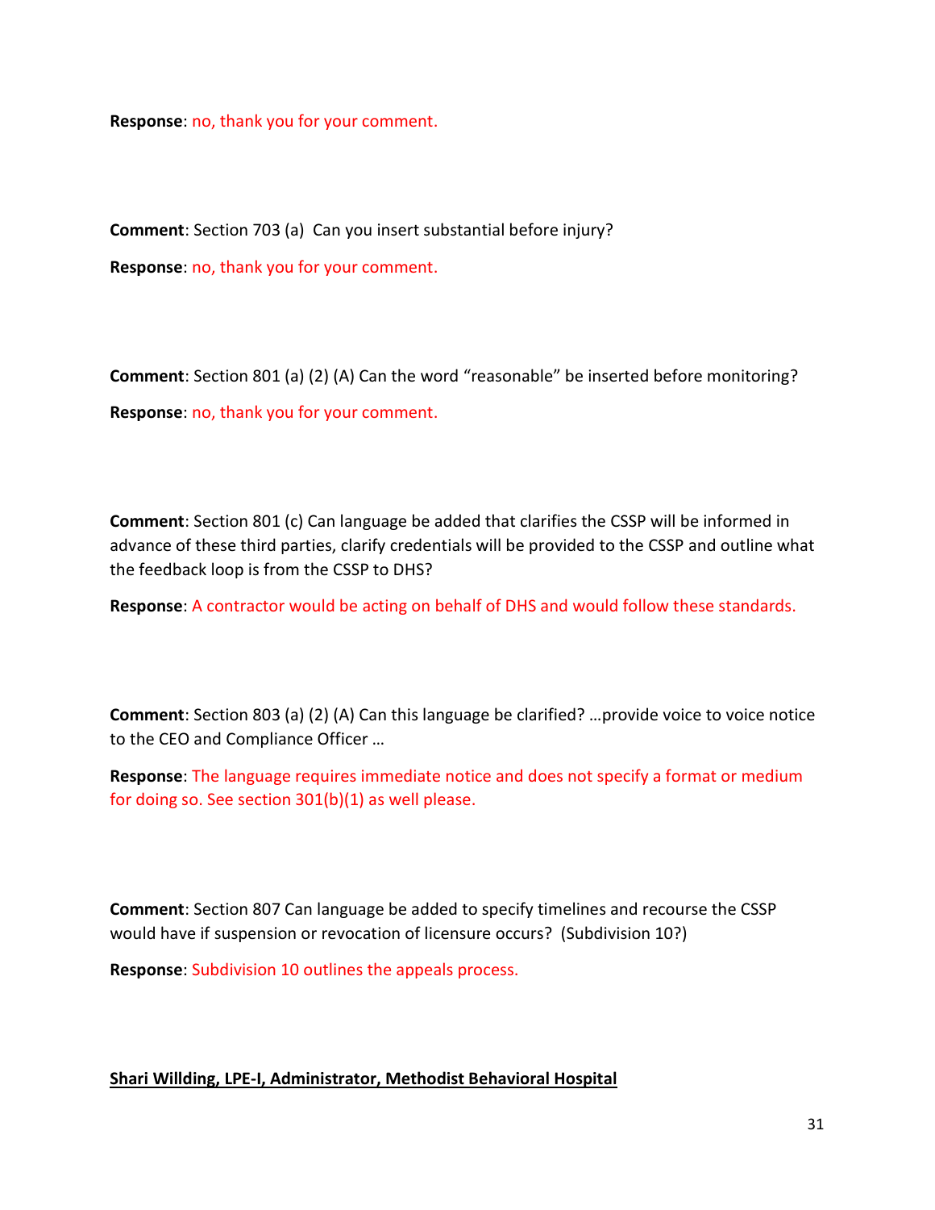**Response**: no, thank you for your comment.

**Comment**: Section 703 (a) Can you insert substantial before injury?

**Response**: no, thank you for your comment.

**Comment**: Section 801 (a) (2) (A) Can the word "reasonable" be inserted before monitoring?

**Response**: no, thank you for your comment.

**Comment**: Section 801 (c) Can language be added that clarifies the CSSP will be informed in advance of these third parties, clarify credentials will be provided to the CSSP and outline what the feedback loop is from the CSSP to DHS?

**Response**: A contractor would be acting on behalf of DHS and would follow these standards.

**Comment**: Section 803 (a) (2) (A) Can this language be clarified? …provide voice to voice notice to the CEO and Compliance Officer …

**Response**: The language requires immediate notice and does not specify a format or medium for doing so. See section 301(b)(1) as well please.

**Comment**: Section 807 Can language be added to specify timelines and recourse the CSSP would have if suspension or revocation of licensure occurs? (Subdivision 10?)

**Response**: Subdivision 10 outlines the appeals process.

**Shari Willding, LPE-I, Administrator, Methodist Behavioral Hospital**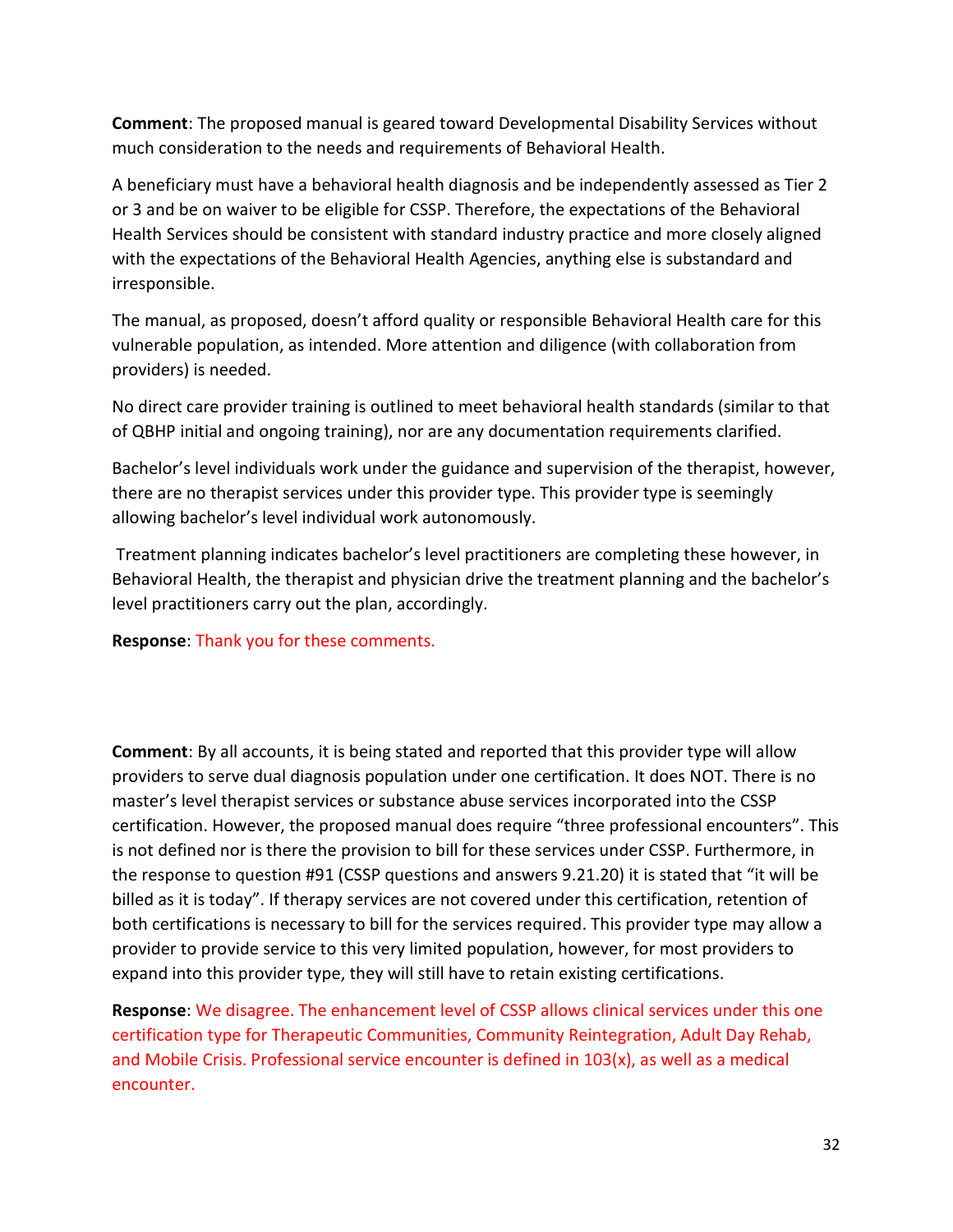**Comment**: The proposed manual is geared toward Developmental Disability Services without much consideration to the needs and requirements of Behavioral Health.

A beneficiary must have a behavioral health diagnosis and be independently assessed as Tier 2 or 3 and be on waiver to be eligible for CSSP. Therefore, the expectations of the Behavioral Health Services should be consistent with standard industry practice and more closely aligned with the expectations of the Behavioral Health Agencies, anything else is substandard and irresponsible.

The manual, as proposed, doesn't afford quality or responsible Behavioral Health care for this vulnerable population, as intended. More attention and diligence (with collaboration from providers) is needed.

No direct care provider training is outlined to meet behavioral health standards (similar to that of QBHP initial and ongoing training), nor are any documentation requirements clarified.

Bachelor's level individuals work under the guidance and supervision of the therapist, however, there are no therapist services under this provider type. This provider type is seemingly allowing bachelor's level individual work autonomously.

Treatment planning indicates bachelor's level practitioners are completing these however, in Behavioral Health, the therapist and physician drive the treatment planning and the bachelor's level practitioners carry out the plan, accordingly.

**Response**: Thank you for these comments.

**Comment**: By all accounts, it is being stated and reported that this provider type will allow providers to serve dual diagnosis population under one certification. It does NOT. There is no master's level therapist services or substance abuse services incorporated into the CSSP certification. However, the proposed manual does require "three professional encounters". This is not defined nor is there the provision to bill for these services under CSSP. Furthermore, in the response to question #91 (CSSP questions and answers 9.21.20) it is stated that "it will be billed as it is today". If therapy services are not covered under this certification, retention of both certifications is necessary to bill for the services required. This provider type may allow a provider to provide service to this very limited population, however, for most providers to expand into this provider type, they will still have to retain existing certifications.

**Response**: We disagree. The enhancement level of CSSP allows clinical services under this one certification type for Therapeutic Communities, Community Reintegration, Adult Day Rehab, and Mobile Crisis. Professional service encounter is defined in 103(x), as well as a medical encounter.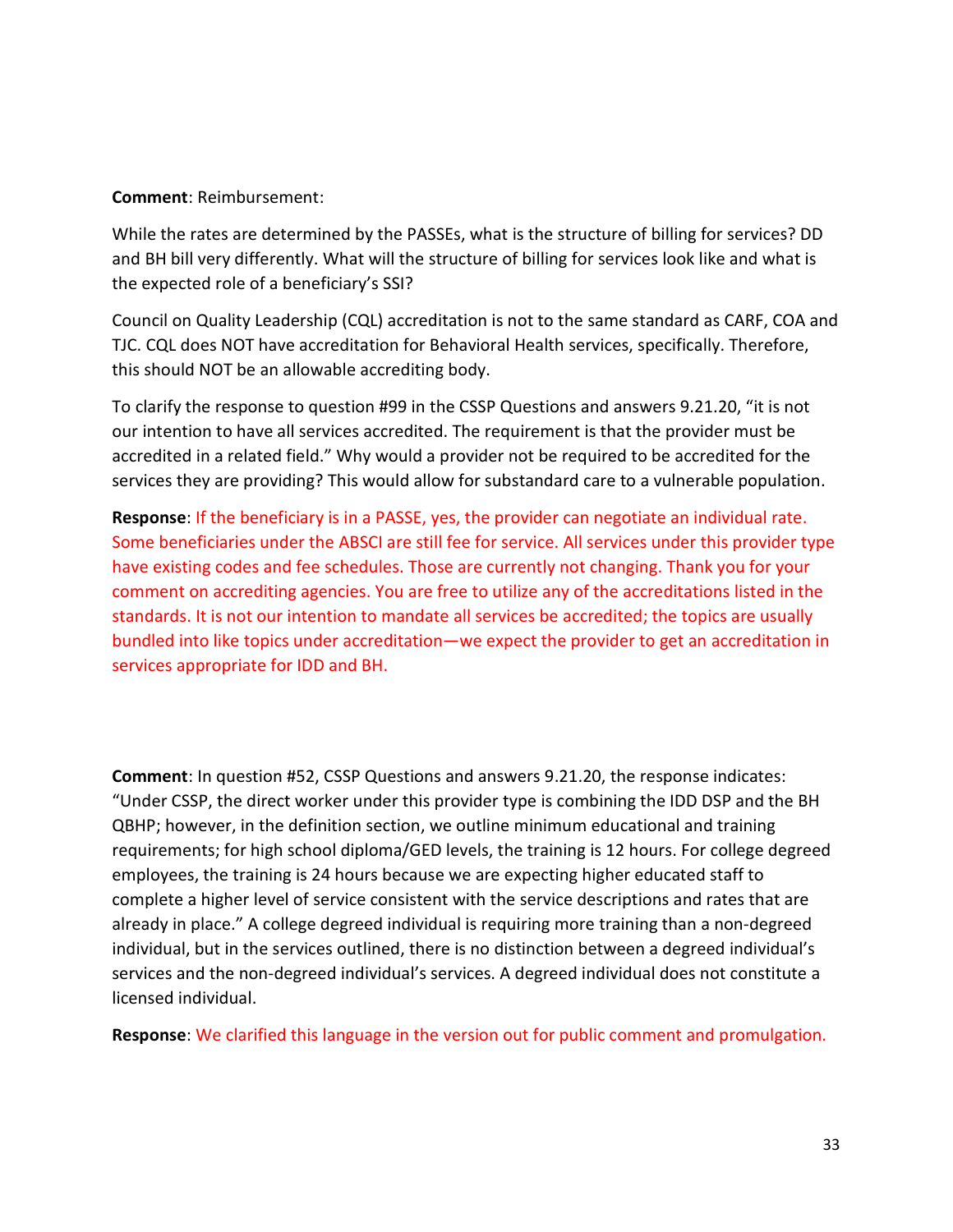**Comment**: Reimbursement:

While the rates are determined by the PASSEs, what is the structure of billing for services? DD and BH bill very differently. What will the structure of billing for services look like and what is the expected role of a beneficiary's SSI?

Council on Quality Leadership (CQL) accreditation is not to the same standard as CARF, COA and TJC. CQL does NOT have accreditation for Behavioral Health services, specifically. Therefore, this should NOT be an allowable accrediting body.

To clarify the response to question #99 in the CSSP Questions and answers 9.21.20, "it is not our intention to have all services accredited. The requirement is that the provider must be accredited in a related field." Why would a provider not be required to be accredited for the services they are providing? This would allow for substandard care to a vulnerable population.

**Response**: If the beneficiary is in a PASSE, yes, the provider can negotiate an individual rate. Some beneficiaries under the ABSCI are still fee for service. All services under this provider type have existing codes and fee schedules. Those are currently not changing. Thank you for your comment on accrediting agencies. You are free to utilize any of the accreditations listed in the standards. It is not our intention to mandate all services be accredited; the topics are usually bundled into like topics under accreditation—we expect the provider to get an accreditation in services appropriate for IDD and BH.

**Comment**: In question #52, CSSP Questions and answers 9.21.20, the response indicates: "Under CSSP, the direct worker under this provider type is combining the IDD DSP and the BH QBHP; however, in the definition section, we outline minimum educational and training requirements; for high school diploma/GED levels, the training is 12 hours. For college degreed employees, the training is 24 hours because we are expecting higher educated staff to complete a higher level of service consistent with the service descriptions and rates that are already in place." A college degreed individual is requiring more training than a non-degreed individual, but in the services outlined, there is no distinction between a degreed individual's services and the non-degreed individual's services. A degreed individual does not constitute a licensed individual.

**Response**: We clarified this language in the version out for public comment and promulgation.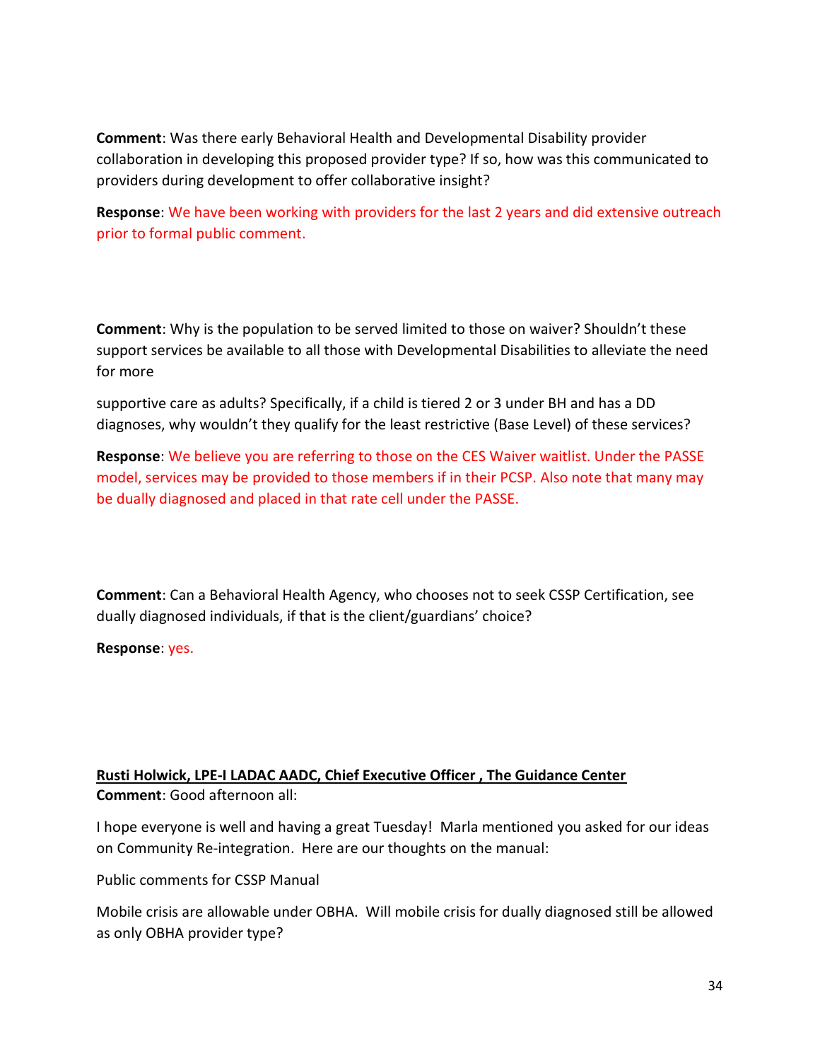**Comment**: Was there early Behavioral Health and Developmental Disability provider collaboration in developing this proposed provider type? If so, how was this communicated to providers during development to offer collaborative insight?

**Response**: We have been working with providers for the last 2 years and did extensive outreach prior to formal public comment.

**Comment**: Why is the population to be served limited to those on waiver? Shouldn't these support services be available to all those with Developmental Disabilities to alleviate the need for more

supportive care as adults? Specifically, if a child is tiered 2 or 3 under BH and has a DD diagnoses, why wouldn't they qualify for the least restrictive (Base Level) of these services?

**Response**: We believe you are referring to those on the CES Waiver waitlist. Under the PASSE model, services may be provided to those members if in their PCSP. Also note that many may be dually diagnosed and placed in that rate cell under the PASSE.

**Comment**: Can a Behavioral Health Agency, who chooses not to seek CSSP Certification, see dually diagnosed individuals, if that is the client/guardians' choice?

**Response**: yes.

**Rusti Holwick, LPE-I LADAC AADC, Chief Executive Officer , The Guidance Center**

**Comment**: Good afternoon all:

I hope everyone is well and having a great Tuesday! Marla mentioned you asked for our ideas on Community Re-integration. Here are our thoughts on the manual:

Public comments for CSSP Manual

Mobile crisis are allowable under OBHA. Will mobile crisis for dually diagnosed still be allowed as only OBHA provider type?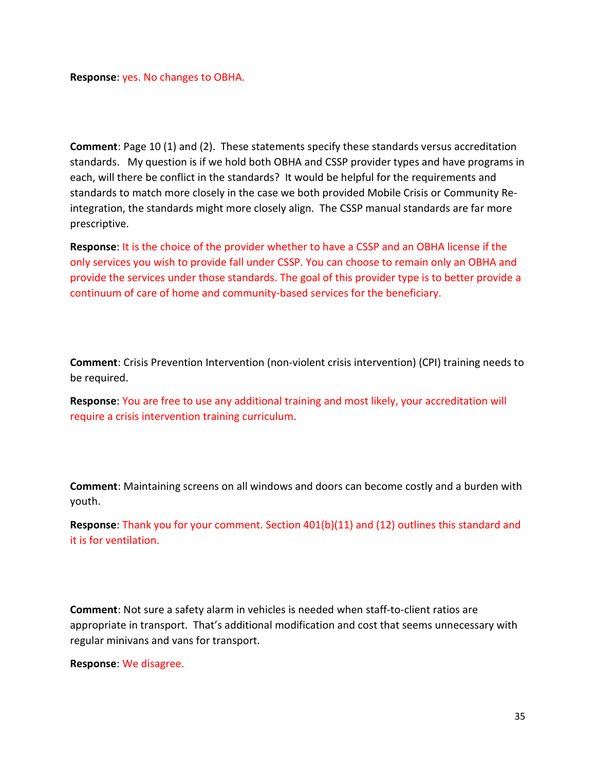**Response**: yes. No changes to OBHA.

**Comment**: Page 10 (1) and (2). These statements specify these standards versus accreditation standards. My question is if we hold both OBHA and CSSP provider types and have programs in each, will there be conflict in the standards? It would be helpful for the requirements and standards to match more closely in the case we both provided Mobile Crisis or Community Re-integration, the standards might more closely align. The CSSP manual standards are far more prescriptive.

**Response**: It is the choice of the provider whether to have a CSSP and an OBHA license if the only services you wish to provide fall under CSSP. You can choose to remain only an OBHA and provide the services under those standards. The goal of this provider type is to better provide a continuum of care of home and community-based services for the beneficiary.

**Comment**: Crisis Prevention Intervention (non-violent crisis intervention) (CPI) training needs to be required.

**Response**: You are free to use any additional training and most likely, your accreditation will require a crisis intervention training curriculum.

**Comment**: Maintaining screens on all windows and doors can become costly and a burden with youth.

**Response**: Thank you for your comment. Section 401(b)(11) and (12) outlines this standard and it is for ventilation.

**Comment**: Not sure a safety alarm in vehicles is needed when staff-to-client ratios are appropriate in transport. That's additional modification and cost that seems unnecessary with regular minivans and vans for transport.

**Response**: We disagree.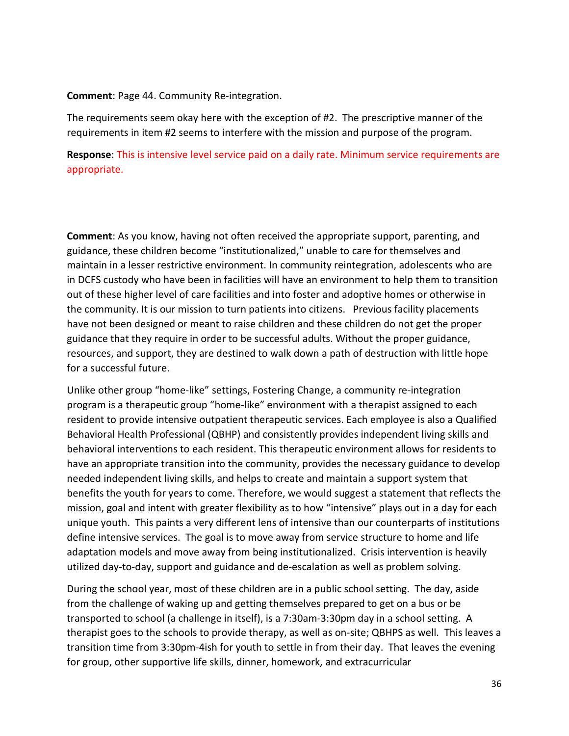**Comment**: Page 44. Community Re-integration.

The requirements seem okay here with the exception of #2. The prescriptive manner of the requirements in item #2 seems to interfere with the mission and purpose of the program.

**Response**: This is intensive level service paid on a daily rate. Minimum service requirements are appropriate.

**Comment**: As you know, having not often received the appropriate support, parenting, and guidance, these children become "institutionalized," unable to care for themselves and maintain in a lesser restrictive environment. In community reintegration, adolescents who are in DCFS custody who have been in facilities will have an environment to help them to transition out of these higher level of care facilities and into foster and adoptive homes or otherwise in the community. It is our mission to turn patients into citizens. Previous facility placements have not been designed or meant to raise children and these children do not get the proper guidance that they require in order to be successful adults. Without the proper guidance, resources, and support, they are destined to walk down a path of destruction with little hope for a successful future.

Unlike other group "home-like" settings, Fostering Change, a community re-integration program is a therapeutic group "home-like" environment with a therapist assigned to each resident to provide intensive outpatient therapeutic services. Each employee is also a Qualified Behavioral Health Professional (QBHP) and consistently provides independent living skills and behavioral interventions to each resident. This therapeutic environment allows for residents to have an appropriate transition into the community, provides the necessary guidance to develop needed independent living skills, and helps to create and maintain a support system that benefits the youth for years to come. Therefore, we would suggest a statement that reflects the mission, goal and intent with greater flexibility as to how "intensive" plays out in a day for each unique youth. This paints a very different lens of intensive than our counterparts of institutions define intensive services. The goal is to move away from service structure to home and life adaptation models and move away from being institutionalized. Crisis intervention is heavily utilized day-to-day, support and guidance and de-escalation as well as problem solving.

During the school year, most of these children are in a public school setting. The day, aside from the challenge of waking up and getting themselves prepared to get on a bus or be transported to school (a challenge in itself), is a 7:30am-3:30pm day in a school setting. A therapist goes to the schools to provide therapy, as well as on-site; QBHPS as well. This leaves a transition time from 3:30pm-4ish for youth to settle in from their day. That leaves the evening for group, other supportive life skills, dinner, homework, and extracurricular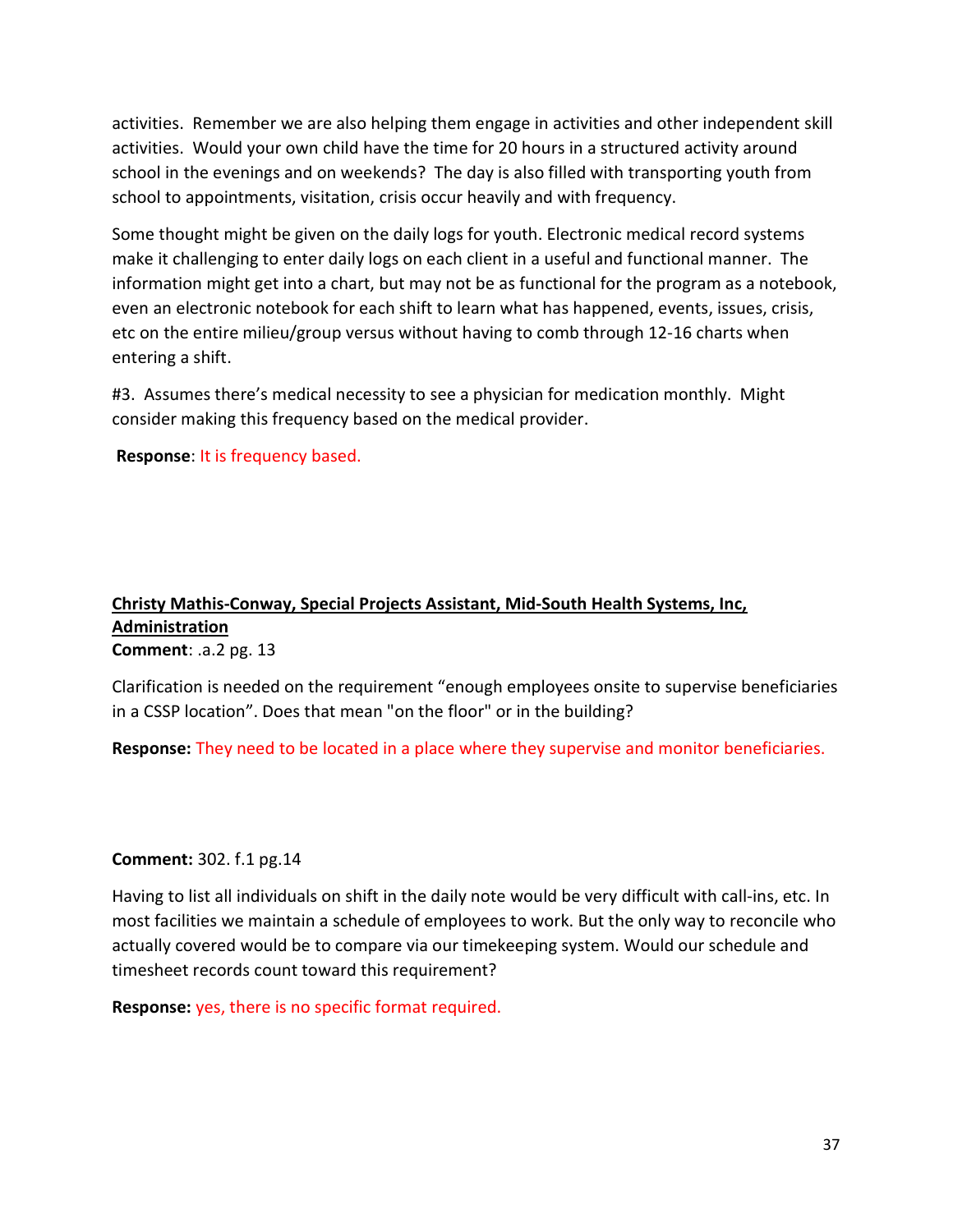activities. Remember we are also helping them engage in activities and other independent skill activities. Would your own child have the time for 20 hours in a structured activity around school in the evenings and on weekends? The day is also filled with transporting youth from school to appointments, visitation, crisis occur heavily and with frequency.

Some thought might be given on the daily logs for youth. Electronic medical record systems make it challenging to enter daily logs on each client in a useful and functional manner. The information might get into a chart, but may not be as functional for the program as a notebook, even an electronic notebook for each shift to learn what has happened, events, issues, crisis, etc on the entire milieu/group versus without having to comb through 12-16 charts when entering a shift.

#3. Assumes there's medical necessity to see a physician for medication monthly. Might consider making this frequency based on the medical provider.

**Response**: It is frequency based.

**Christy Mathis-Conway, Special Projects Assistant, Mid-South Health Systems, Inc, Administration**

**Comment**: .a.2 pg. 13

Clarification is needed on the requirement "enough employees onsite to supervise beneficiaries in a CSSP location". Does that mean "on the floor" or in the building?

**Response:** They need to be located in a place where they supervise and monitor beneficiaries.

**Comment:** 302. f.1 pg.14

Having to list all individuals on shift in the daily note would be very difficult with call-ins, etc. In most facilities we maintain a schedule of employees to work. But the only way to reconcile who actually covered would be to compare via our timekeeping system. Would our schedule and timesheet records count toward this requirement?

**Response:** yes, there is no specific format required.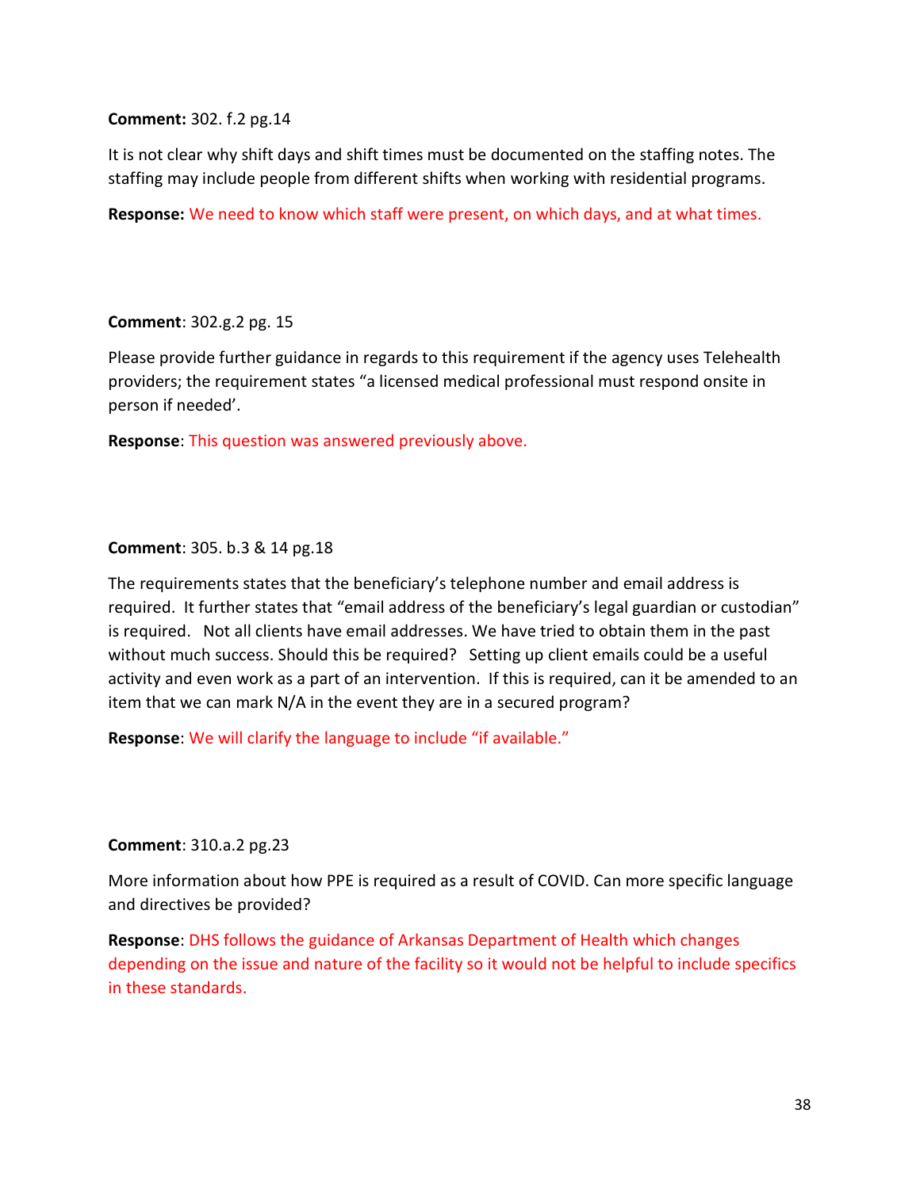**Comment:** 302. f.2 pg.14

It is not clear why shift days and shift times must be documented on the staffing notes. The staffing may include people from different shifts when working with residential programs.

**Response:** We need to know which staff were present, on which days, and at what times.

**Comment**: 302.g.2 pg. 15

Please provide further guidance in regards to this requirement if the agency uses Telehealth providers; the requirement states "a licensed medical professional must respond onsite in person if needed'.

**Response**: This question was answered previously above.

**Comment**: 305. b.3 & 14 pg.18

The requirements states that the beneficiary's telephone number and email address is required. It further states that "email address of the beneficiary's legal guardian or custodian" is required. Not all clients have email addresses. We have tried to obtain them in the past without much success. Should this be required? Setting up client emails could be a useful activity and even work as a part of an intervention. If this is required, can it be amended to an item that we can mark N/A in the event they are in a secured program?

**Response**: We will clarify the language to include "if available."

**Comment**: 310.a.2 pg.23

More information about how PPE is required as a result of COVID. Can more specific language and directives be provided?

**Response**: DHS follows the guidance of Arkansas Department of Health which changes depending on the issue and nature of the facility so it would not be helpful to include specifics in these standards.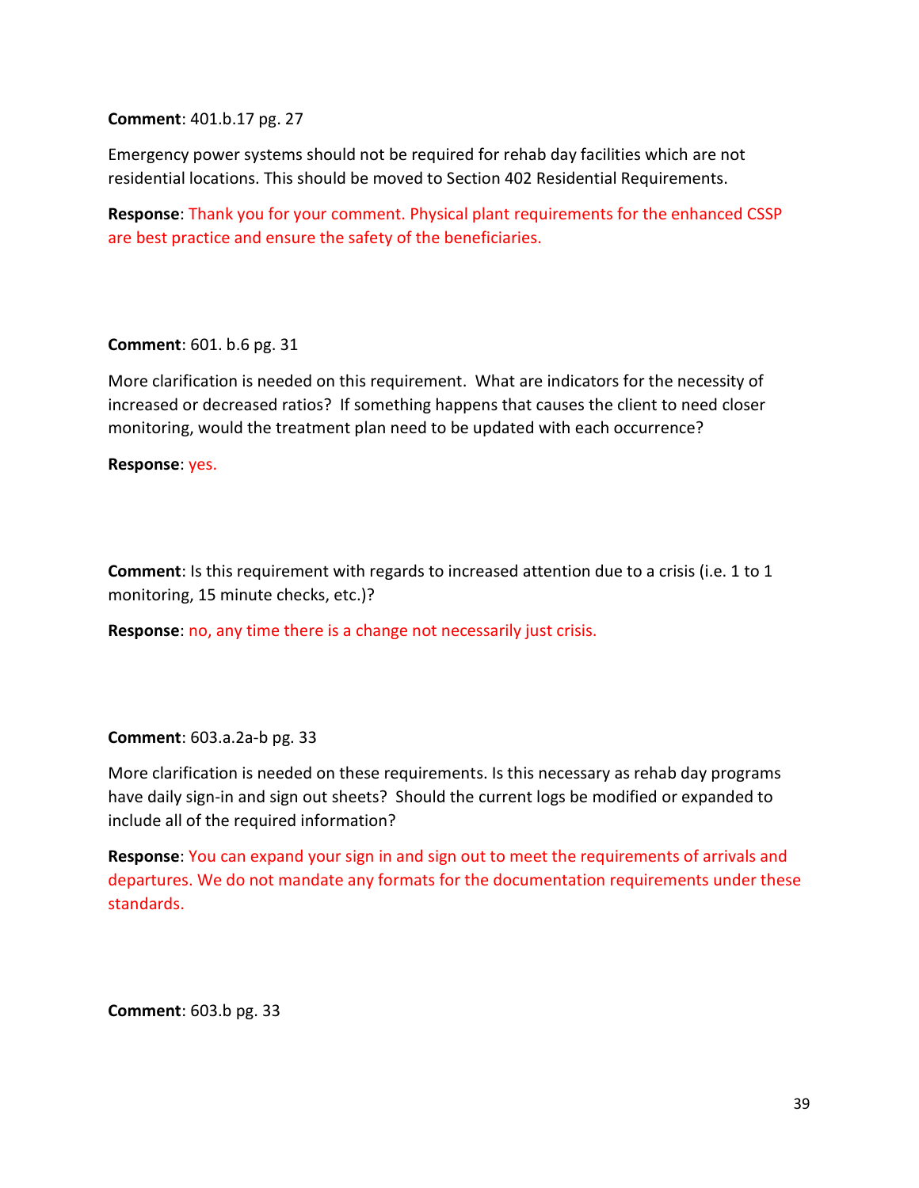**Comment**: 401.b.17 pg. 27

Emergency power systems should not be required for rehab day facilities which are not residential locations. This should be moved to Section 402 Residential Requirements.

**Response**: Thank you for your comment. Physical plant requirements for the enhanced CSSP are best practice and ensure the safety of the beneficiaries.

**Comment**: 601. b.6 pg. 31

More clarification is needed on this requirement. What are indicators for the necessity of increased or decreased ratios? If something happens that causes the client to need closer monitoring, would the treatment plan need to be updated with each occurrence?

**Response**: yes.

**Comment**: Is this requirement with regards to increased attention due to a crisis (i.e. 1 to 1 monitoring, 15 minute checks, etc.)?

**Response**: no, any time there is a change not necessarily just crisis.

**Comment**: 603.a.2a-b pg. 33

More clarification is needed on these requirements. Is this necessary as rehab day programs have daily sign-in and sign out sheets? Should the current logs be modified or expanded to include all of the required information?

**Response**: You can expand your sign in and sign out to meet the requirements of arrivals and departures. We do not mandate any formats for the documentation requirements under these standards.

**Comment**: 603.b pg. 33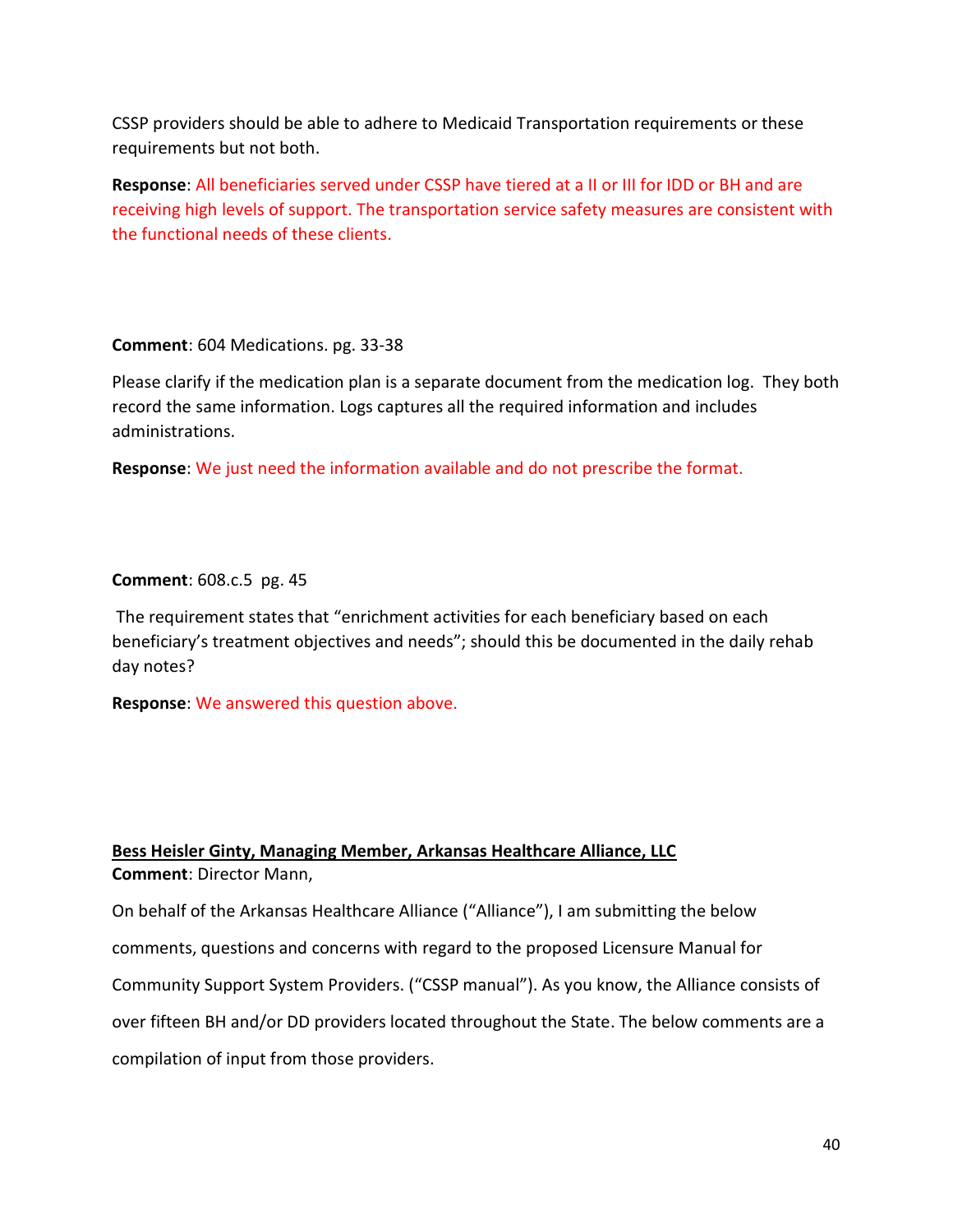CSSP providers should be able to adhere to Medicaid Transportation requirements or these requirements but not both.

**Response**: All beneficiaries served under CSSP have tiered at a II or III for IDD or BH and are receiving high levels of support. The transportation service safety measures are consistent with the functional needs of these clients.

**Comment**: 604 Medications. pg. 33-38

Please clarify if the medication plan is a separate document from the medication log. They both record the same information. Logs captures all the required information and includes administrations.

**Response**: We just need the information available and do not prescribe the format.

**Comment**: 608.c.5 pg. 45

The requirement states that "enrichment activities for each beneficiary based on each beneficiary's treatment objectives and needs"; should this be documented in the daily rehab day notes?

**Response**: We answered this question above.

**<u>Bess Heisler Ginty, Managing Member, Arkansas Healthcare Alliance, LLC</u>**
**Comment**: Director Mann,

On behalf of the Arkansas Healthcare Alliance ("Alliance"), I am submitting the below comments, questions and concerns with regard to the proposed Licensure Manual for Community Support System Providers. ("CSSP manual"). As you know, the Alliance consists of over fifteen BH and/or DD providers located throughout the State. The below comments are a compilation of input from those providers.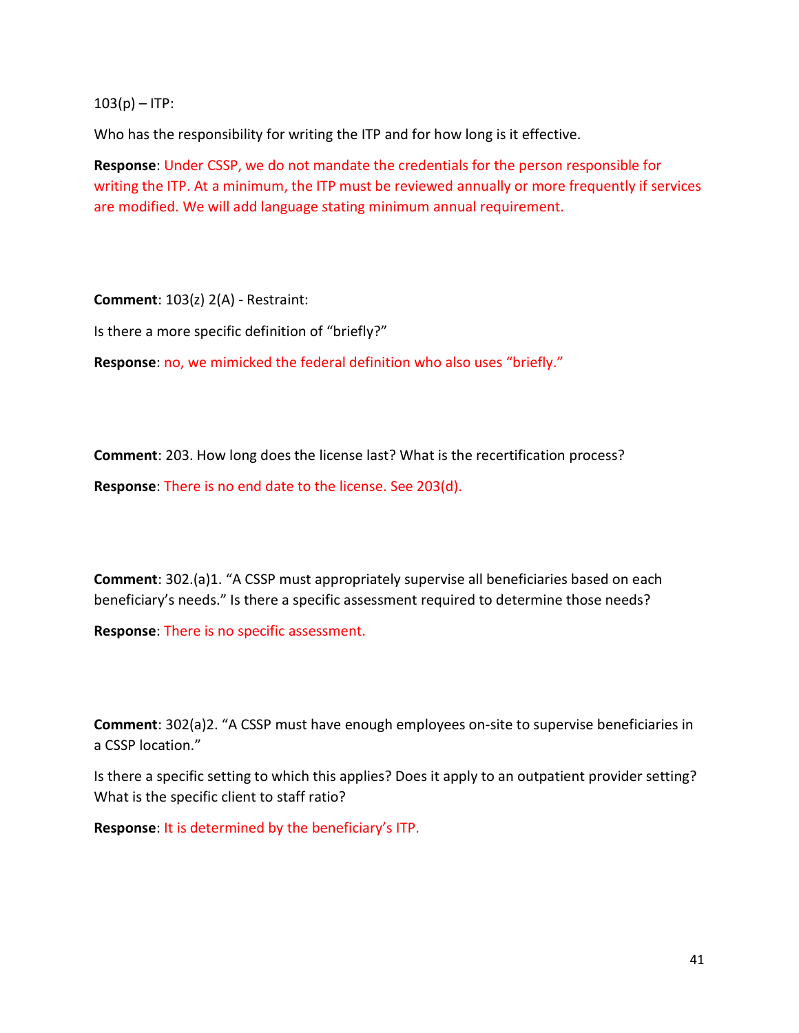103(p) – ITP:

Who has the responsibility for writing the ITP and for how long is it effective.

**Response**: Under CSSP, we do not mandate the credentials for the person responsible for writing the ITP. At a minimum, the ITP must be reviewed annually or more frequently if services are modified. We will add language stating minimum annual requirement.

**Comment**: 103(z) 2(A) - Restraint:

Is there a more specific definition of "briefly?"

**Response**: no, we mimicked the federal definition who also uses "briefly."

**Comment**: 203. How long does the license last? What is the recertification process?

**Response**: There is no end date to the license. See 203(d).

**Comment**: 302.(a)1. "A CSSP must appropriately supervise all beneficiaries based on each beneficiary's needs." Is there a specific assessment required to determine those needs?

**Response**: There is no specific assessment.

**Comment**: 302(a)2. "A CSSP must have enough employees on-site to supervise beneficiaries in a CSSP location."

Is there a specific setting to which this applies? Does it apply to an outpatient provider setting? What is the specific client to staff ratio?

**Response**: It is determined by the beneficiary's ITP.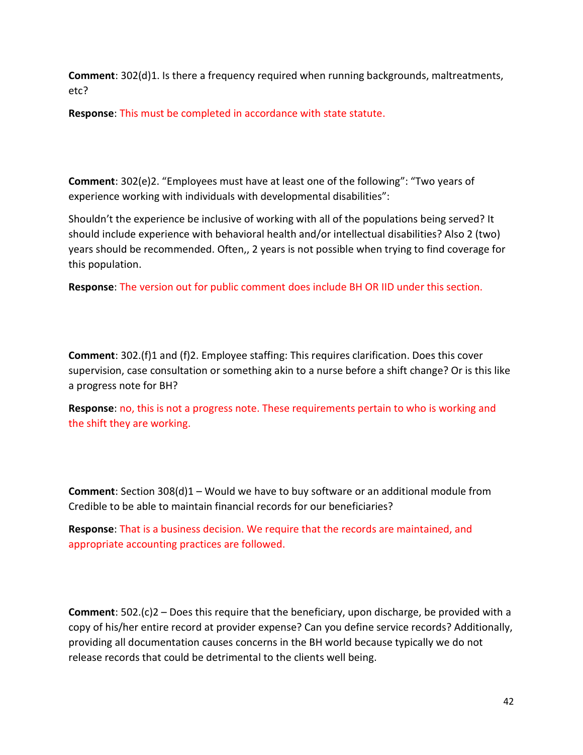**Comment**: 302(d)1. Is there a frequency required when running backgrounds, maltreatments, etc?

**Response**: This must be completed in accordance with state statute.

**Comment**: 302(e)2. "Employees must have at least one of the following": "Two years of experience working with individuals with developmental disabilities":

Shouldn't the experience be inclusive of working with all of the populations being served? It should include experience with behavioral health and/or intellectual disabilities? Also 2 (two) years should be recommended. Often,, 2 years is not possible when trying to find coverage for this population.

**Response**: The version out for public comment does include BH OR IID under this section.

**Comment**: 302.(f)1 and (f)2. Employee staffing: This requires clarification. Does this cover supervision, case consultation or something akin to a nurse before a shift change? Or is this like a progress note for BH?

**Response**: no, this is not a progress note. These requirements pertain to who is working and the shift they are working.

**Comment**: Section 308(d)1 – Would we have to buy software or an additional module from Credible to be able to maintain financial records for our beneficiaries?

**Response**: That is a business decision. We require that the records are maintained, and appropriate accounting practices are followed.

**Comment**: 502.(c)2 – Does this require that the beneficiary, upon discharge, be provided with a copy of his/her entire record at provider expense? Can you define service records? Additionally, providing all documentation causes concerns in the BH world because typically we do not release records that could be detrimental to the clients well being.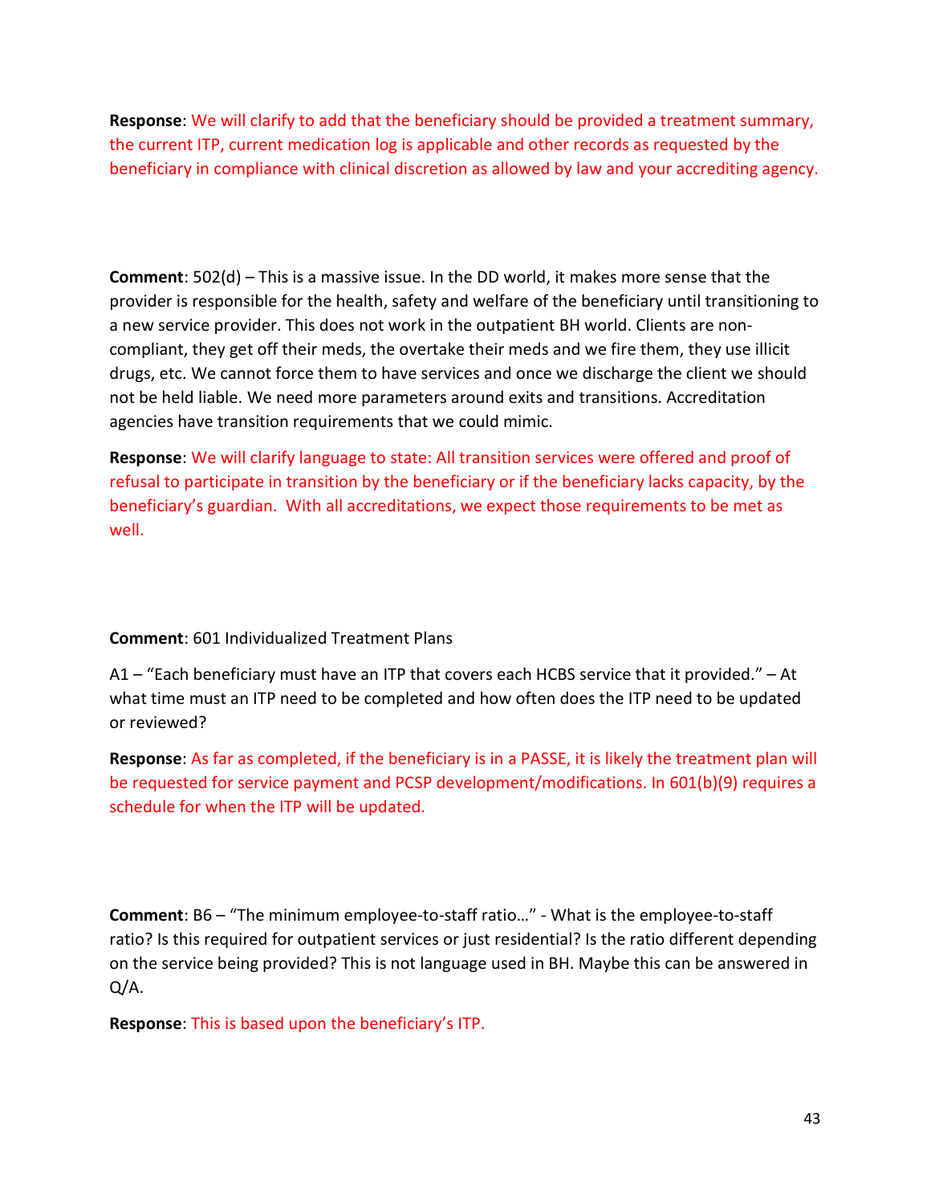**Response**: We will clarify to add that the beneficiary should be provided a treatment summary, the current ITP, current medication log is applicable and other records as requested by the beneficiary in compliance with clinical discretion as allowed by law and your accrediting agency.

**Comment**: 502(d) – This is a massive issue. In the DD world, it makes more sense that the provider is responsible for the health, safety and welfare of the beneficiary until transitioning to a new service provider. This does not work in the outpatient BH world. Clients are non-compliant, they get off their meds, the overtake their meds and we fire them, they use illicit drugs, etc. We cannot force them to have services and once we discharge the client we should not be held liable. We need more parameters around exits and transitions. Accreditation agencies have transition requirements that we could mimic.

**Response**: We will clarify language to state: All transition services were offered and proof of refusal to participate in transition by the beneficiary or if the beneficiary lacks capacity, by the beneficiary's guardian. With all accreditations, we expect those requirements to be met as well.

**Comment**: 601 Individualized Treatment Plans

A1 – "Each beneficiary must have an ITP that covers each HCBS service that it provided." – At what time must an ITP need to be completed and how often does the ITP need to be updated or reviewed?

**Response**: As far as completed, if the beneficiary is in a PASSE, it is likely the treatment plan will be requested for service payment and PCSP development/modifications. In 601(b)(9) requires a schedule for when the ITP will be updated.

**Comment**: B6 – "The minimum employee-to-staff ratio…" - What is the employee-to-staff ratio? Is this required for outpatient services or just residential? Is the ratio different depending on the service being provided? This is not language used in BH. Maybe this can be answered in Q/A.

**Response**: This is based upon the beneficiary's ITP.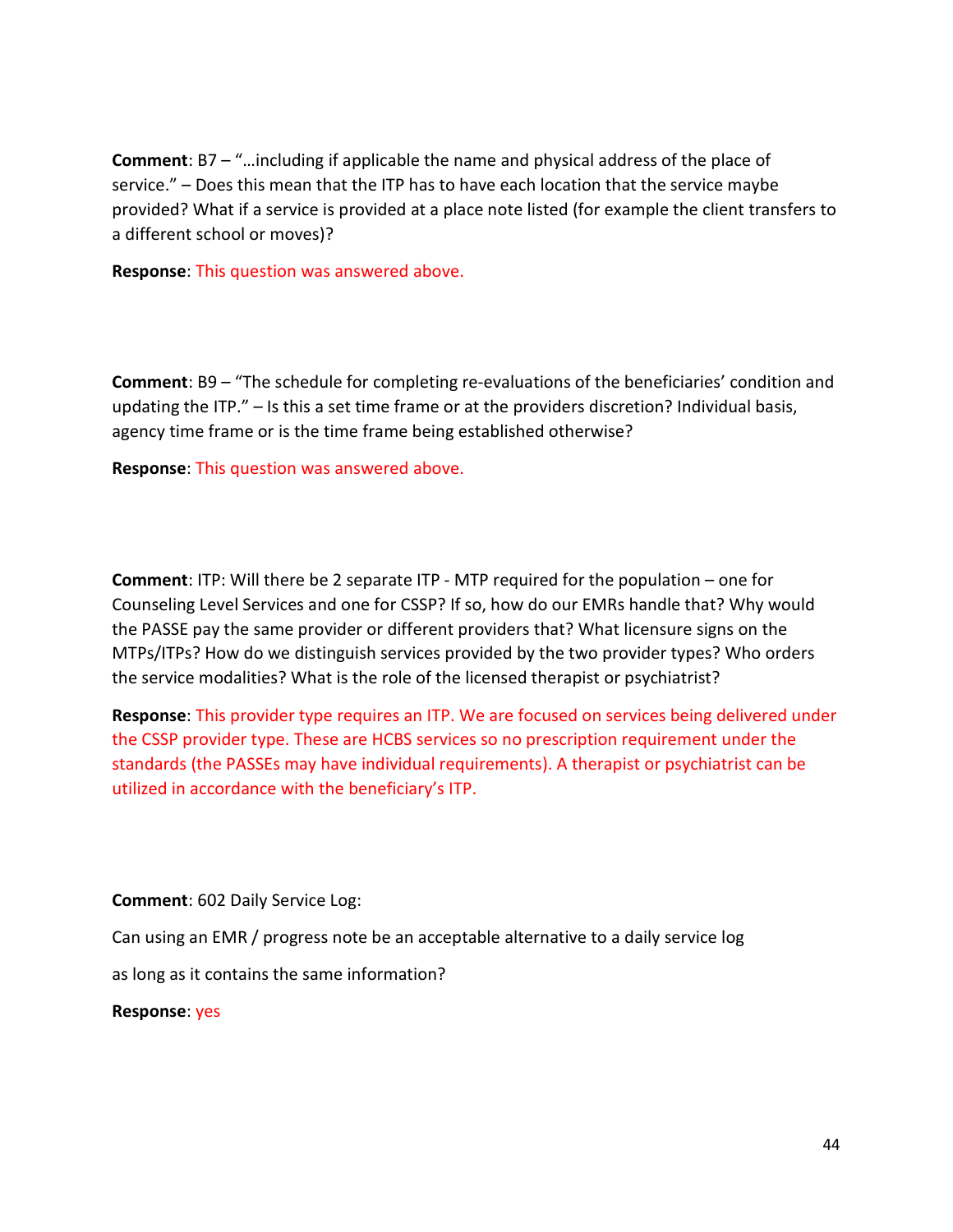**Comment**: B7 – "…including if applicable the name and physical address of the place of service." – Does this mean that the ITP has to have each location that the service maybe provided? What if a service is provided at a place note listed (for example the client transfers to a different school or moves)?

**Response**: This question was answered above.

**Comment**: B9 – "The schedule for completing re-evaluations of the beneficiaries' condition and updating the ITP." – Is this a set time frame or at the providers discretion? Individual basis, agency time frame or is the time frame being established otherwise?

**Response**: This question was answered above.

**Comment**: ITP: Will there be 2 separate ITP - MTP required for the population – one for Counseling Level Services and one for CSSP? If so, how do our EMRs handle that? Why would the PASSE pay the same provider or different providers that? What licensure signs on the MTPs/ITPs? How do we distinguish services provided by the two provider types? Who orders the service modalities? What is the role of the licensed therapist or psychiatrist?

**Response**: This provider type requires an ITP. We are focused on services being delivered under the CSSP provider type. These are HCBS services so no prescription requirement under the standards (the PASSEs may have individual requirements). A therapist or psychiatrist can be utilized in accordance with the beneficiary's ITP.

**Comment**: 602 Daily Service Log:

Can using an EMR / progress note be an acceptable alternative to a daily service log

as long as it contains the same information?

**Response**: yes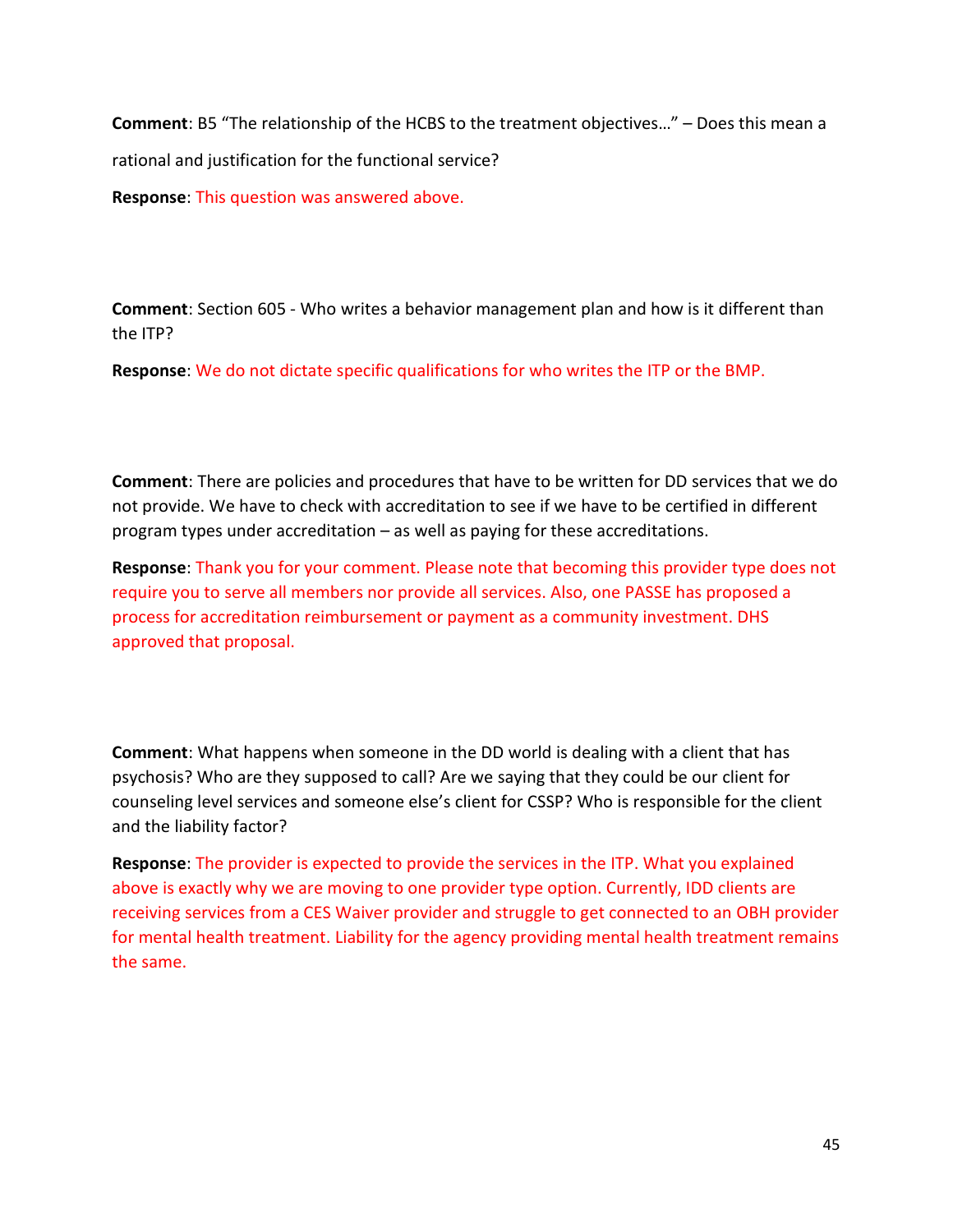**Comment**: B5 “The relationship of the HCBS to the treatment objectives…” – Does this mean a rational and justification for the functional service?

**Response**: This question was answered above.

**Comment**: Section 605 - Who writes a behavior management plan and how is it different than the ITP?

**Response**: We do not dictate specific qualifications for who writes the ITP or the BMP.

**Comment**: There are policies and procedures that have to be written for DD services that we do not provide. We have to check with accreditation to see if we have to be certified in different program types under accreditation – as well as paying for these accreditations.

**Response**: Thank you for your comment. Please note that becoming this provider type does not require you to serve all members nor provide all services. Also, one PASSE has proposed a process for accreditation reimbursement or payment as a community investment. DHS approved that proposal.

**Comment**: What happens when someone in the DD world is dealing with a client that has psychosis? Who are they supposed to call? Are we saying that they could be our client for counseling level services and someone else’s client for CSSP? Who is responsible for the client and the liability factor?

**Response**: The provider is expected to provide the services in the ITP. What you explained above is exactly why we are moving to one provider type option. Currently, IDD clients are receiving services from a CES Waiver provider and struggle to get connected to an OBH provider for mental health treatment. Liability for the agency providing mental health treatment remains the same.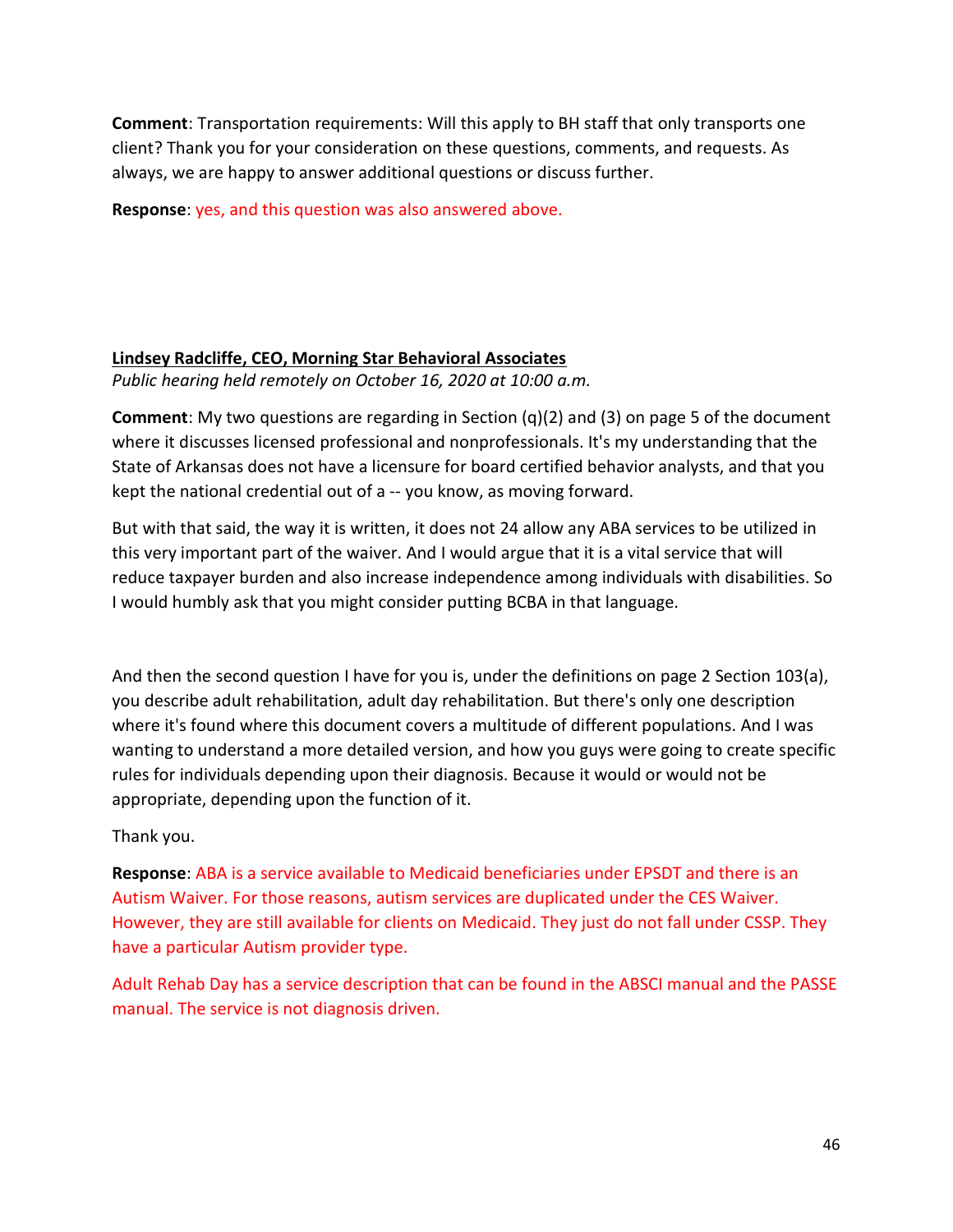**Comment**: Transportation requirements: Will this apply to BH staff that only transports one client? Thank you for your consideration on these questions, comments, and requests. As always, we are happy to answer additional questions or discuss further.

**Response**: yes, and this question was also answered above.

**Lindsey Radcliffe, CEO, Morning Star Behavioral Associates**

*Public hearing held remotely on October 16, 2020 at 10:00 a.m.*

**Comment**: My two questions are regarding in Section (q)(2) and (3) on page 5 of the document where it discusses licensed professional and nonprofessionals. It's my understanding that the State of Arkansas does not have a licensure for board certified behavior analysts, and that you kept the national credential out of a -- you know, as moving forward.

But with that said, the way it is written, it does not 24 allow any ABA services to be utilized in this very important part of the waiver. And I would argue that it is a vital service that will reduce taxpayer burden and also increase independence among individuals with disabilities. So I would humbly ask that you might consider putting BCBA in that language.

And then the second question I have for you is, under the definitions on page 2 Section 103(a), you describe adult rehabilitation, adult day rehabilitation. But there's only one description where it's found where this document covers a multitude of different populations. And I was wanting to understand a more detailed version, and how you guys were going to create specific rules for individuals depending upon their diagnosis. Because it would or would not be appropriate, depending upon the function of it.

Thank you.

**Response**: ABA is a service available to Medicaid beneficiaries under EPSDT and there is an Autism Waiver. For those reasons, autism services are duplicated under the CES Waiver. However, they are still available for clients on Medicaid. They just do not fall under CSSP. They have a particular Autism provider type.

Adult Rehab Day has a service description that can be found in the ABSCI manual and the PASSE manual. The service is not diagnosis driven.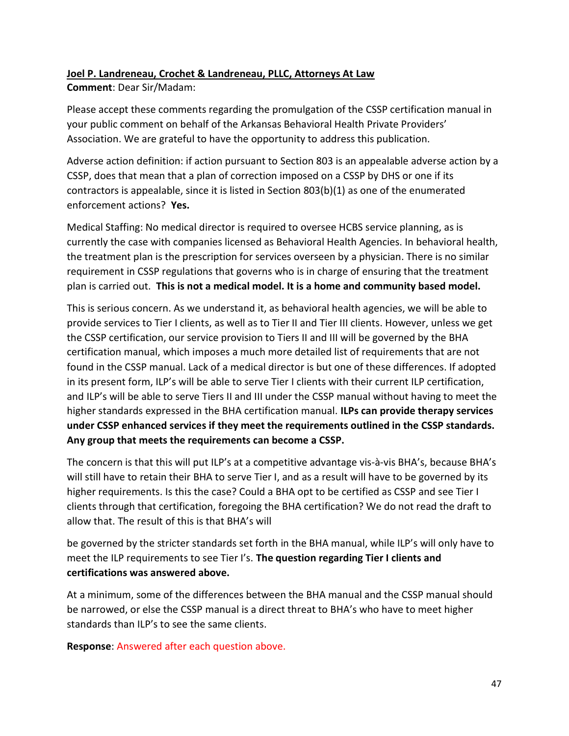**Joel P. Landreneau, Crochet & Landreneau, PLLC, Attorneys At Law**

**Comment**: Dear Sir/Madam:

Please accept these comments regarding the promulgation of the CSSP certification manual in your public comment on behalf of the Arkansas Behavioral Health Private Providers' Association. We are grateful to have the opportunity to address this publication.

Adverse action definition: if action pursuant to Section 803 is an appealable adverse action by a CSSP, does that mean that a plan of correction imposed on a CSSP by DHS or one if its contractors is appealable, since it is listed in Section 803(b)(1) as one of the enumerated enforcement actions? **Yes.**

Medical Staffing: No medical director is required to oversee HCBS service planning, as is currently the case with companies licensed as Behavioral Health Agencies. In behavioral health, the treatment plan is the prescription for services overseen by a physician. There is no similar requirement in CSSP regulations that governs who is in charge of ensuring that the treatment plan is carried out. **This is not a medical model. It is a home and community based model.**

This is serious concern. As we understand it, as behavioral health agencies, we will be able to provide services to Tier I clients, as well as to Tier II and Tier III clients. However, unless we get the CSSP certification, our service provision to Tiers II and III will be governed by the BHA certification manual, which imposes a much more detailed list of requirements that are not found in the CSSP manual. Lack of a medical director is but one of these differences. If adopted in its present form, ILP's will be able to serve Tier I clients with their current ILP certification, and ILP's will be able to serve Tiers II and III under the CSSP manual without having to meet the higher standards expressed in the BHA certification manual. **ILPs can provide therapy services under CSSP enhanced services if they meet the requirements outlined in the CSSP standards. Any group that meets the requirements can become a CSSP.**

The concern is that this will put ILP's at a competitive advantage vis-à-vis BHA's, because BHA's will still have to retain their BHA to serve Tier I, and as a result will have to be governed by its higher requirements. Is this the case? Could a BHA opt to be certified as CSSP and see Tier I clients through that certification, foregoing the BHA certification? We do not read the draft to allow that. The result of this is that BHA's will be governed by the stricter standards set forth in the BHA manual, while ILP's will only have to meet the ILP requirements to see Tier I's. **The question regarding Tier I clients and certifications was answered above.**

At a minimum, some of the differences between the BHA manual and the CSSP manual should be narrowed, or else the CSSP manual is a direct threat to BHA's who have to meet higher standards than ILP's to see the same clients.

**Response**: Answered after each question above.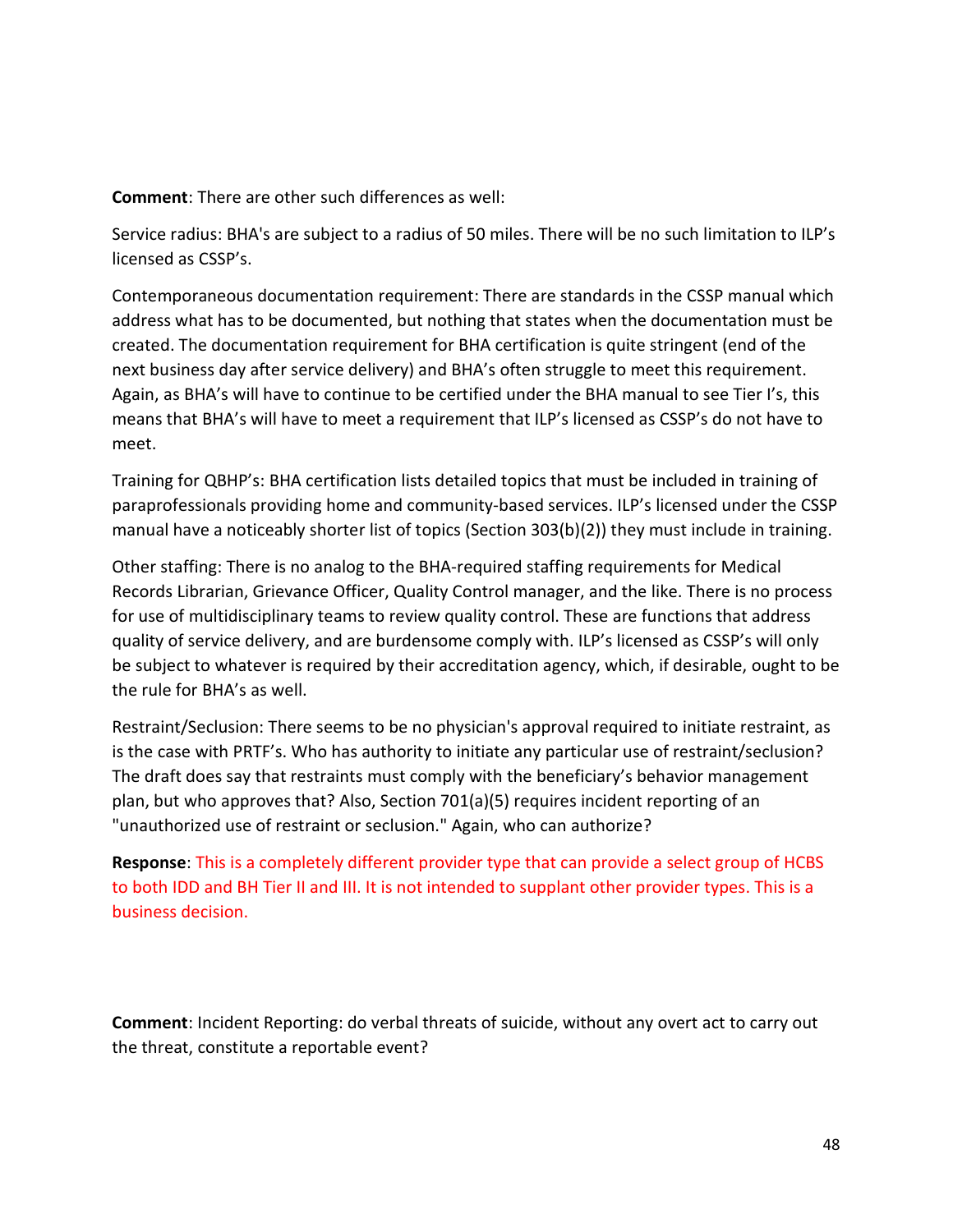**Comment**: There are other such differences as well:

Service radius: BHA's are subject to a radius of 50 miles. There will be no such limitation to ILP's licensed as CSSP's.

Contemporaneous documentation requirement: There are standards in the CSSP manual which address what has to be documented, but nothing that states when the documentation must be created. The documentation requirement for BHA certification is quite stringent (end of the next business day after service delivery) and BHA's often struggle to meet this requirement. Again, as BHA's will have to continue to be certified under the BHA manual to see Tier I's, this means that BHA's will have to meet a requirement that ILP's licensed as CSSP's do not have to meet.

Training for QBHP's: BHA certification lists detailed topics that must be included in training of paraprofessionals providing home and community-based services. ILP's licensed under the CSSP manual have a noticeably shorter list of topics (Section 303(b)(2)) they must include in training.

Other staffing: There is no analog to the BHA-required staffing requirements for Medical Records Librarian, Grievance Officer, Quality Control manager, and the like. There is no process for use of multidisciplinary teams to review quality control. These are functions that address quality of service delivery, and are burdensome comply with. ILP's licensed as CSSP's will only be subject to whatever is required by their accreditation agency, which, if desirable, ought to be the rule for BHA's as well.

Restraint/Seclusion: There seems to be no physician's approval required to initiate restraint, as is the case with PRTF's. Who has authority to initiate any particular use of restraint/seclusion? The draft does say that restraints must comply with the beneficiary's behavior management plan, but who approves that? Also, Section 701(a)(5) requires incident reporting of an "unauthorized use of restraint or seclusion." Again, who can authorize?

**Response**: This is a completely different provider type that can provide a select group of HCBS to both IDD and BH Tier II and III. It is not intended to supplant other provider types. This is a business decision.

**Comment**: Incident Reporting: do verbal threats of suicide, without any overt act to carry out the threat, constitute a reportable event?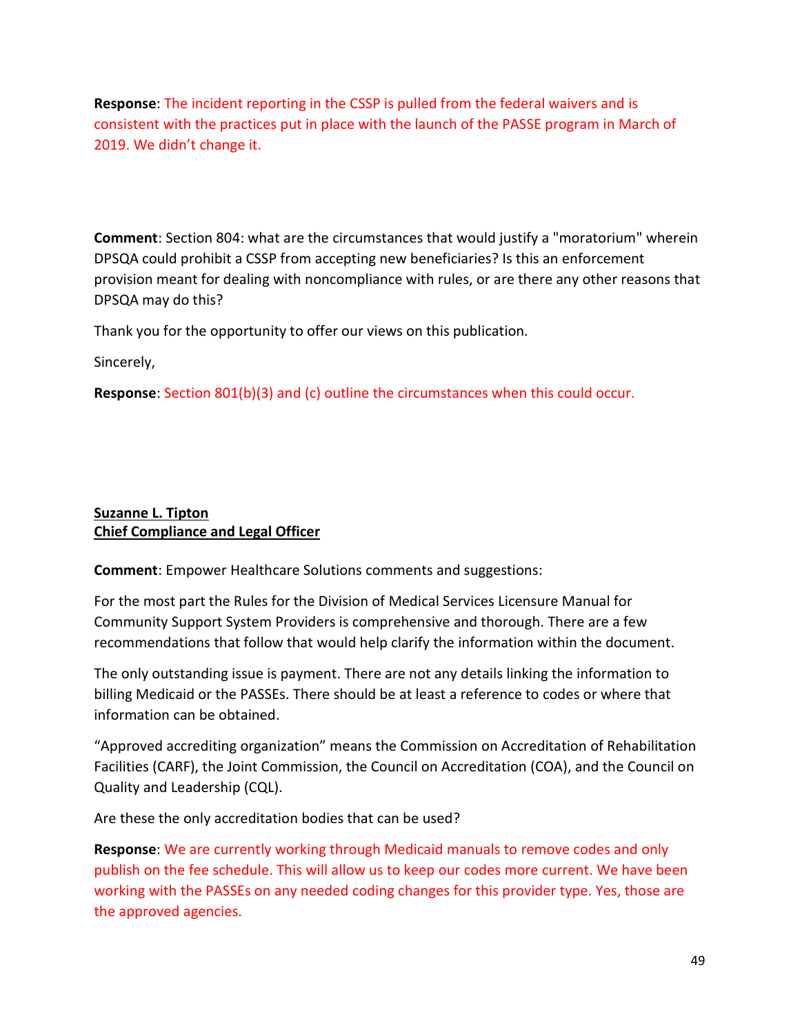**Response**: The incident reporting in the CSSP is pulled from the federal waivers and is consistent with the practices put in place with the launch of the PASSE program in March of 2019. We didn't change it.

**Comment**: Section 804: what are the circumstances that would justify a "moratorium" wherein DPSQA could prohibit a CSSP from accepting new beneficiaries? Is this an enforcement provision meant for dealing with noncompliance with rules, or are there any other reasons that DPSQA may do this?

Thank you for the opportunity to offer our views on this publication.

Sincerely,

**Response**: Section 801(b)(3) and (c) outline the circumstances when this could occur.

**<u>Suzanne L. Tipton</u>**
**<u>Chief Compliance and Legal Officer</u>**

**Comment**: Empower Healthcare Solutions comments and suggestions:

For the most part the Rules for the Division of Medical Services Licensure Manual for Community Support System Providers is comprehensive and thorough. There are a few recommendations that follow that would help clarify the information within the document.

The only outstanding issue is payment. There are not any details linking the information to billing Medicaid or the PASSEs. There should be at least a reference to codes or where that information can be obtained.

"Approved accrediting organization" means the Commission on Accreditation of Rehabilitation Facilities (CARF), the Joint Commission, the Council on Accreditation (COA), and the Council on Quality and Leadership (CQL).

Are these the only accreditation bodies that can be used?

**Response**: We are currently working through Medicaid manuals to remove codes and only publish on the fee schedule. This will allow us to keep our codes more current. We have been working with the PASSEs on any needed coding changes for this provider type. Yes, those are the approved agencies.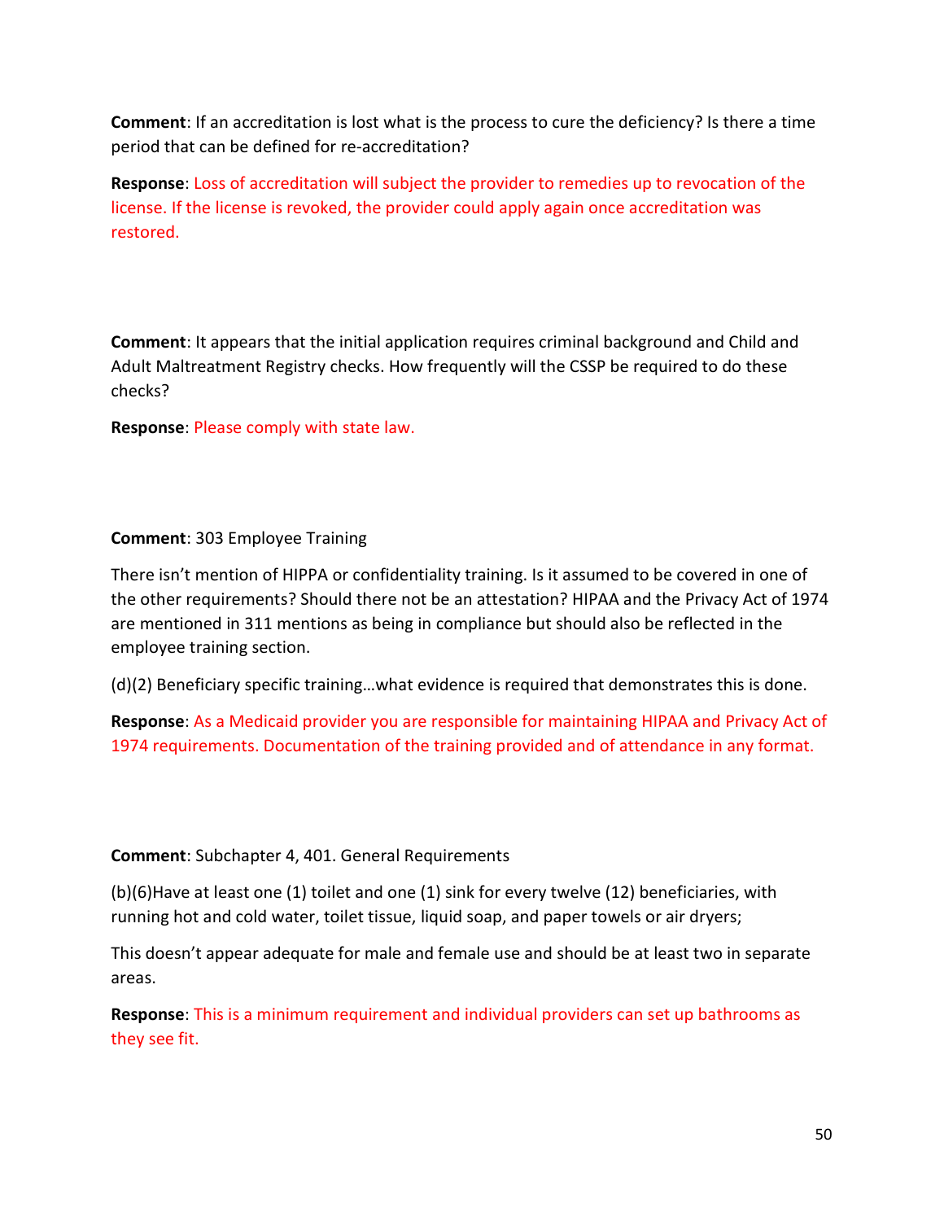**Comment**: If an accreditation is lost what is the process to cure the deficiency? Is there a time period that can be defined for re-accreditation?

**Response**: Loss of accreditation will subject the provider to remedies up to revocation of the license. If the license is revoked, the provider could apply again once accreditation was restored.

**Comment**: It appears that the initial application requires criminal background and Child and Adult Maltreatment Registry checks. How frequently will the CSSP be required to do these checks?

**Response**: Please comply with state law.

**Comment**: 303 Employee Training

There isn't mention of HIPPA or confidentiality training. Is it assumed to be covered in one of the other requirements? Should there not be an attestation? HIPAA and the Privacy Act of 1974 are mentioned in 311 mentions as being in compliance but should also be reflected in the employee training section.

(d)(2) Beneficiary specific training…what evidence is required that demonstrates this is done.

**Response**: As a Medicaid provider you are responsible for maintaining HIPAA and Privacy Act of 1974 requirements. Documentation of the training provided and of attendance in any format.

**Comment**: Subchapter 4, 401. General Requirements

(b)(6)Have at least one (1) toilet and one (1) sink for every twelve (12) beneficiaries, with running hot and cold water, toilet tissue, liquid soap, and paper towels or air dryers;

This doesn't appear adequate for male and female use and should be at least two in separate areas.

**Response**: This is a minimum requirement and individual providers can set up bathrooms as they see fit.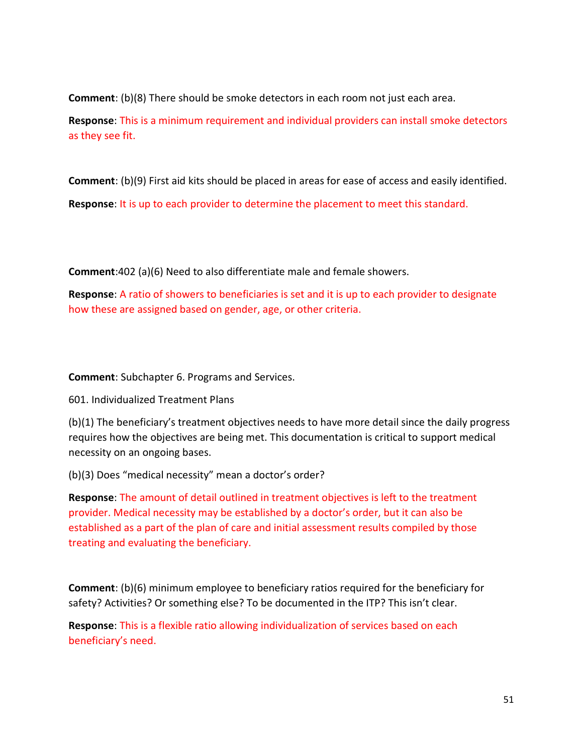**Comment**: (b)(8) There should be smoke detectors in each room not just each area.

**Response**: This is a minimum requirement and individual providers can install smoke detectors as they see fit.

**Comment**: (b)(9) First aid kits should be placed in areas for ease of access and easily identified.

**Response**: It is up to each provider to determine the placement to meet this standard.

**Comment**:402 (a)(6) Need to also differentiate male and female showers.

**Response**: A ratio of showers to beneficiaries is set and it is up to each provider to designate how these are assigned based on gender, age, or other criteria.

**Comment**: Subchapter 6. Programs and Services.

601. Individualized Treatment Plans

(b)(1) The beneficiary's treatment objectives needs to have more detail since the daily progress requires how the objectives are being met. This documentation is critical to support medical necessity on an ongoing bases.

(b)(3) Does "medical necessity" mean a doctor's order?

**Response**: The amount of detail outlined in treatment objectives is left to the treatment provider. Medical necessity may be established by a doctor's order, but it can also be established as a part of the plan of care and initial assessment results compiled by those treating and evaluating the beneficiary.

**Comment**: (b)(6) minimum employee to beneficiary ratios required for the beneficiary for safety? Activities? Or something else? To be documented in the ITP? This isn't clear.

**Response**: This is a flexible ratio allowing individualization of services based on each beneficiary's need.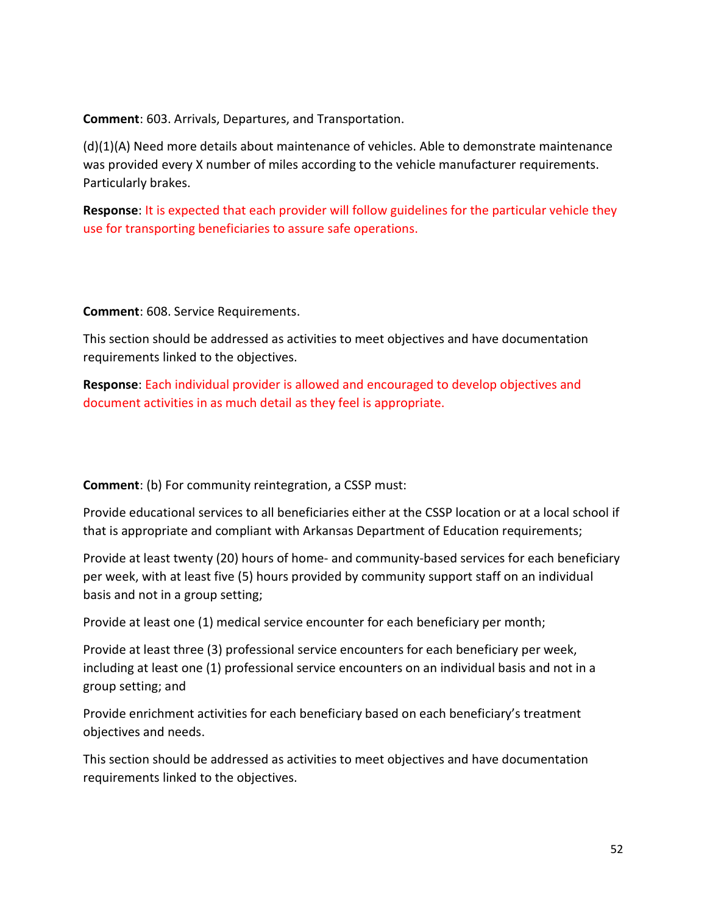**Comment**: 603. Arrivals, Departures, and Transportation.

(d)(1)(A) Need more details about maintenance of vehicles. Able to demonstrate maintenance was provided every X number of miles according to the vehicle manufacturer requirements. Particularly brakes.

**Response**: It is expected that each provider will follow guidelines for the particular vehicle they use for transporting beneficiaries to assure safe operations.

**Comment**: 608. Service Requirements.

This section should be addressed as activities to meet objectives and have documentation requirements linked to the objectives.

**Response**: Each individual provider is allowed and encouraged to develop objectives and document activities in as much detail as they feel is appropriate.

**Comment**: (b) For community reintegration, a CSSP must:

Provide educational services to all beneficiaries either at the CSSP location or at a local school if that is appropriate and compliant with Arkansas Department of Education requirements;

Provide at least twenty (20) hours of home- and community-based services for each beneficiary per week, with at least five (5) hours provided by community support staff on an individual basis and not in a group setting;

Provide at least one (1) medical service encounter for each beneficiary per month;

Provide at least three (3) professional service encounters for each beneficiary per week, including at least one (1) professional service encounters on an individual basis and not in a group setting; and

Provide enrichment activities for each beneficiary based on each beneficiary's treatment objectives and needs.

This section should be addressed as activities to meet objectives and have documentation requirements linked to the objectives.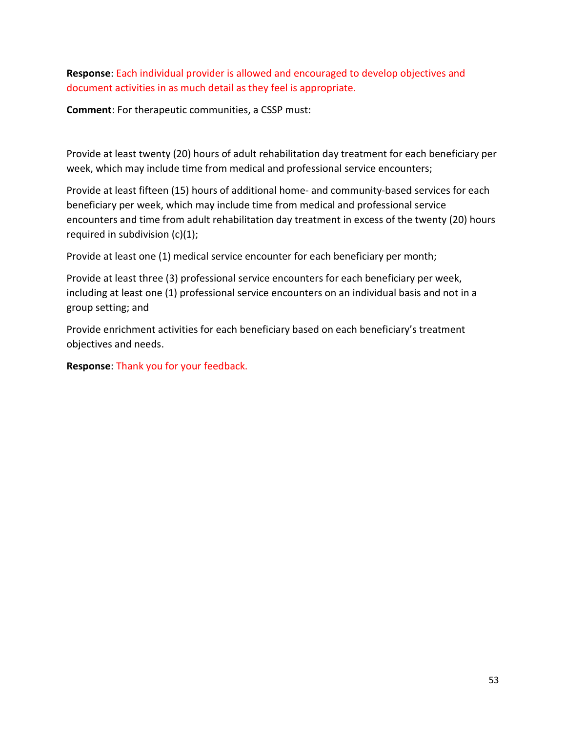**Response**: Each individual provider is allowed and encouraged to develop objectives and document activities in as much detail as they feel is appropriate.

**Comment**: For therapeutic communities, a CSSP must:

Provide at least twenty (20) hours of adult rehabilitation day treatment for each beneficiary per week, which may include time from medical and professional service encounters;

Provide at least fifteen (15) hours of additional home- and community-based services for each beneficiary per week, which may include time from medical and professional service encounters and time from adult rehabilitation day treatment in excess of the twenty (20) hours required in subdivision (c)(1);

Provide at least one (1) medical service encounter for each beneficiary per month;

Provide at least three (3) professional service encounters for each beneficiary per week, including at least one (1) professional service encounters on an individual basis and not in a group setting; and

Provide enrichment activities for each beneficiary based on each beneficiary's treatment objectives and needs.

**Response**: Thank you for your feedback.